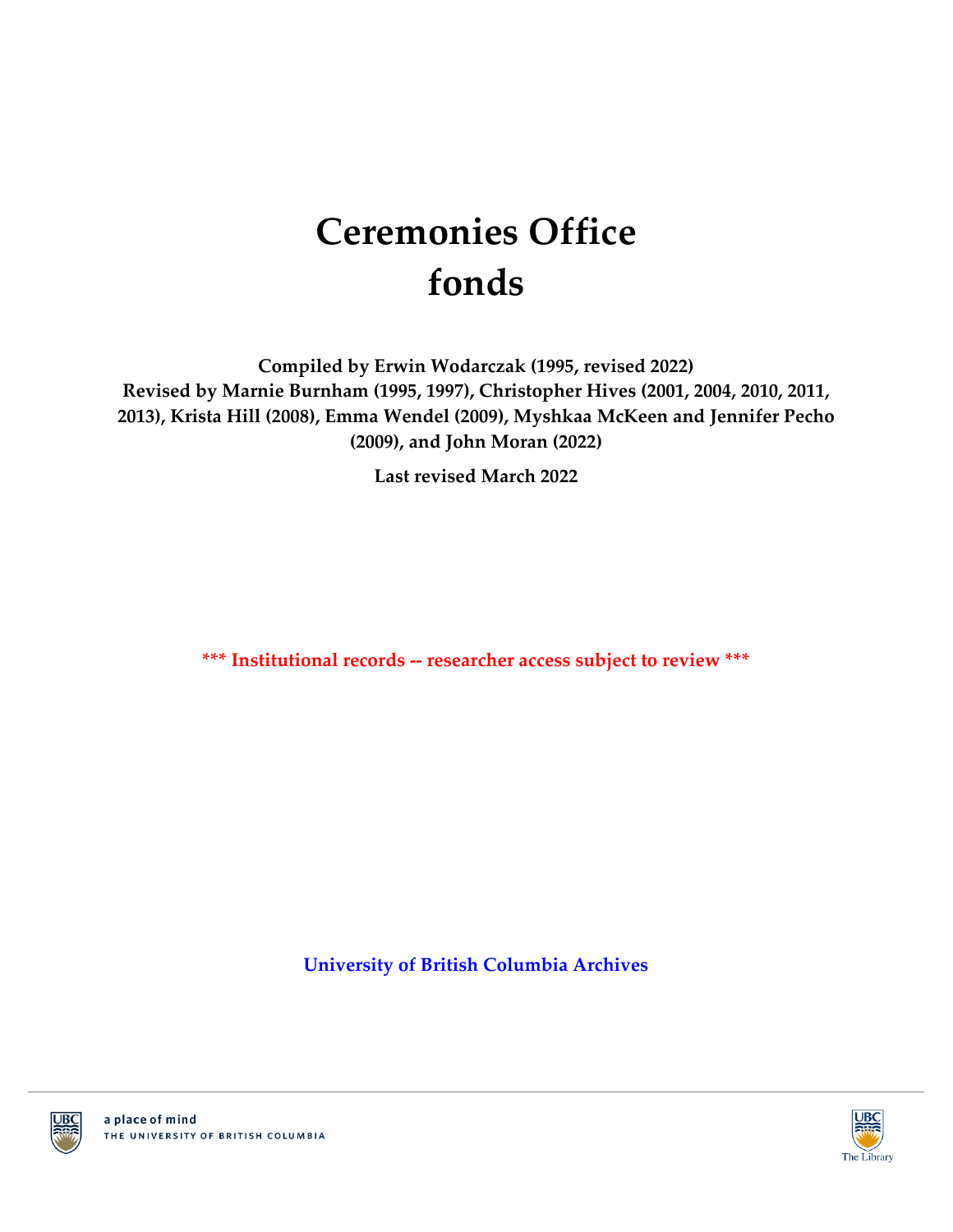# Ceremonies Office fonds

**Compiled by Erwin Wodarczak (1995, revised 2022)**
**Revised by Marnie Burnham (1995, 1997), Christopher Hives (2001, 2004, 2010, 2011, 2013), Krista Hill (2008), Emma Wendel (2009), Myshkaa McKeen and Jennifer Pecho (2009), and John Moran (2022)**

**Last revised March 2022**

**\*\*\* Institutional records -- researcher access subject to review \*\*\***

**University of British Columbia Archives**

a place of mind
THE UNIVERSITY OF BRITISH COLUMBIA

The Library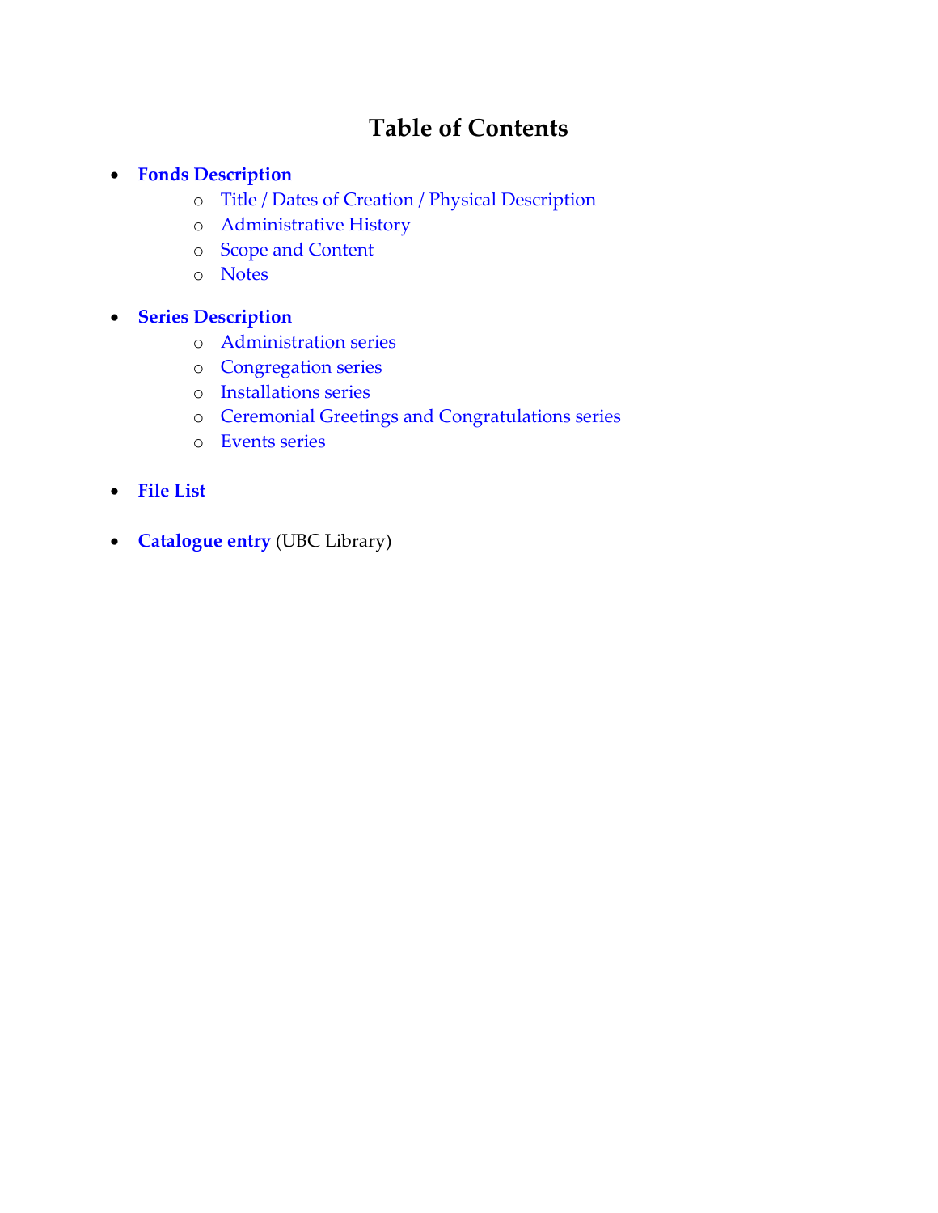# Table of Contents

- **Fonds Description**
  - Title / Dates of Creation / Physical Description
  - Administrative History
  - Scope and Content
  - Notes

- **Series Description**
  - Administration series
  - Congregation series
  - Installations series
  - Ceremonial Greetings and Congratulations series
  - Events series

- **File List**

- **Catalogue entry** (UBC Library)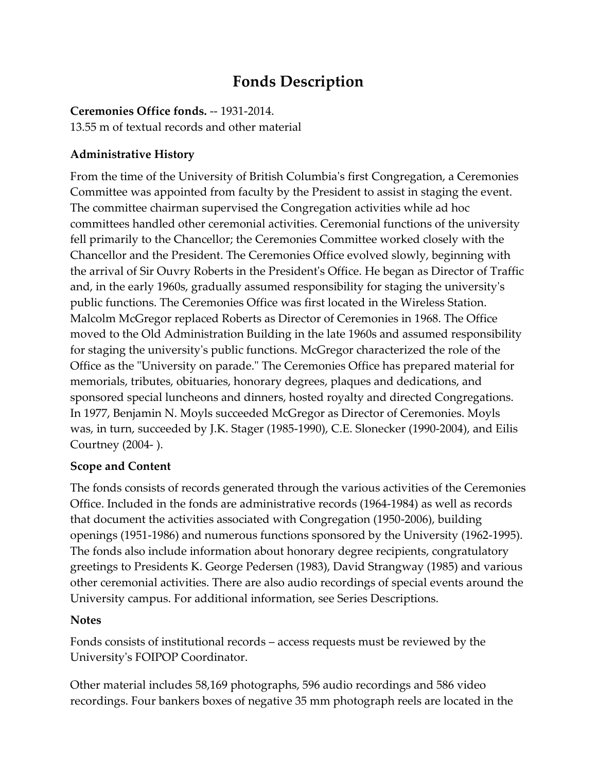# Fonds Description

**Ceremonies Office fonds.** -- 1931-2014.
13.55 m of textual records and other material

### Administrative History

From the time of the University of British Columbia's first Congregation, a Ceremonies Committee was appointed from faculty by the President to assist in staging the event. The committee chairman supervised the Congregation activities while ad hoc committees handled other ceremonial activities. Ceremonial functions of the university fell primarily to the Chancellor; the Ceremonies Committee worked closely with the Chancellor and the President. The Ceremonies Office evolved slowly, beginning with the arrival of Sir Ouvry Roberts in the President's Office. He began as Director of Traffic and, in the early 1960s, gradually assumed responsibility for staging the university's public functions. The Ceremonies Office was first located in the Wireless Station. Malcolm McGregor replaced Roberts as Director of Ceremonies in 1968. The Office moved to the Old Administration Building in the late 1960s and assumed responsibility for staging the university's public functions. McGregor characterized the role of the Office as the "University on parade." The Ceremonies Office has prepared material for memorials, tributes, obituaries, honorary degrees, plaques and dedications, and sponsored special luncheons and dinners, hosted royalty and directed Congregations. In 1977, Benjamin N. Moyls succeeded McGregor as Director of Ceremonies. Moyls was, in turn, succeeded by J.K. Stager (1985-1990), C.E. Slonecker (1990-2004), and Eilis Courtney (2004- ).

### Scope and Content

The fonds consists of records generated through the various activities of the Ceremonies Office. Included in the fonds are administrative records (1964-1984) as well as records that document the activities associated with Congregation (1950-2006), building openings (1951-1986) and numerous functions sponsored by the University (1962-1995). The fonds also include information about honorary degree recipients, congratulatory greetings to Presidents K. George Pedersen (1983), David Strangway (1985) and various other ceremonial activities. There are also audio recordings of special events around the University campus. For additional information, see Series Descriptions.

### Notes

Fonds consists of institutional records – access requests must be reviewed by the University's FOIPOP Coordinator.

Other material includes 58,169 photographs, 596 audio recordings and 586 video recordings. Four bankers boxes of negative 35 mm photograph reels are located in the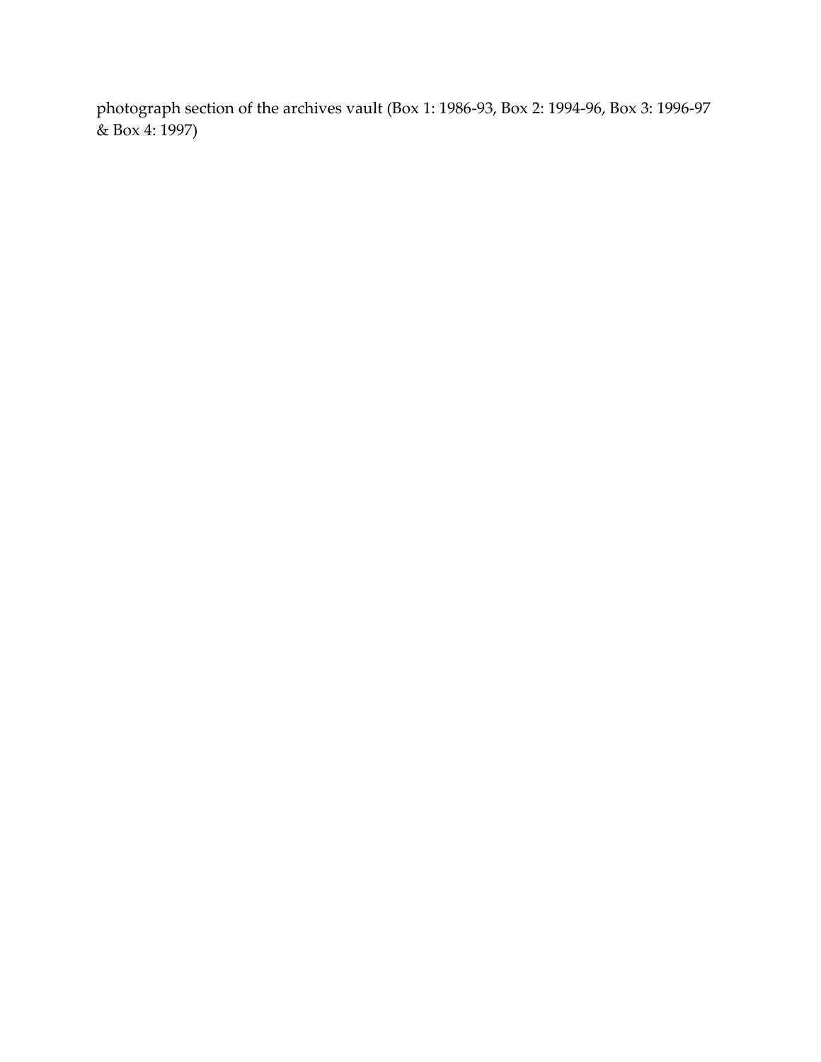photograph section of the archives vault (Box 1: 1986-93, Box 2: 1994-96, Box 3: 1996-97 & Box 4: 1997)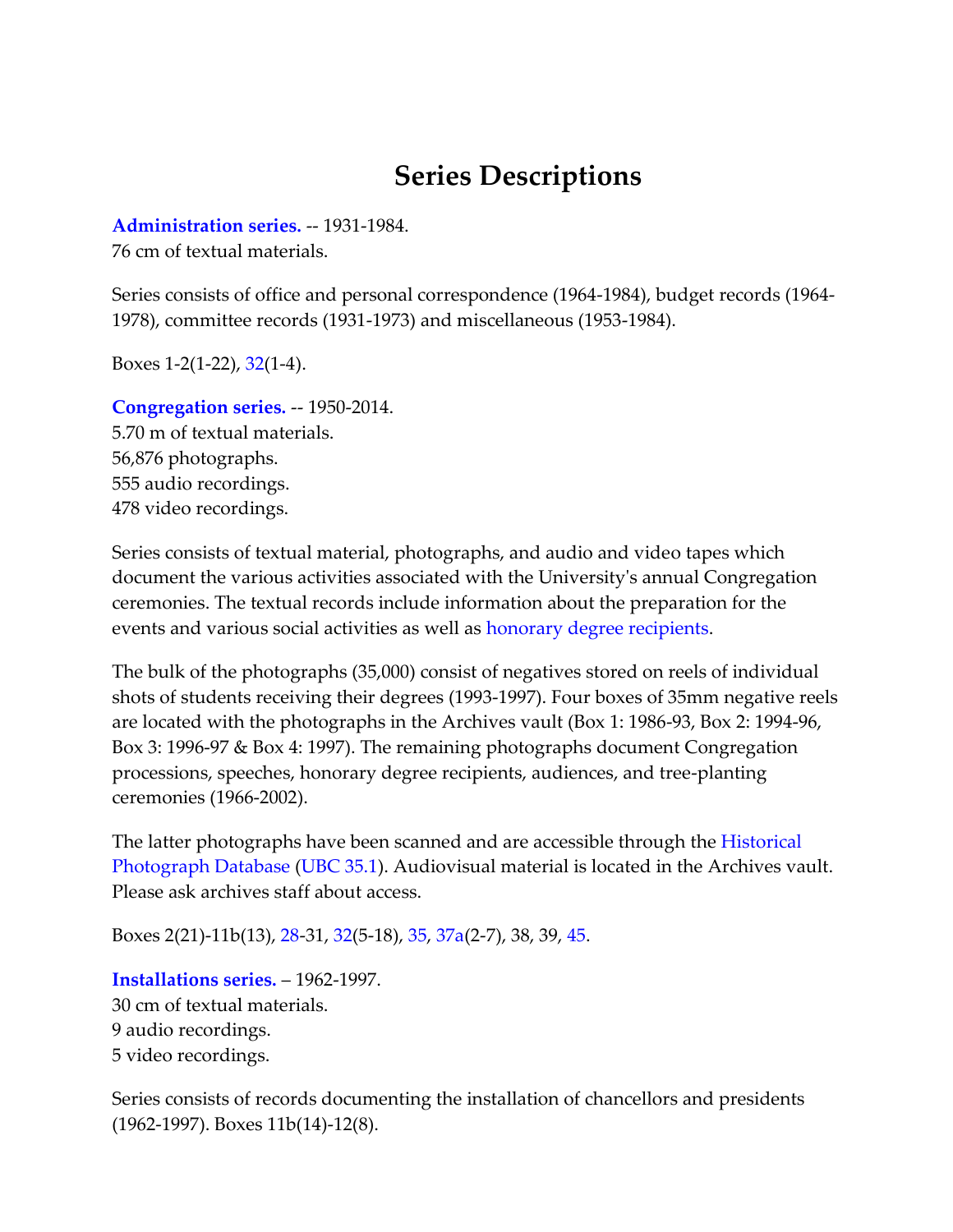# Series Descriptions

**Administration series.** -- 1931-1984.
76 cm of textual materials.

Series consists of office and personal correspondence (1964-1984), budget records (1964-1978), committee records (1931-1973) and miscellaneous (1953-1984).

Boxes 1-2(1-22), 32(1-4).

**Congregation series.** -- 1950-2014.
5.70 m of textual materials.
56,876 photographs.
555 audio recordings.
478 video recordings.

Series consists of textual material, photographs, and audio and video tapes which document the various activities associated with the University's annual Congregation ceremonies. The textual records include information about the preparation for the events and various social activities as well as honorary degree recipients.

The bulk of the photographs (35,000) consist of negatives stored on reels of individual shots of students receiving their degrees (1993-1997). Four boxes of 35mm negative reels are located with the photographs in the Archives vault (Box 1: 1986-93, Box 2: 1994-96, Box 3: 1996-97 & Box 4: 1997). The remaining photographs document Congregation processions, speeches, honorary degree recipients, audiences, and tree-planting ceremonies (1966-2002).

The latter photographs have been scanned and are accessible through the Historical Photograph Database (UBC 35.1). Audiovisual material is located in the Archives vault. Please ask archives staff about access.

Boxes 2(21)-11b(13), 28-31, 32(5-18), 35, 37a(2-7), 38, 39, 45.

**Installations series.** – 1962-1997.
30 cm of textual materials.
9 audio recordings.
5 video recordings.

Series consists of records documenting the installation of chancellors and presidents (1962-1997). Boxes 11b(14)-12(8).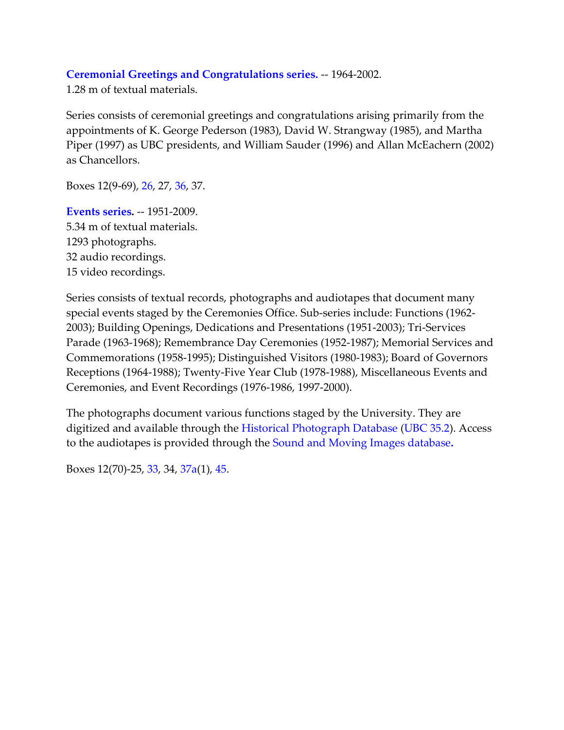**Ceremonial Greetings and Congratulations series.** -- 1964-2002.
1.28 m of textual materials.

Series consists of ceremonial greetings and congratulations arising primarily from the appointments of K. George Pederson (1983), David W. Strangway (1985), and Martha Piper (1997) as UBC presidents, and William Sauder (1996) and Allan McEachern (2002) as Chancellors.

Boxes 12(9-69), 26, 27, 36, 37.

**Events series.** -- 1951-2009.
5.34 m of textual materials.
1293 photographs.
32 audio recordings.
15 video recordings.

Series consists of textual records, photographs and audiotapes that document many special events staged by the Ceremonies Office. Sub-series include: Functions (1962-2003); Building Openings, Dedications and Presentations (1951-2003); Tri-Services Parade (1963-1968); Remembrance Day Ceremonies (1952-1987); Memorial Services and Commemorations (1958-1995); Distinguished Visitors (1980-1983); Board of Governors Receptions (1964-1988); Twenty-Five Year Club (1978-1988), Miscellaneous Events and Ceremonies, and Event Recordings (1976-1986, 1997-2000).

The photographs document various functions staged by the University. They are digitized and available through the Historical Photograph Database (UBC 35.2). Access to the audiotapes is provided through the Sound and Moving Images database**.**

Boxes 12(70)-25, 33, 34, 37a(1), 45.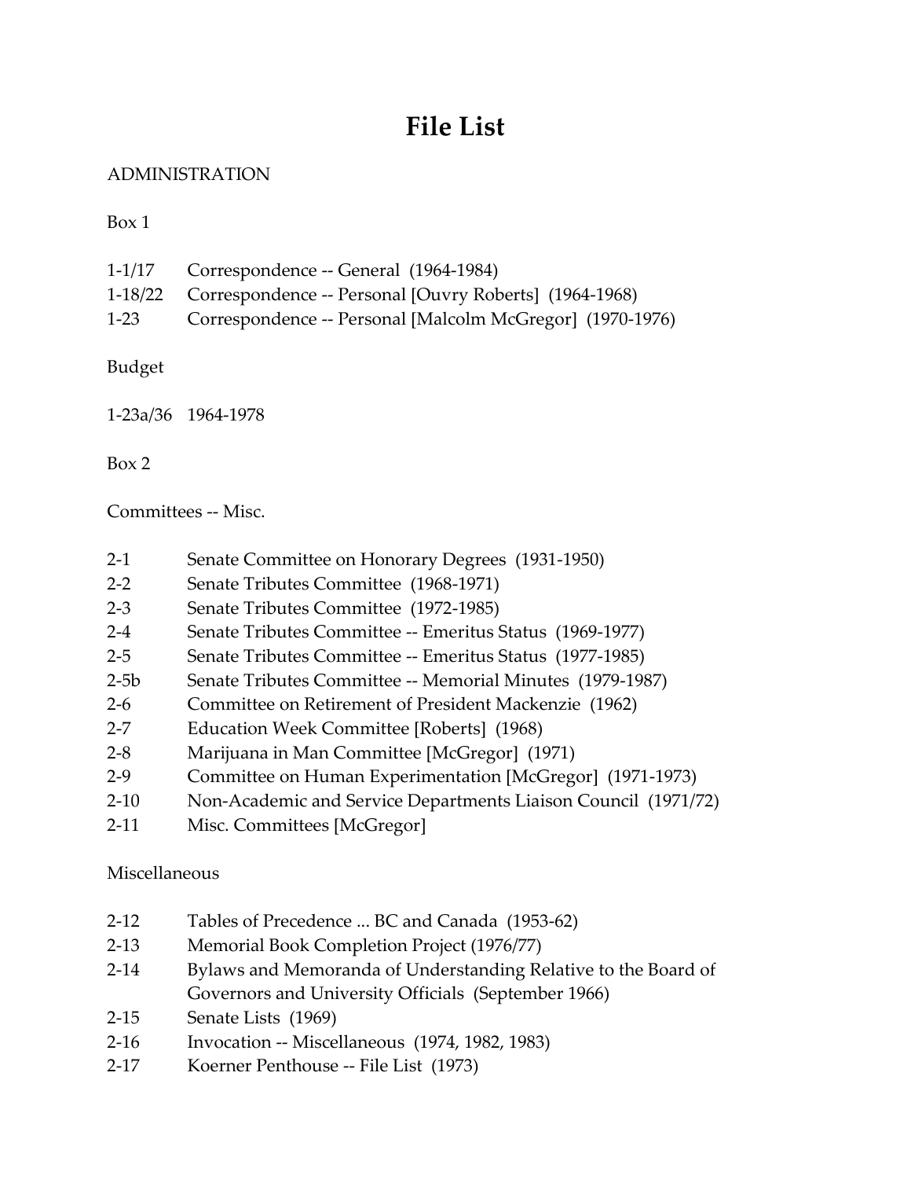# File List

ADMINISTRATION

Box 1

| | |
|---|---|
| 1-1/17 | Correspondence -- General (1964-1984) |
| 1-18/22 | Correspondence -- Personal [Ouvry Roberts] (1964-1968) |
| 1-23 | Correspondence -- Personal [Malcolm McGregor] (1970-1976) |

Budget

| | |
|---|---|
| 1-23a/36 | 1964-1978 |

Box 2

Committees -- Misc.

| | |
|---|---|
| 2-1 | Senate Committee on Honorary Degrees (1931-1950) |
| 2-2 | Senate Tributes Committee (1968-1971) |
| 2-3 | Senate Tributes Committee (1972-1985) |
| 2-4 | Senate Tributes Committee -- Emeritus Status (1969-1977) |
| 2-5 | Senate Tributes Committee -- Emeritus Status (1977-1985) |
| 2-5b | Senate Tributes Committee -- Memorial Minutes (1979-1987) |
| 2-6 | Committee on Retirement of President Mackenzie (1962) |
| 2-7 | Education Week Committee [Roberts] (1968) |
| 2-8 | Marijuana in Man Committee [McGregor] (1971) |
| 2-9 | Committee on Human Experimentation [McGregor] (1971-1973) |
| 2-10 | Non-Academic and Service Departments Liaison Council (1971/72) |
| 2-11 | Misc. Committees [McGregor] |

Miscellaneous

| | |
|---|---|
| 2-12 | Tables of Precedence ... BC and Canada (1953-62) |
| 2-13 | Memorial Book Completion Project (1976/77) |
| 2-14 | Bylaws and Memoranda of Understanding Relative to the Board of Governors and University Officials (September 1966) |
| 2-15 | Senate Lists (1969) |
| 2-16 | Invocation -- Miscellaneous (1974, 1982, 1983) |
| 2-17 | Koerner Penthouse -- File List (1973) |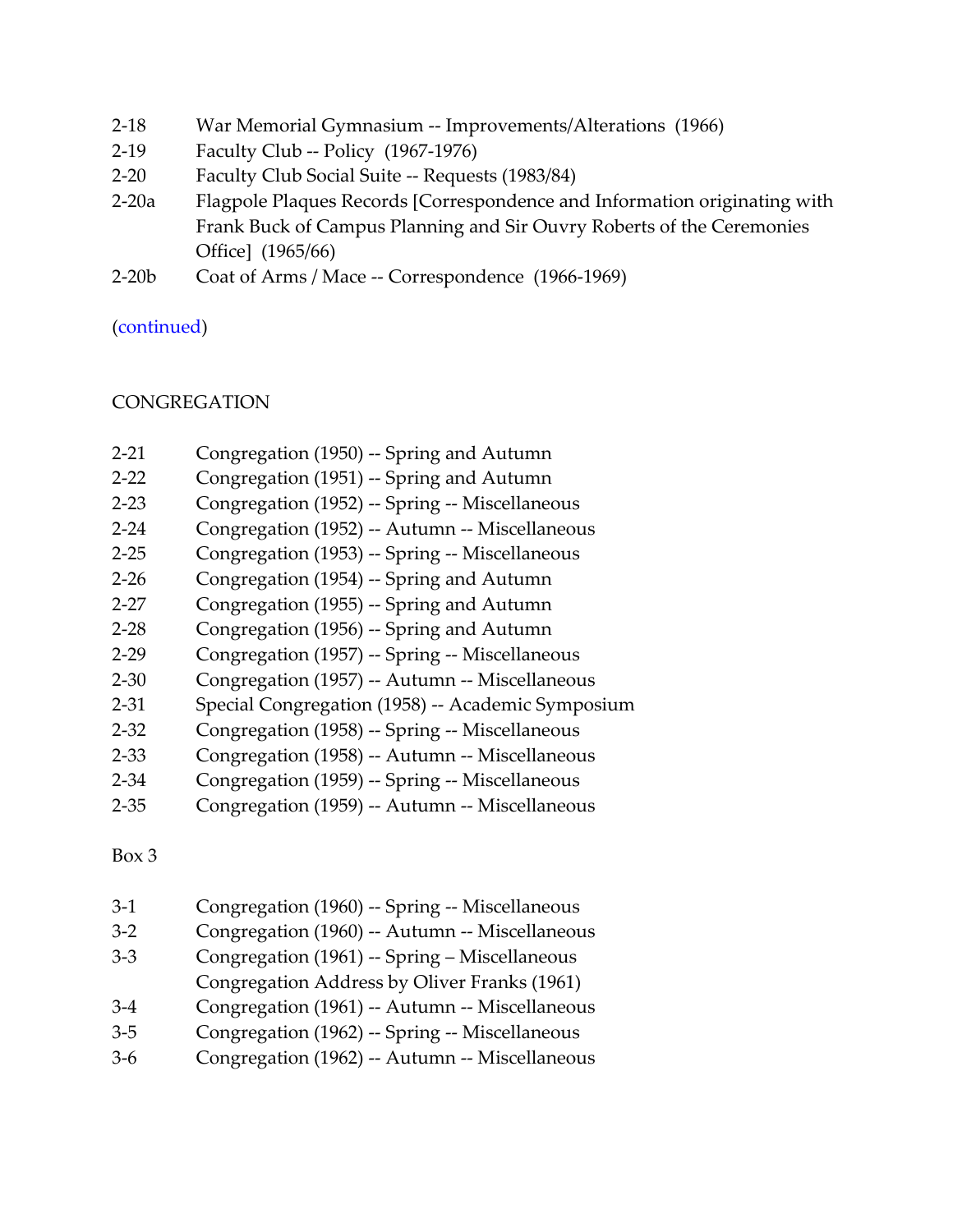2-18 War Memorial Gymnasium -- Improvements/Alterations (1966)
2-19 Faculty Club -- Policy (1967-1976)
2-20 Faculty Club Social Suite -- Requests (1983/84)
2-20a Flagpole Plaques Records [Correspondence and Information originating with Frank Buck of Campus Planning and Sir Ouvry Roberts of the Ceremonies Office] (1965/66)
2-20b Coat of Arms / Mace -- Correspondence (1966-1969)

(continued)

CONGREGATION

2-21 Congregation (1950) -- Spring and Autumn
2-22 Congregation (1951) -- Spring and Autumn
2-23 Congregation (1952) -- Spring -- Miscellaneous
2-24 Congregation (1952) -- Autumn -- Miscellaneous
2-25 Congregation (1953) -- Spring -- Miscellaneous
2-26 Congregation (1954) -- Spring and Autumn
2-27 Congregation (1955) -- Spring and Autumn
2-28 Congregation (1956) -- Spring and Autumn
2-29 Congregation (1957) -- Spring -- Miscellaneous
2-30 Congregation (1957) -- Autumn -- Miscellaneous
2-31 Special Congregation (1958) -- Academic Symposium
2-32 Congregation (1958) -- Spring -- Miscellaneous
2-33 Congregation (1958) -- Autumn -- Miscellaneous
2-34 Congregation (1959) -- Spring -- Miscellaneous
2-35 Congregation (1959) -- Autumn -- Miscellaneous

Box 3

3-1 Congregation (1960) -- Spring -- Miscellaneous
3-2 Congregation (1960) -- Autumn -- Miscellaneous
3-3 Congregation (1961) -- Spring – Miscellaneous
Congregation Address by Oliver Franks (1961)
3-4 Congregation (1961) -- Autumn -- Miscellaneous
3-5 Congregation (1962) -- Spring -- Miscellaneous
3-6 Congregation (1962) -- Autumn -- Miscellaneous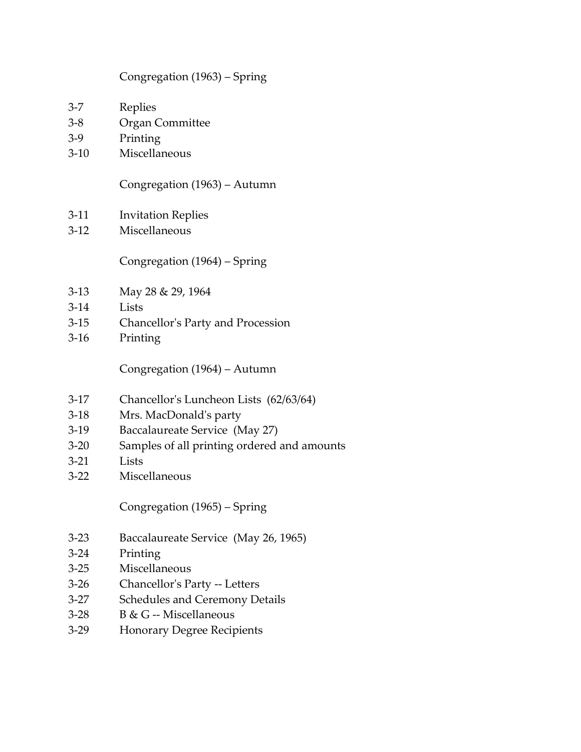Congregation (1963) – Spring

3-7 Replies
3-8 Organ Committee
3-9 Printing
3-10 Miscellaneous

Congregation (1963) – Autumn

3-11 Invitation Replies
3-12 Miscellaneous

Congregation (1964) – Spring

3-13 May 28 & 29, 1964
3-14 Lists
3-15 Chancellor's Party and Procession
3-16 Printing

Congregation (1964) – Autumn

3-17 Chancellor's Luncheon Lists (62/63/64)
3-18 Mrs. MacDonald's party
3-19 Baccalaureate Service (May 27)
3-20 Samples of all printing ordered and amounts
3-21 Lists
3-22 Miscellaneous

Congregation (1965) – Spring

3-23 Baccalaureate Service (May 26, 1965)
3-24 Printing
3-25 Miscellaneous
3-26 Chancellor's Party -- Letters
3-27 Schedules and Ceremony Details
3-28 B & G -- Miscellaneous
3-29 Honorary Degree Recipients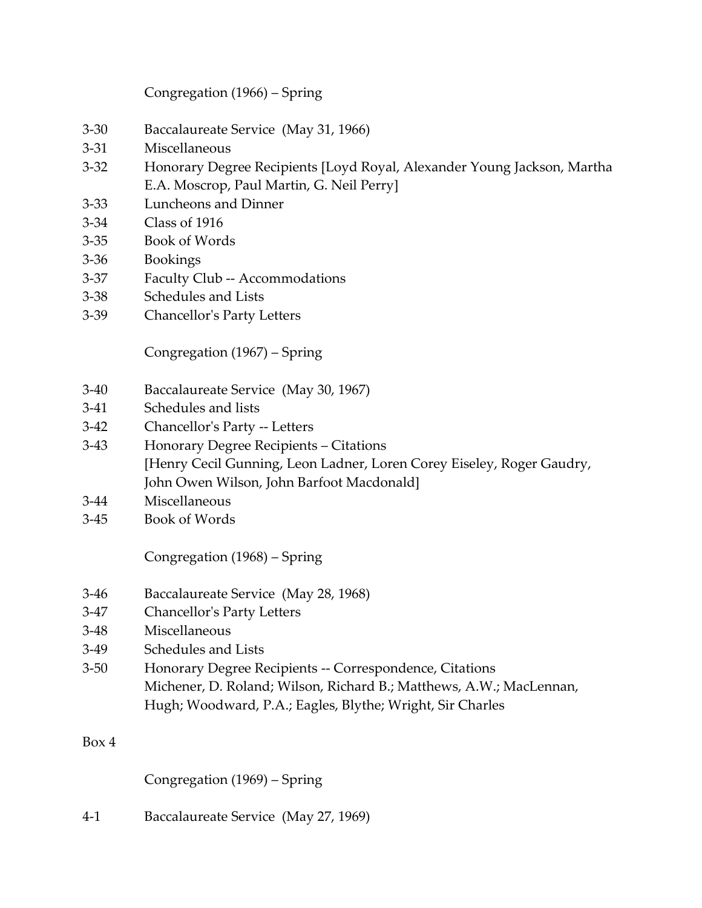Congregation (1966) – Spring

3-30 Baccalaureate Service (May 31, 1966)
3-31 Miscellaneous
3-32 Honorary Degree Recipients [Loyd Royal, Alexander Young Jackson, Martha E.A. Moscrop, Paul Martin, G. Neil Perry]
3-33 Luncheons and Dinner
3-34 Class of 1916
3-35 Book of Words
3-36 Bookings
3-37 Faculty Club -- Accommodations
3-38 Schedules and Lists
3-39 Chancellor's Party Letters

Congregation (1967) – Spring

3-40 Baccalaureate Service (May 30, 1967)
3-41 Schedules and lists
3-42 Chancellor's Party -- Letters
3-43 Honorary Degree Recipients – Citations [Henry Cecil Gunning, Leon Ladner, Loren Corey Eiseley, Roger Gaudry, John Owen Wilson, John Barfoot Macdonald]
3-44 Miscellaneous
3-45 Book of Words

Congregation (1968) – Spring

3-46 Baccalaureate Service (May 28, 1968)
3-47 Chancellor's Party Letters
3-48 Miscellaneous
3-49 Schedules and Lists
3-50 Honorary Degree Recipients -- Correspondence, Citations Michener, D. Roland; Wilson, Richard B.; Matthews, A.W.; MacLennan, Hugh; Woodward, P.A.; Eagles, Blythe; Wright, Sir Charles

Box 4

Congregation (1969) – Spring

4-1 Baccalaureate Service (May 27, 1969)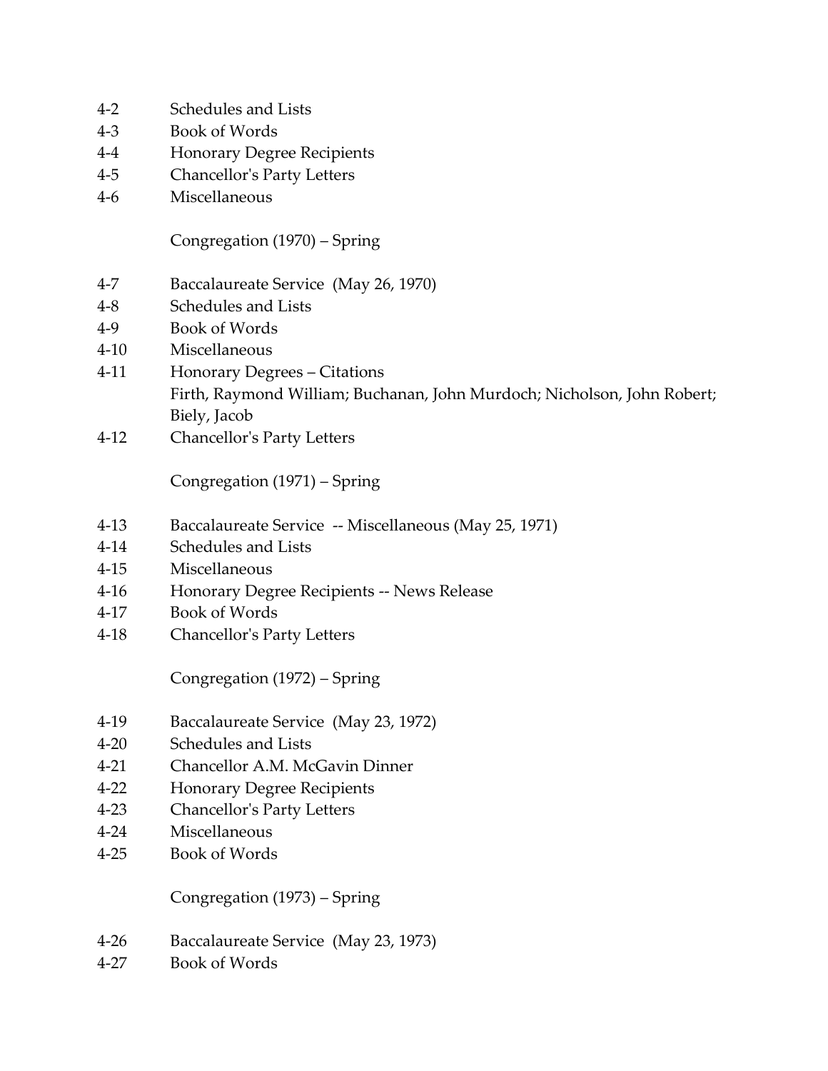4-2 Schedules and Lists
4-3 Book of Words
4-4 Honorary Degree Recipients
4-5 Chancellor's Party Letters
4-6 Miscellaneous

Congregation (1970) – Spring

4-7 Baccalaureate Service (May 26, 1970)
4-8 Schedules and Lists
4-9 Book of Words
4-10 Miscellaneous
4-11 Honorary Degrees – Citations
Firth, Raymond William; Buchanan, John Murdoch; Nicholson, John Robert; Biely, Jacob
4-12 Chancellor's Party Letters

Congregation (1971) – Spring

4-13 Baccalaureate Service -- Miscellaneous (May 25, 1971)
4-14 Schedules and Lists
4-15 Miscellaneous
4-16 Honorary Degree Recipients -- News Release
4-17 Book of Words
4-18 Chancellor's Party Letters

Congregation (1972) – Spring

4-19 Baccalaureate Service (May 23, 1972)
4-20 Schedules and Lists
4-21 Chancellor A.M. McGavin Dinner
4-22 Honorary Degree Recipients
4-23 Chancellor's Party Letters
4-24 Miscellaneous
4-25 Book of Words

Congregation (1973) – Spring

4-26 Baccalaureate Service (May 23, 1973)
4-27 Book of Words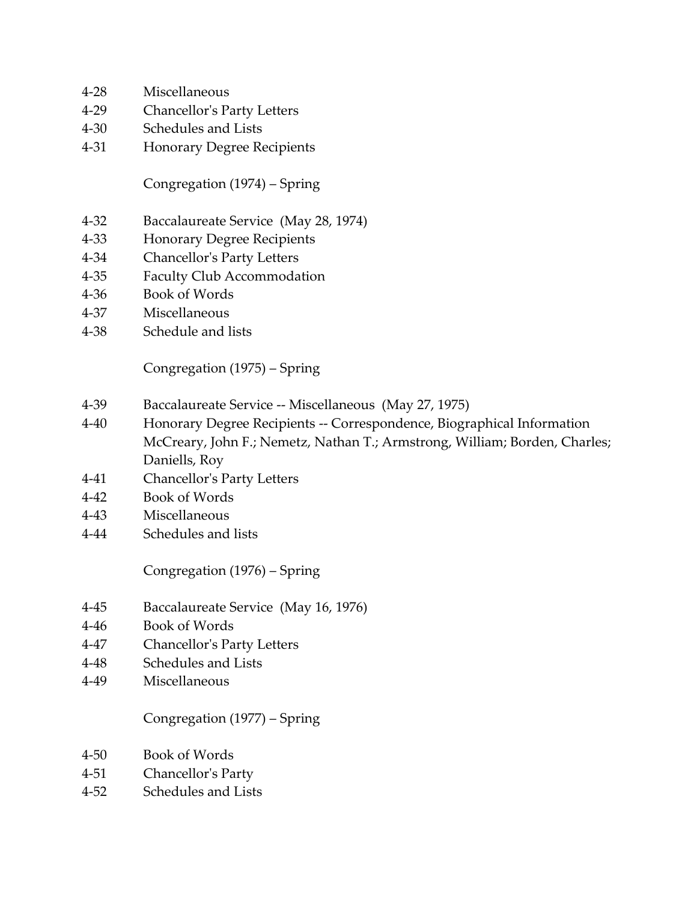4-28 Miscellaneous
4-29 Chancellor's Party Letters
4-30 Schedules and Lists
4-31 Honorary Degree Recipients

Congregation (1974) – Spring

4-32 Baccalaureate Service (May 28, 1974)
4-33 Honorary Degree Recipients
4-34 Chancellor's Party Letters
4-35 Faculty Club Accommodation
4-36 Book of Words
4-37 Miscellaneous
4-38 Schedule and lists

Congregation (1975) – Spring

4-39 Baccalaureate Service -- Miscellaneous (May 27, 1975)
4-40 Honorary Degree Recipients -- Correspondence, Biographical Information McCreary, John F.; Nemetz, Nathan T.; Armstrong, William; Borden, Charles; Daniells, Roy
4-41 Chancellor's Party Letters
4-42 Book of Words
4-43 Miscellaneous
4-44 Schedules and lists

Congregation (1976) – Spring

4-45 Baccalaureate Service (May 16, 1976)
4-46 Book of Words
4-47 Chancellor's Party Letters
4-48 Schedules and Lists
4-49 Miscellaneous

Congregation (1977) – Spring

4-50 Book of Words
4-51 Chancellor's Party
4-52 Schedules and Lists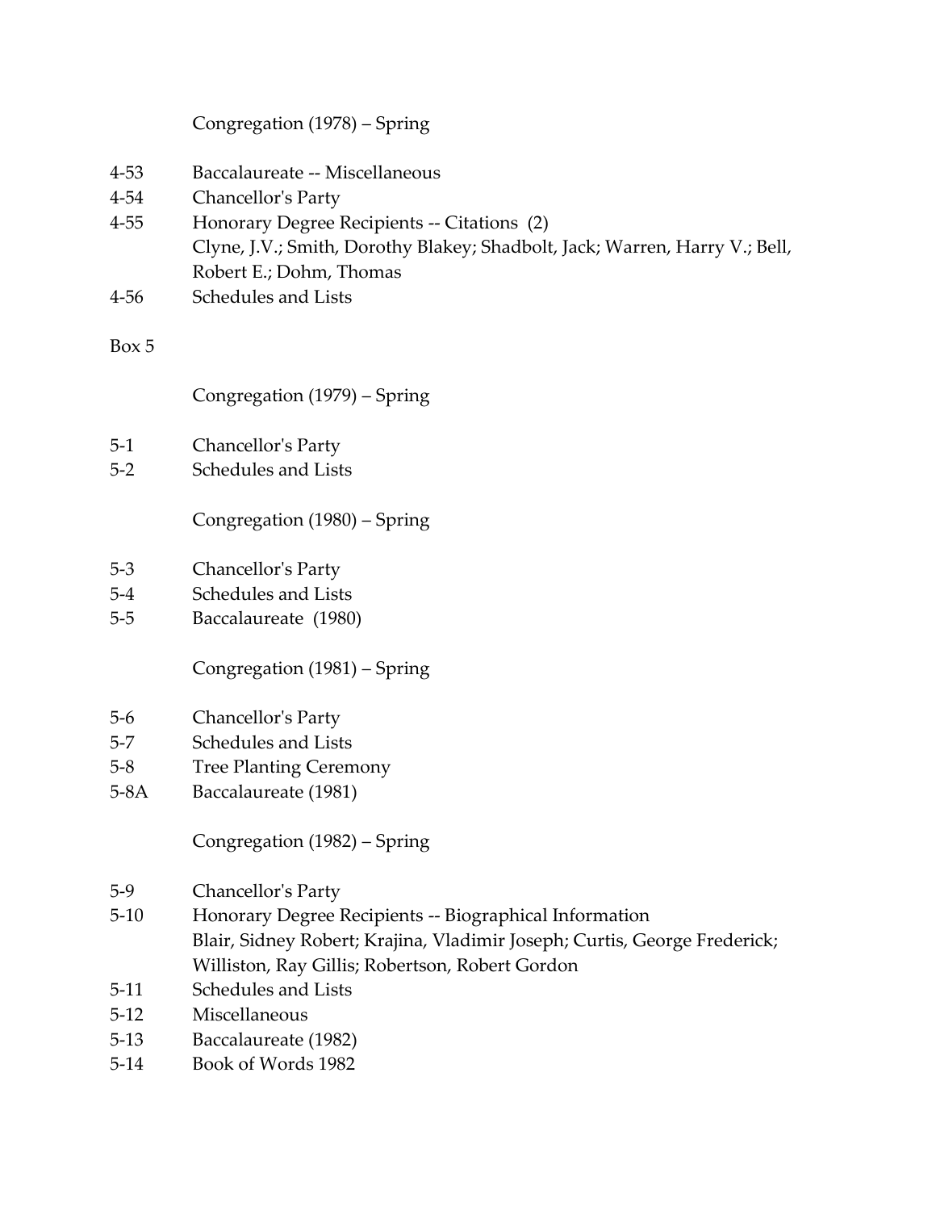Congregation (1978) – Spring

4-53 Baccalaureate -- Miscellaneous
4-54 Chancellor's Party
4-55 Honorary Degree Recipients -- Citations (2)
Clyne, J.V.; Smith, Dorothy Blakey; Shadbolt, Jack; Warren, Harry V.; Bell, Robert E.; Dohm, Thomas
4-56 Schedules and Lists

Box 5

Congregation (1979) – Spring

5-1 Chancellor's Party
5-2 Schedules and Lists

Congregation (1980) – Spring

5-3 Chancellor's Party
5-4 Schedules and Lists
5-5 Baccalaureate (1980)

Congregation (1981) – Spring

5-6 Chancellor's Party
5-7 Schedules and Lists
5-8 Tree Planting Ceremony
5-8A Baccalaureate (1981)

Congregation (1982) – Spring

5-9 Chancellor's Party
5-10 Honorary Degree Recipients -- Biographical Information
Blair, Sidney Robert; Krajina, Vladimir Joseph; Curtis, George Frederick; Williston, Ray Gillis; Robertson, Robert Gordon
5-11 Schedules and Lists
5-12 Miscellaneous
5-13 Baccalaureate (1982)
5-14 Book of Words 1982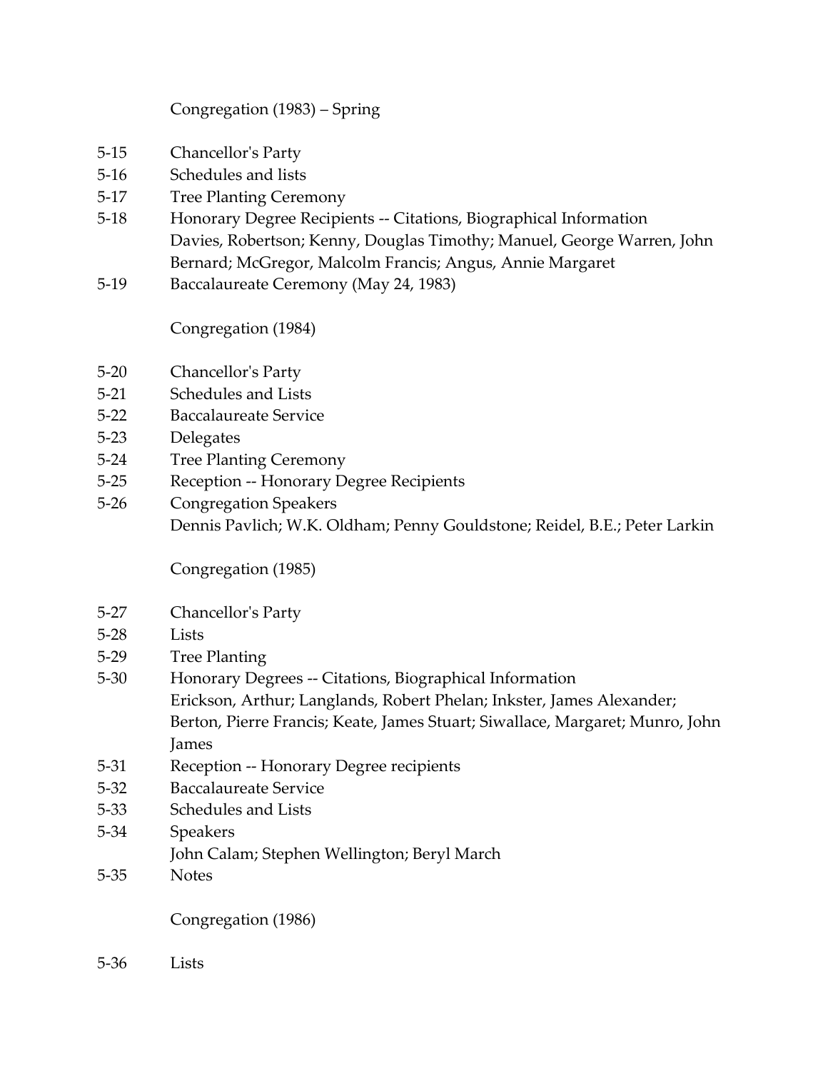Congregation (1983) – Spring

5-15 Chancellor's Party
5-16 Schedules and lists
5-17 Tree Planting Ceremony
5-18 Honorary Degree Recipients -- Citations, Biographical Information
Davies, Robertson; Kenny, Douglas Timothy; Manuel, George Warren, John Bernard; McGregor, Malcolm Francis; Angus, Annie Margaret
5-19 Baccalaureate Ceremony (May 24, 1983)

Congregation (1984)

5-20 Chancellor's Party
5-21 Schedules and Lists
5-22 Baccalaureate Service
5-23 Delegates
5-24 Tree Planting Ceremony
5-25 Reception -- Honorary Degree Recipients
5-26 Congregation Speakers
Dennis Pavlich; W.K. Oldham; Penny Gouldstone; Reidel, B.E.; Peter Larkin

Congregation (1985)

5-27 Chancellor's Party
5-28 Lists
5-29 Tree Planting
5-30 Honorary Degrees -- Citations, Biographical Information
Erickson, Arthur; Langlands, Robert Phelan; Inkster, James Alexander; Berton, Pierre Francis; Keate, James Stuart; Siwallace, Margaret; Munro, John James
5-31 Reception -- Honorary Degree recipients
5-32 Baccalaureate Service
5-33 Schedules and Lists
5-34 Speakers
John Calam; Stephen Wellington; Beryl March
5-35 Notes

Congregation (1986)

5-36 Lists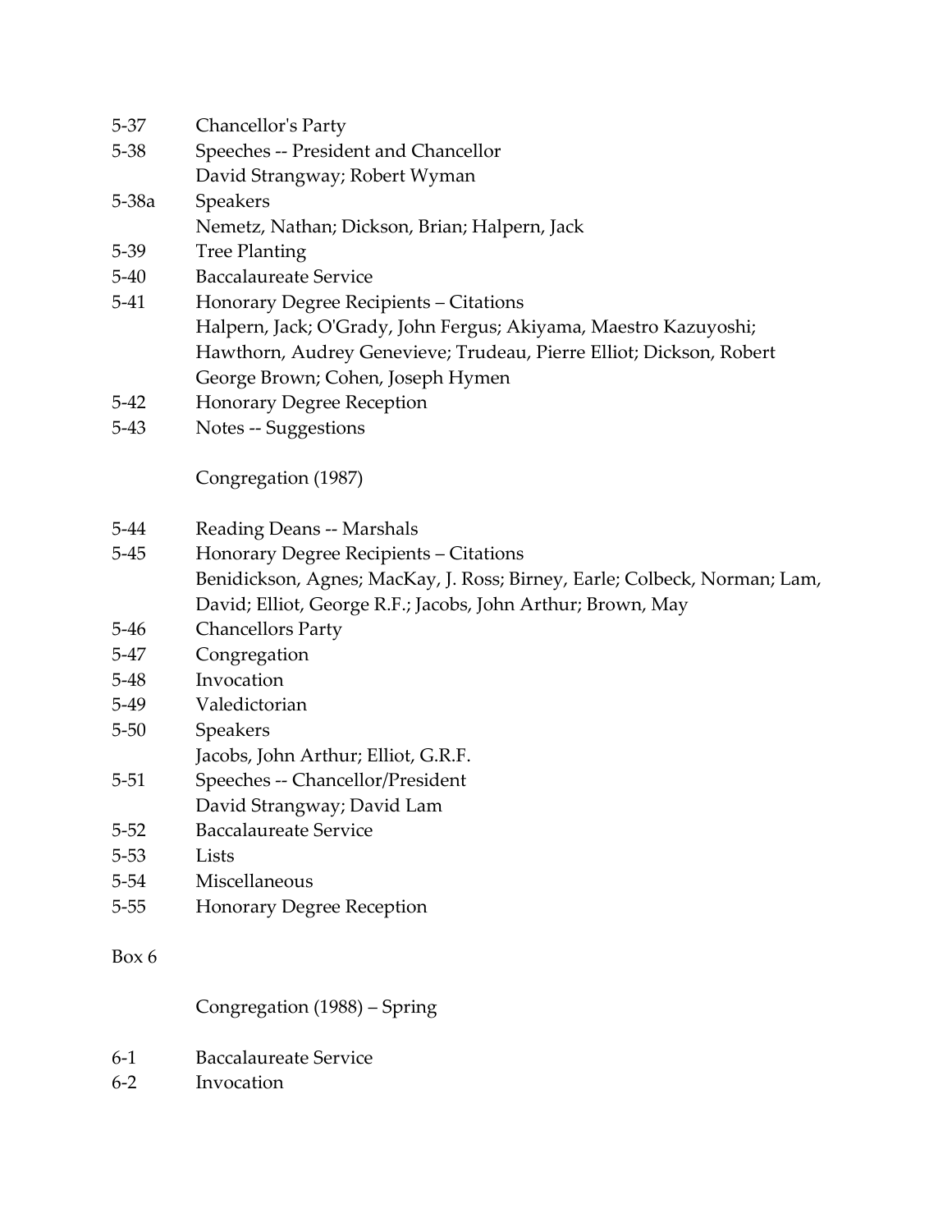5-37 Chancellor's Party

5-38 Speeches -- President and Chancellor
David Strangway; Robert Wyman

5-38a Speakers
Nemetz, Nathan; Dickson, Brian; Halpern, Jack

5-39 Tree Planting

5-40 Baccalaureate Service

5-41 Honorary Degree Recipients – Citations
Halpern, Jack; O'Grady, John Fergus; Akiyama, Maestro Kazuyoshi; Hawthorn, Audrey Genevieve; Trudeau, Pierre Elliot; Dickson, Robert George Brown; Cohen, Joseph Hymen

5-42 Honorary Degree Reception

5-43 Notes -- Suggestions

Congregation (1987)

5-44 Reading Deans -- Marshals

5-45 Honorary Degree Recipients – Citations
Benidickson, Agnes; MacKay, J. Ross; Birney, Earle; Colbeck, Norman; Lam, David; Elliot, George R.F.; Jacobs, John Arthur; Brown, May

5-46 Chancellors Party

5-47 Congregation

5-48 Invocation

5-49 Valedictorian

5-50 Speakers
Jacobs, John Arthur; Elliot, G.R.F.

5-51 Speeches -- Chancellor/President
David Strangway; David Lam

5-52 Baccalaureate Service

5-53 Lists

5-54 Miscellaneous

5-55 Honorary Degree Reception

Box 6

Congregation (1988) – Spring

6-1 Baccalaureate Service

6-2 Invocation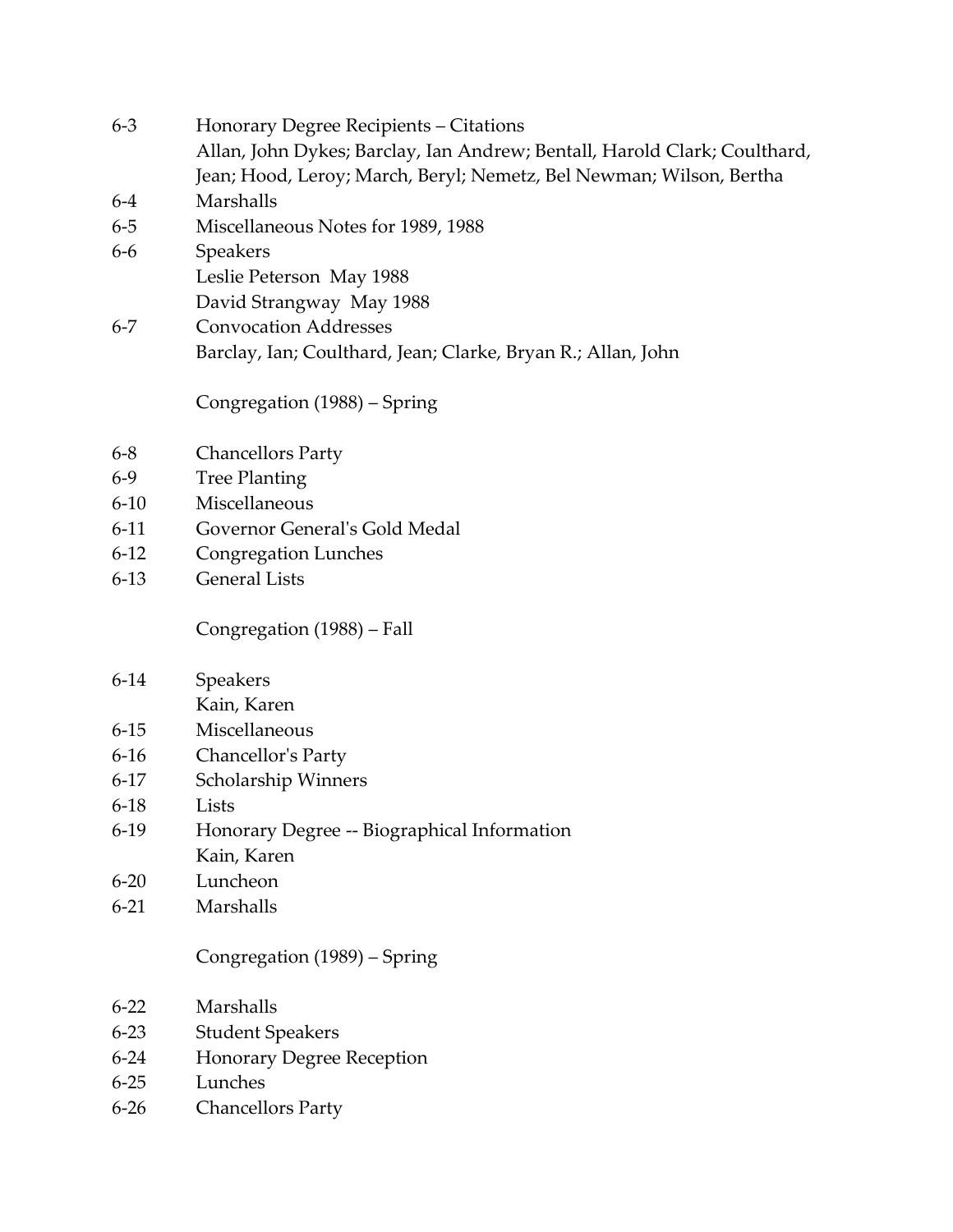6-3 Honorary Degree Recipients – Citations
Allan, John Dykes; Barclay, Ian Andrew; Bentall, Harold Clark; Coulthard, Jean; Hood, Leroy; March, Beryl; Nemetz, Bel Newman; Wilson, Bertha

6-4 Marshalls

6-5 Miscellaneous Notes for 1989, 1988

6-6 Speakers
Leslie Peterson May 1988
David Strangway May 1988

6-7 Convocation Addresses
Barclay, Ian; Coulthard, Jean; Clarke, Bryan R.; Allan, John

Congregation (1988) – Spring

6-8 Chancellors Party

6-9 Tree Planting

6-10 Miscellaneous

6-11 Governor General's Gold Medal

6-12 Congregation Lunches

6-13 General Lists

Congregation (1988) – Fall

6-14 Speakers
Kain, Karen

6-15 Miscellaneous

6-16 Chancellor's Party

6-17 Scholarship Winners

6-18 Lists

6-19 Honorary Degree -- Biographical Information
Kain, Karen

6-20 Luncheon

6-21 Marshalls

Congregation (1989) – Spring

6-22 Marshalls

6-23 Student Speakers

6-24 Honorary Degree Reception

6-25 Lunches

6-26 Chancellors Party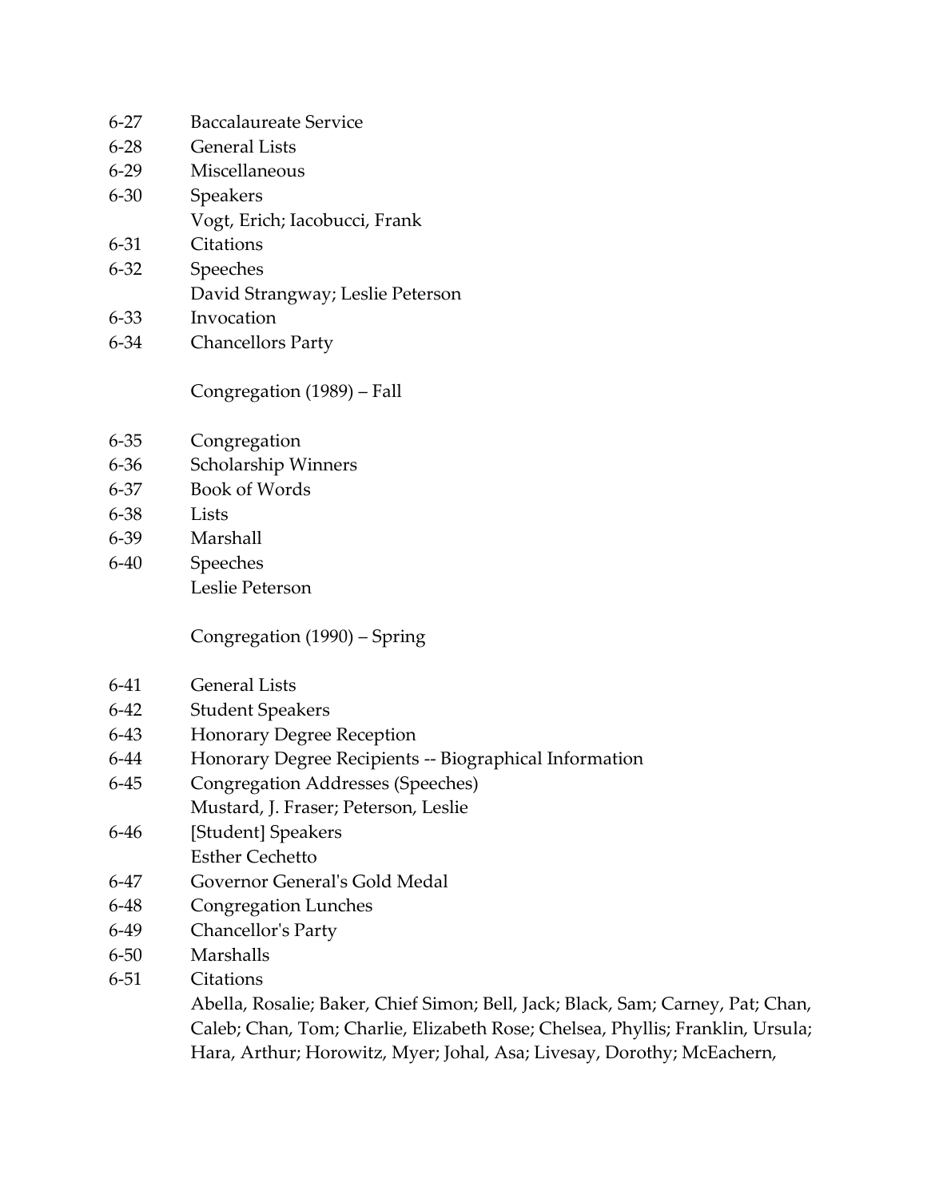6-27 Baccalaureate Service
6-28 General Lists
6-29 Miscellaneous
6-30 Speakers
Vogt, Erich; Iacobucci, Frank
6-31 Citations
6-32 Speeches
David Strangway; Leslie Peterson
6-33 Invocation
6-34 Chancellors Party

Congregation (1989) – Fall

6-35 Congregation
6-36 Scholarship Winners
6-37 Book of Words
6-38 Lists
6-39 Marshall
6-40 Speeches
Leslie Peterson

Congregation (1990) – Spring

6-41 General Lists
6-42 Student Speakers
6-43 Honorary Degree Reception
6-44 Honorary Degree Recipients -- Biographical Information
6-45 Congregation Addresses (Speeches)
Mustard, J. Fraser; Peterson, Leslie
6-46 [Student] Speakers
Esther Cechetto
6-47 Governor General's Gold Medal
6-48 Congregation Lunches
6-49 Chancellor's Party
6-50 Marshalls
6-51 Citations
Abella, Rosalie; Baker, Chief Simon; Bell, Jack; Black, Sam; Carney, Pat; Chan, Caleb; Chan, Tom; Charlie, Elizabeth Rose; Chelsea, Phyllis; Franklin, Ursula; Hara, Arthur; Horowitz, Myer; Johal, Asa; Livesay, Dorothy; McEachern,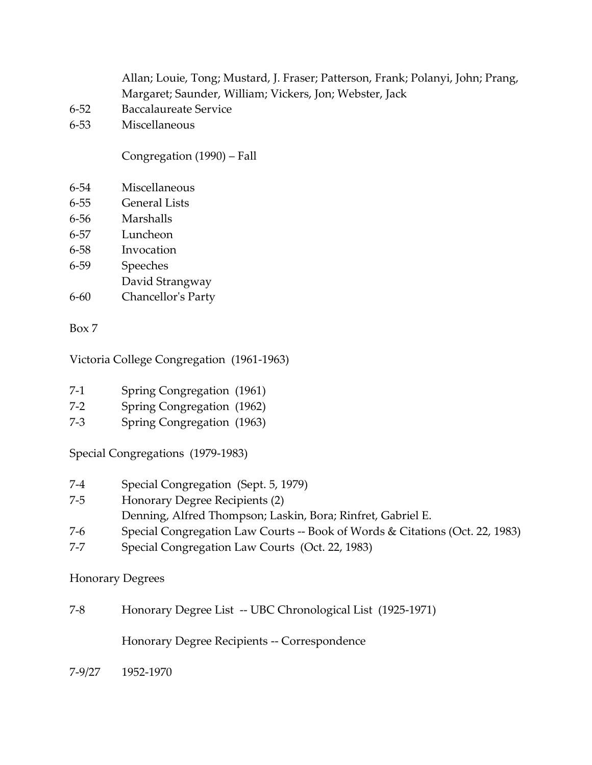Allan; Louie, Tong; Mustard, J. Fraser; Patterson, Frank; Polanyi, John; Prang, Margaret; Saunder, William; Vickers, Jon; Webster, Jack

6-52 Baccalaureate Service
6-53 Miscellaneous

Congregation (1990) – Fall

6-54 Miscellaneous
6-55 General Lists
6-56 Marshalls
6-57 Luncheon
6-58 Invocation
6-59 Speeches
David Strangway
6-60 Chancellor's Party

Box 7

Victoria College Congregation (1961-1963)

7-1 Spring Congregation (1961)
7-2 Spring Congregation (1962)
7-3 Spring Congregation (1963)

Special Congregations (1979-1983)

7-4 Special Congregation (Sept. 5, 1979)
7-5 Honorary Degree Recipients (2)
Denning, Alfred Thompson; Laskin, Bora; Rinfret, Gabriel E.
7-6 Special Congregation Law Courts -- Book of Words & Citations (Oct. 22, 1983)
7-7 Special Congregation Law Courts (Oct. 22, 1983)

Honorary Degrees

7-8 Honorary Degree List -- UBC Chronological List (1925-1971)

Honorary Degree Recipients -- Correspondence

7-9/27 1952-1970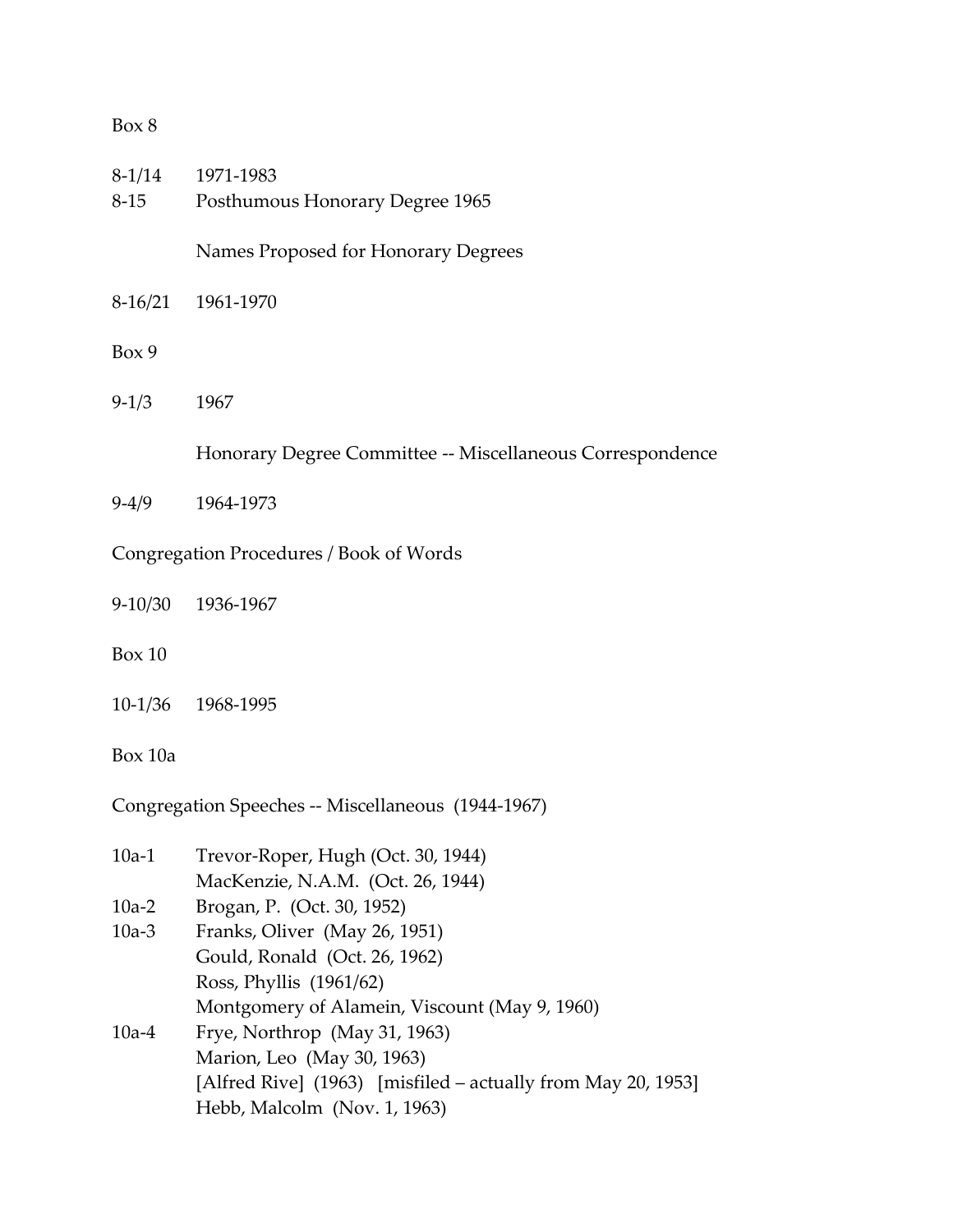Box 8

8-1/14 1971-1983
8-15 Posthumous Honorary Degree 1965

Names Proposed for Honorary Degrees

8-16/21 1961-1970

Box 9

9-1/3 1967

Honorary Degree Committee -- Miscellaneous Correspondence

9-4/9 1964-1973

Congregation Procedures / Book of Words

9-10/30 1936-1967

Box 10

10-1/36 1968-1995

Box 10a

Congregation Speeches -- Miscellaneous (1944-1967)

10a-1 Trevor-Roper, Hugh (Oct. 30, 1944)
MacKenzie, N.A.M. (Oct. 26, 1944)
10a-2 Brogan, P. (Oct. 30, 1952)
10a-3 Franks, Oliver (May 26, 1951)
Gould, Ronald (Oct. 26, 1962)
Ross, Phyllis (1961/62)
Montgomery of Alamein, Viscount (May 9, 1960)
10a-4 Frye, Northrop (May 31, 1963)
Marion, Leo (May 30, 1963)
[Alfred Rive] (1963) [misfiled – actually from May 20, 1953]
Hebb, Malcolm (Nov. 1, 1963)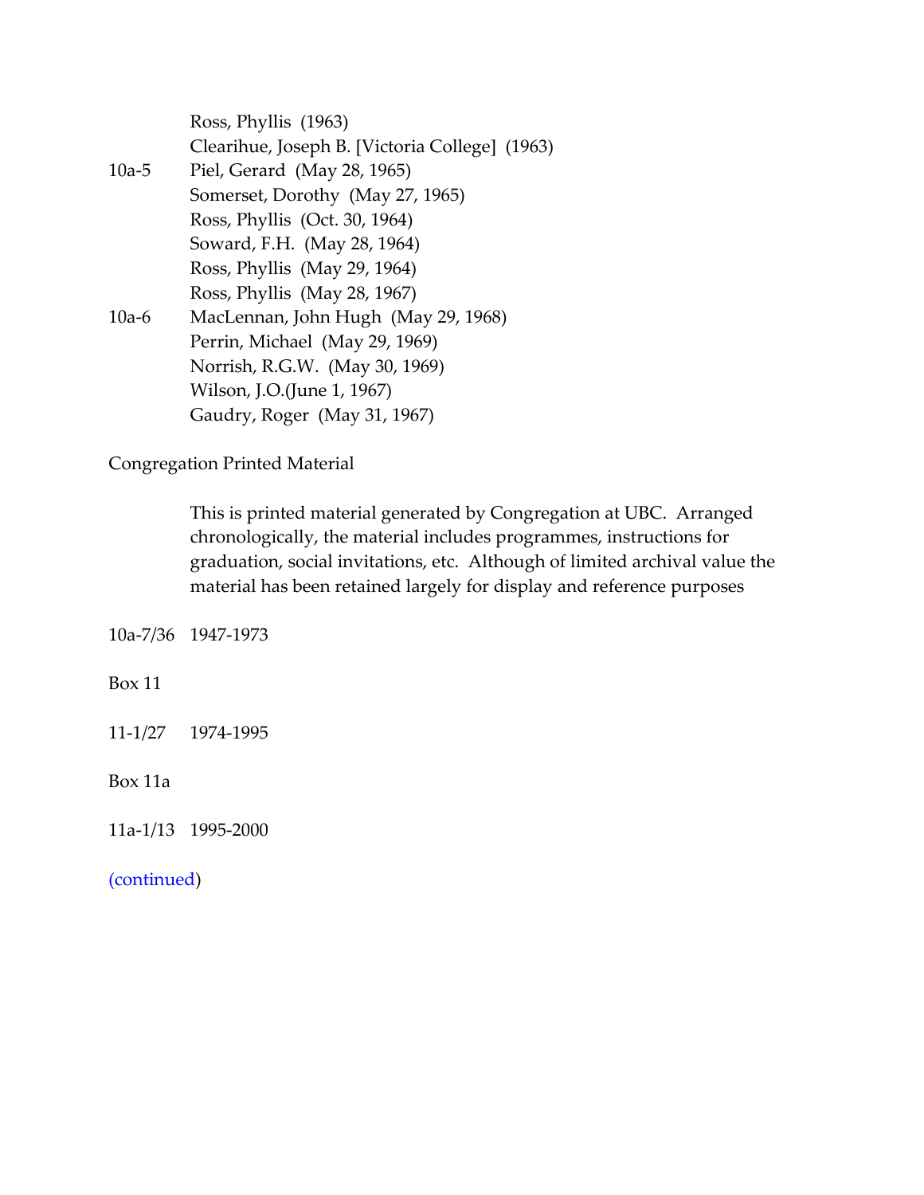| | |
|---|---|
| | Ross, Phyllis (1963) |
| | Clearihue, Joseph B. [Victoria College] (1963) |
| 10a-5 | Piel, Gerard (May 28, 1965) |
| | Somerset, Dorothy (May 27, 1965) |
| | Ross, Phyllis (Oct. 30, 1964) |
| | Soward, F.H. (May 28, 1964) |
| | Ross, Phyllis (May 29, 1964) |
| | Ross, Phyllis (May 28, 1967) |
| 10a-6 | MacLennan, John Hugh (May 29, 1968) |
| | Perrin, Michael (May 29, 1969) |
| | Norrish, R.G.W. (May 30, 1969) |
| | Wilson, J.O.(June 1, 1967) |
| | Gaudry, Roger (May 31, 1967) |

Congregation Printed Material

> This is printed material generated by Congregation at UBC. Arranged chronologically, the material includes programmes, instructions for graduation, social invitations, etc. Although of limited archival value the material has been retained largely for display and reference purposes

10a-7/36 1947-1973

Box 11

11-1/27 1974-1995

Box 11a

11a-1/13 1995-2000

(continued)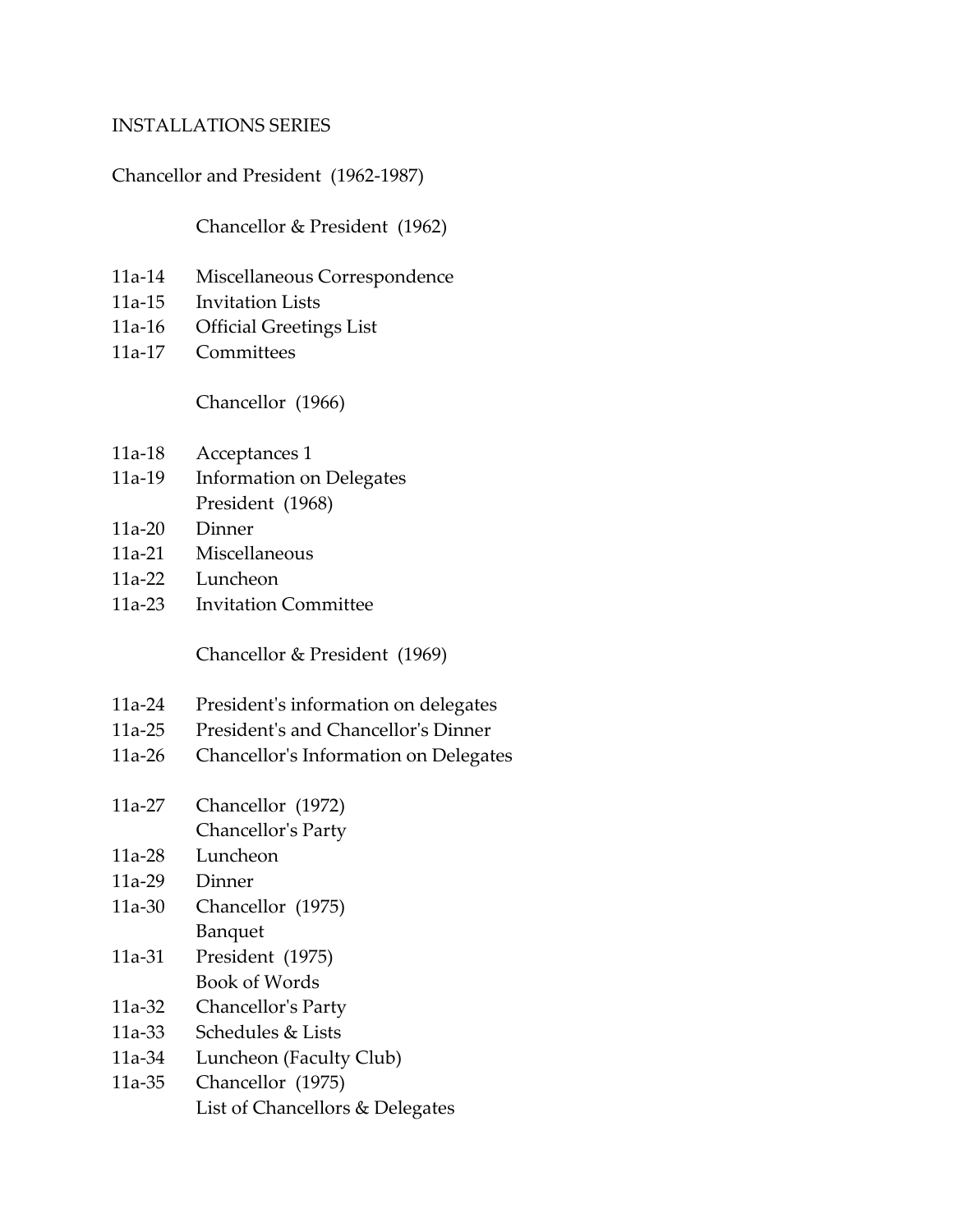INSTALLATIONS SERIES

Chancellor and President (1962-1987)

Chancellor & President (1962)

11a-14 Miscellaneous Correspondence
11a-15 Invitation Lists
11a-16 Official Greetings List
11a-17 Committees

Chancellor (1966)

11a-18 Acceptances 1
11a-19 Information on Delegates
President (1968)
11a-20 Dinner
11a-21 Miscellaneous
11a-22 Luncheon
11a-23 Invitation Committee

Chancellor & President (1969)

11a-24 President's information on delegates
11a-25 President's and Chancellor's Dinner
11a-26 Chancellor's Information on Delegates

11a-27 Chancellor (1972)
Chancellor's Party
11a-28 Luncheon
11a-29 Dinner
11a-30 Chancellor (1975)
Banquet
11a-31 President (1975)
Book of Words
11a-32 Chancellor's Party
11a-33 Schedules & Lists
11a-34 Luncheon (Faculty Club)
11a-35 Chancellor (1975)
List of Chancellors & Delegates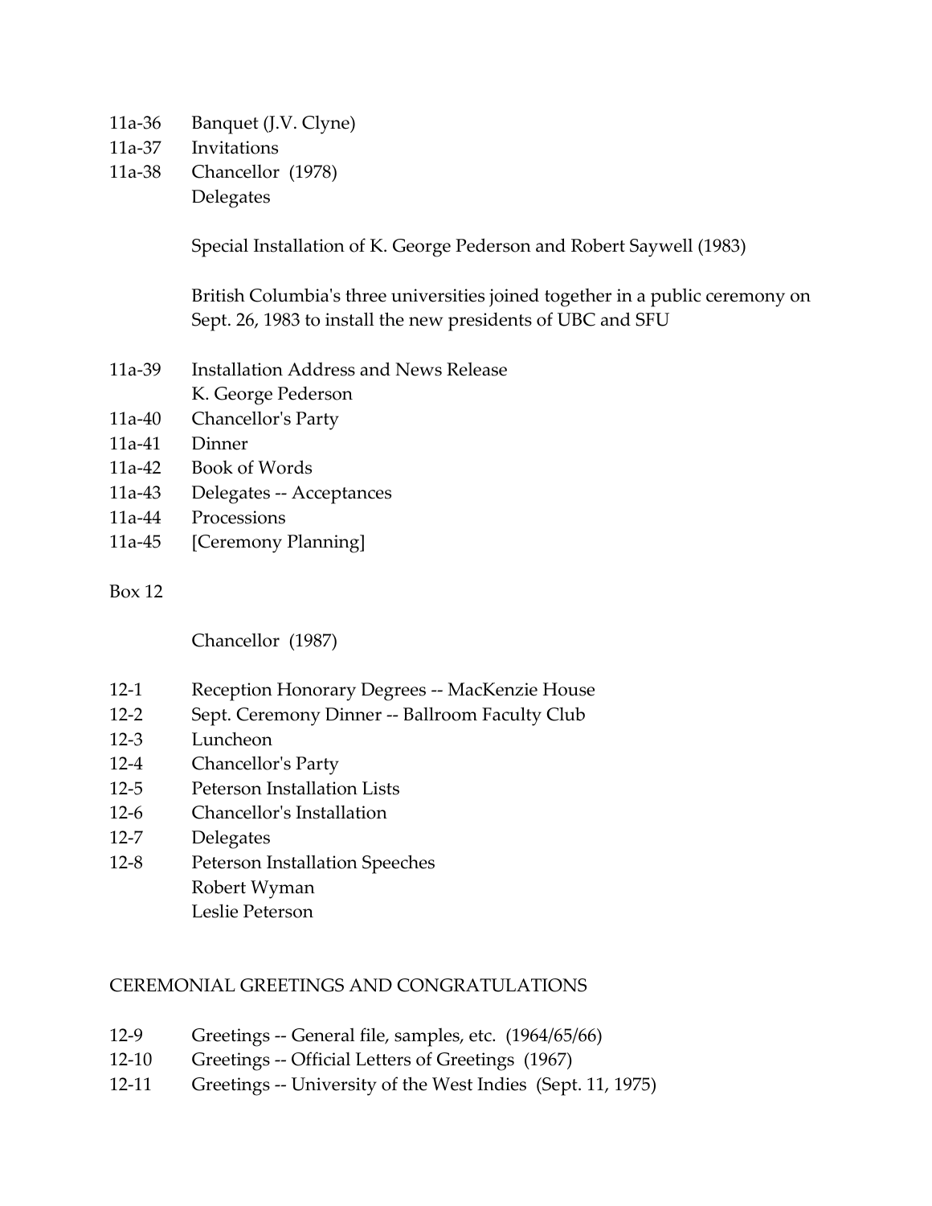11a-36 Banquet (J.V. Clyne)
11a-37 Invitations
11a-38 Chancellor (1978)
Delegates

Special Installation of K. George Pederson and Robert Saywell (1983)

British Columbia's three universities joined together in a public ceremony on Sept. 26, 1983 to install the new presidents of UBC and SFU

11a-39 Installation Address and News Release
K. George Pederson
11a-40 Chancellor's Party
11a-41 Dinner
11a-42 Book of Words
11a-43 Delegates -- Acceptances
11a-44 Processions
11a-45 [Ceremony Planning]

Box 12

Chancellor (1987)

12-1 Reception Honorary Degrees -- MacKenzie House
12-2 Sept. Ceremony Dinner -- Ballroom Faculty Club
12-3 Luncheon
12-4 Chancellor's Party
12-5 Peterson Installation Lists
12-6 Chancellor's Installation
12-7 Delegates
12-8 Peterson Installation Speeches
Robert Wyman
Leslie Peterson

CEREMONIAL GREETINGS AND CONGRATULATIONS

12-9 Greetings -- General file, samples, etc. (1964/65/66)
12-10 Greetings -- Official Letters of Greetings (1967)
12-11 Greetings -- University of the West Indies (Sept. 11, 1975)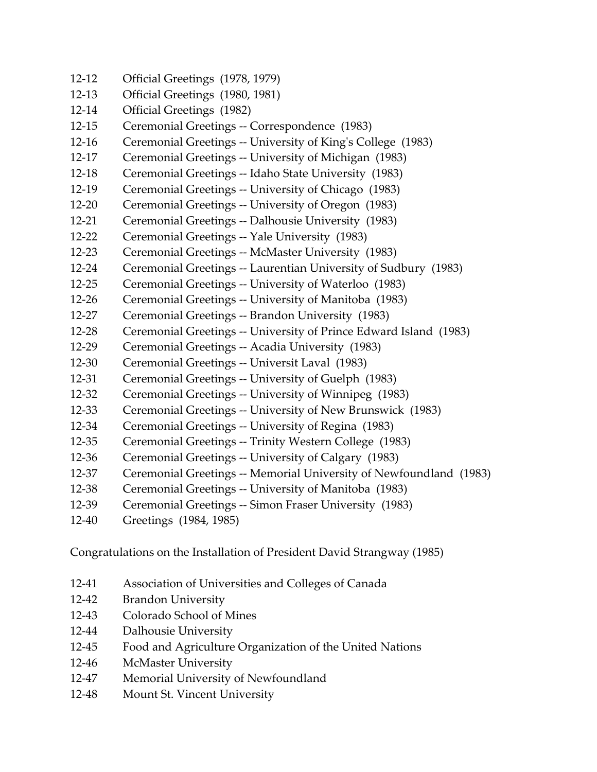12-12 Official Greetings (1978, 1979)
12-13 Official Greetings (1980, 1981)
12-14 Official Greetings (1982)
12-15 Ceremonial Greetings -- Correspondence (1983)
12-16 Ceremonial Greetings -- University of King's College (1983)
12-17 Ceremonial Greetings -- University of Michigan (1983)
12-18 Ceremonial Greetings -- Idaho State University (1983)
12-19 Ceremonial Greetings -- University of Chicago (1983)
12-20 Ceremonial Greetings -- University of Oregon (1983)
12-21 Ceremonial Greetings -- Dalhousie University (1983)
12-22 Ceremonial Greetings -- Yale University (1983)
12-23 Ceremonial Greetings -- McMaster University (1983)
12-24 Ceremonial Greetings -- Laurentian University of Sudbury (1983)
12-25 Ceremonial Greetings -- University of Waterloo (1983)
12-26 Ceremonial Greetings -- University of Manitoba (1983)
12-27 Ceremonial Greetings -- Brandon University (1983)
12-28 Ceremonial Greetings -- University of Prince Edward Island (1983)
12-29 Ceremonial Greetings -- Acadia University (1983)
12-30 Ceremonial Greetings -- Universit Laval (1983)
12-31 Ceremonial Greetings -- University of Guelph (1983)
12-32 Ceremonial Greetings -- University of Winnipeg (1983)
12-33 Ceremonial Greetings -- University of New Brunswick (1983)
12-34 Ceremonial Greetings -- University of Regina (1983)
12-35 Ceremonial Greetings -- Trinity Western College (1983)
12-36 Ceremonial Greetings -- University of Calgary (1983)
12-37 Ceremonial Greetings -- Memorial University of Newfoundland (1983)
12-38 Ceremonial Greetings -- University of Manitoba (1983)
12-39 Ceremonial Greetings -- Simon Fraser University (1983)
12-40 Greetings (1984, 1985)

Congratulations on the Installation of President David Strangway (1985)

12-41 Association of Universities and Colleges of Canada
12-42 Brandon University
12-43 Colorado School of Mines
12-44 Dalhousie University
12-45 Food and Agriculture Organization of the United Nations
12-46 McMaster University
12-47 Memorial University of Newfoundland
12-48 Mount St. Vincent University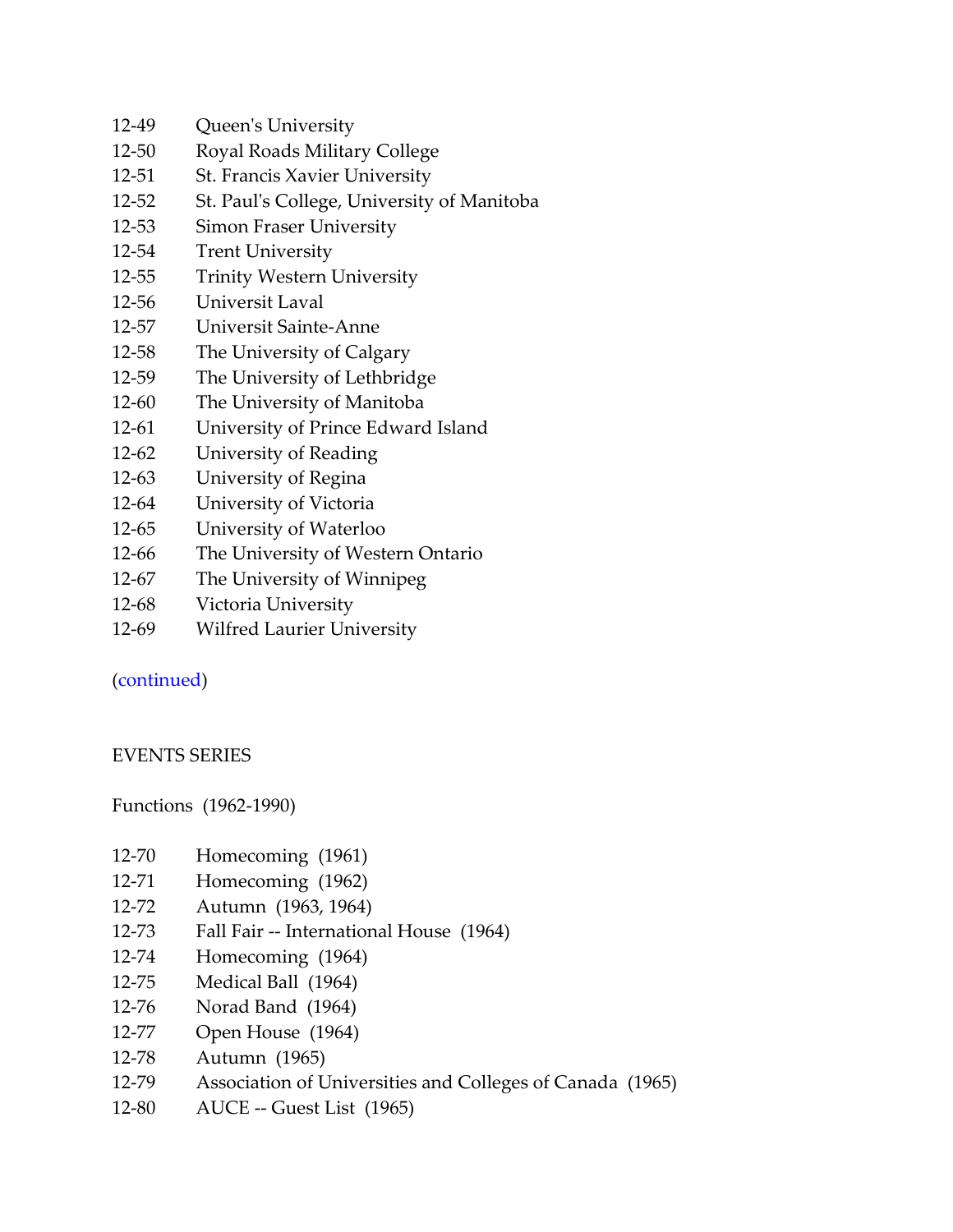12-49 Queen's University
12-50 Royal Roads Military College
12-51 St. Francis Xavier University
12-52 St. Paul's College, University of Manitoba
12-53 Simon Fraser University
12-54 Trent University
12-55 Trinity Western University
12-56 Universit Laval
12-57 Universit Sainte-Anne
12-58 The University of Calgary
12-59 The University of Lethbridge
12-60 The University of Manitoba
12-61 University of Prince Edward Island
12-62 University of Reading
12-63 University of Regina
12-64 University of Victoria
12-65 University of Waterloo
12-66 The University of Western Ontario
12-67 The University of Winnipeg
12-68 Victoria University
12-69 Wilfred Laurier University

(continued)

EVENTS SERIES

Functions (1962-1990)

12-70 Homecoming (1961)
12-71 Homecoming (1962)
12-72 Autumn (1963, 1964)
12-73 Fall Fair -- International House (1964)
12-74 Homecoming (1964)
12-75 Medical Ball (1964)
12-76 Norad Band (1964)
12-77 Open House (1964)
12-78 Autumn (1965)
12-79 Association of Universities and Colleges of Canada (1965)
12-80 AUCE -- Guest List (1965)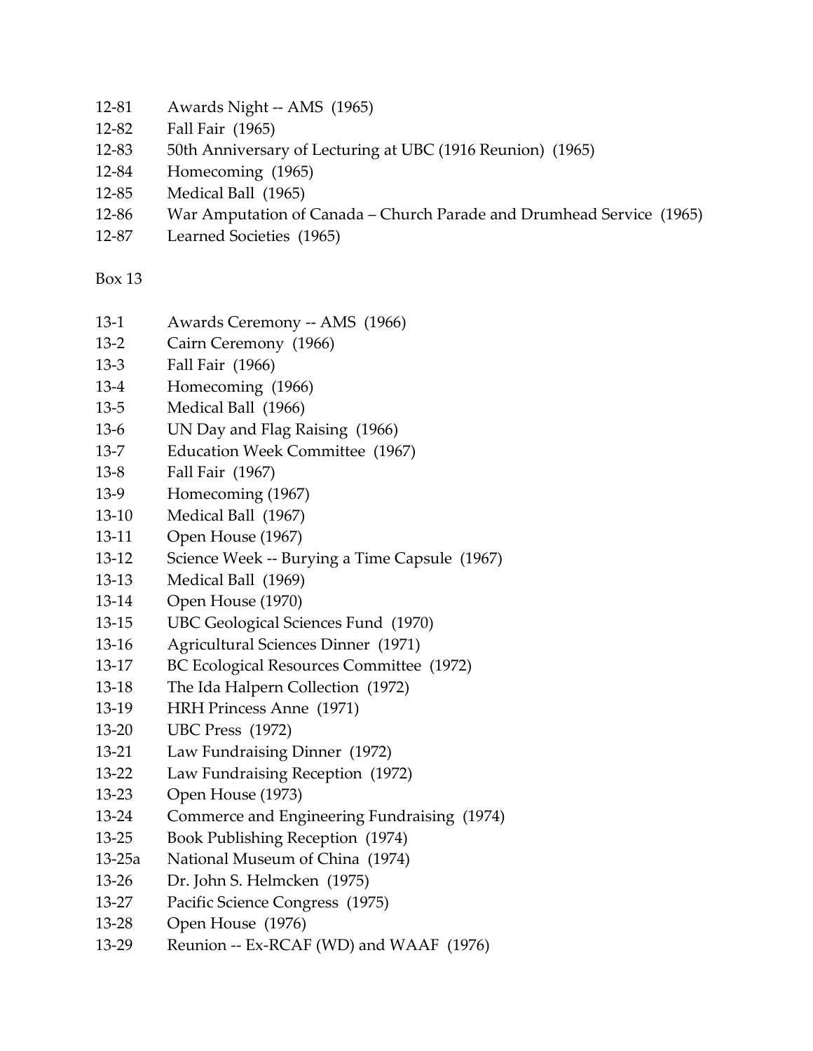12-81 Awards Night -- AMS (1965)
12-82 Fall Fair (1965)
12-83 50th Anniversary of Lecturing at UBC (1916 Reunion) (1965)
12-84 Homecoming (1965)
12-85 Medical Ball (1965)
12-86 War Amputation of Canada – Church Parade and Drumhead Service (1965)
12-87 Learned Societies (1965)

Box 13

13-1 Awards Ceremony -- AMS (1966)
13-2 Cairn Ceremony (1966)
13-3 Fall Fair (1966)
13-4 Homecoming (1966)
13-5 Medical Ball (1966)
13-6 UN Day and Flag Raising (1966)
13-7 Education Week Committee (1967)
13-8 Fall Fair (1967)
13-9 Homecoming (1967)
13-10 Medical Ball (1967)
13-11 Open House (1967)
13-12 Science Week -- Burying a Time Capsule (1967)
13-13 Medical Ball (1969)
13-14 Open House (1970)
13-15 UBC Geological Sciences Fund (1970)
13-16 Agricultural Sciences Dinner (1971)
13-17 BC Ecological Resources Committee (1972)
13-18 The Ida Halpern Collection (1972)
13-19 HRH Princess Anne (1971)
13-20 UBC Press (1972)
13-21 Law Fundraising Dinner (1972)
13-22 Law Fundraising Reception (1972)
13-23 Open House (1973)
13-24 Commerce and Engineering Fundraising (1974)
13-25 Book Publishing Reception (1974)
13-25a National Museum of China (1974)
13-26 Dr. John S. Helmcken (1975)
13-27 Pacific Science Congress (1975)
13-28 Open House (1976)
13-29 Reunion -- Ex-RCAF (WD) and WAAF (1976)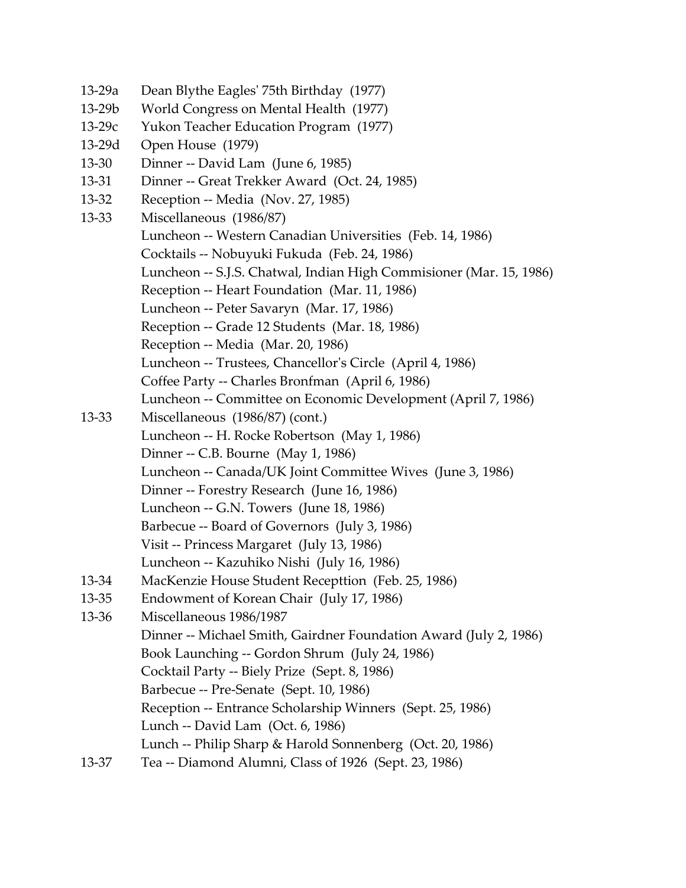13-29a Dean Blythe Eagles' 75th Birthday (1977)
13-29b World Congress on Mental Health (1977)
13-29c Yukon Teacher Education Program (1977)
13-29d Open House (1979)
13-30 Dinner -- David Lam (June 6, 1985)
13-31 Dinner -- Great Trekker Award (Oct. 24, 1985)
13-32 Reception -- Media (Nov. 27, 1985)
13-33 Miscellaneous (1986/87)
Luncheon -- Western Canadian Universities (Feb. 14, 1986)
Cocktails -- Nobuyuki Fukuda (Feb. 24, 1986)
Luncheon -- S.J.S. Chatwal, Indian High Commisioner (Mar. 15, 1986)
Reception -- Heart Foundation (Mar. 11, 1986)
Luncheon -- Peter Savaryn (Mar. 17, 1986)
Reception -- Grade 12 Students (Mar. 18, 1986)
Reception -- Media (Mar. 20, 1986)
Luncheon -- Trustees, Chancellor's Circle (April 4, 1986)
Coffee Party -- Charles Bronfman (April 6, 1986)
Luncheon -- Committee on Economic Development (April 7, 1986)
13-33 Miscellaneous (1986/87) (cont.)
Luncheon -- H. Rocke Robertson (May 1, 1986)
Dinner -- C.B. Bourne (May 1, 1986)
Luncheon -- Canada/UK Joint Committee Wives (June 3, 1986)
Dinner -- Forestry Research (June 16, 1986)
Luncheon -- G.N. Towers (June 18, 1986)
Barbecue -- Board of Governors (July 3, 1986)
Visit -- Princess Margaret (July 13, 1986)
Luncheon -- Kazuhiko Nishi (July 16, 1986)
13-34 MacKenzie House Student Recepttion (Feb. 25, 1986)
13-35 Endowment of Korean Chair (July 17, 1986)
13-36 Miscellaneous 1986/1987
Dinner -- Michael Smith, Gairdner Foundation Award (July 2, 1986)
Book Launching -- Gordon Shrum (July 24, 1986)
Cocktail Party -- Biely Prize (Sept. 8, 1986)
Barbecue -- Pre-Senate (Sept. 10, 1986)
Reception -- Entrance Scholarship Winners (Sept. 25, 1986)
Lunch -- David Lam (Oct. 6, 1986)
Lunch -- Philip Sharp & Harold Sonnenberg (Oct. 20, 1986)
13-37 Tea -- Diamond Alumni, Class of 1926 (Sept. 23, 1986)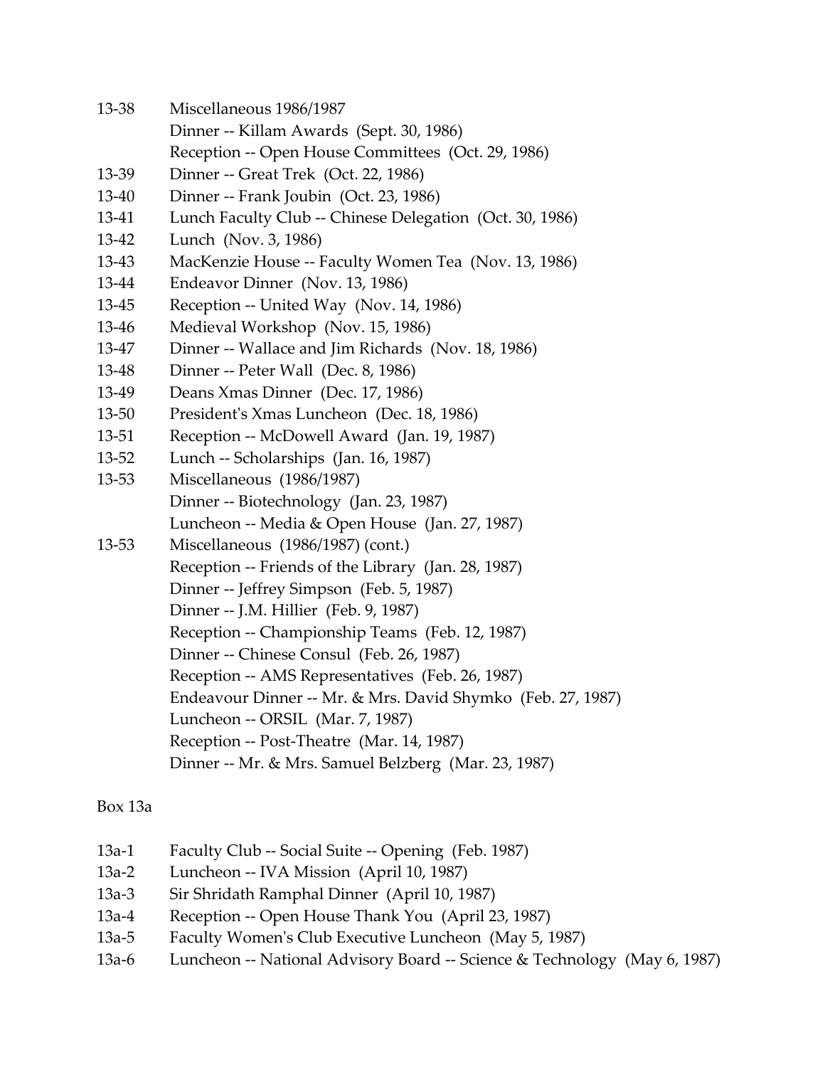13-38 Miscellaneous 1986/1987
Dinner -- Killam Awards (Sept. 30, 1986)
Reception -- Open House Committees (Oct. 29, 1986)
13-39 Dinner -- Great Trek (Oct. 22, 1986)
13-40 Dinner -- Frank Joubin (Oct. 23, 1986)
13-41 Lunch Faculty Club -- Chinese Delegation (Oct. 30, 1986)
13-42 Lunch (Nov. 3, 1986)
13-43 MacKenzie House -- Faculty Women Tea (Nov. 13, 1986)
13-44 Endeavor Dinner (Nov. 13, 1986)
13-45 Reception -- United Way (Nov. 14, 1986)
13-46 Medieval Workshop (Nov. 15, 1986)
13-47 Dinner -- Wallace and Jim Richards (Nov. 18, 1986)
13-48 Dinner -- Peter Wall (Dec. 8, 1986)
13-49 Deans Xmas Dinner (Dec. 17, 1986)
13-50 President's Xmas Luncheon (Dec. 18, 1986)
13-51 Reception -- McDowell Award (Jan. 19, 1987)
13-52 Lunch -- Scholarships (Jan. 16, 1987)
13-53 Miscellaneous (1986/1987)
Dinner -- Biotechnology (Jan. 23, 1987)
Luncheon -- Media & Open House (Jan. 27, 1987)
13-53 Miscellaneous (1986/1987) (cont.)
Reception -- Friends of the Library (Jan. 28, 1987)
Dinner -- Jeffrey Simpson (Feb. 5, 1987)
Dinner -- J.M. Hillier (Feb. 9, 1987)
Reception -- Championship Teams (Feb. 12, 1987)
Dinner -- Chinese Consul (Feb. 26, 1987)
Reception -- AMS Representatives (Feb. 26, 1987)
Endeavour Dinner -- Mr. & Mrs. David Shymko (Feb. 27, 1987)
Luncheon -- ORSIL (Mar. 7, 1987)
Reception -- Post-Theatre (Mar. 14, 1987)
Dinner -- Mr. & Mrs. Samuel Belzberg (Mar. 23, 1987)

Box 13a

13a-1 Faculty Club -- Social Suite -- Opening (Feb. 1987)
13a-2 Luncheon -- IVA Mission (April 10, 1987)
13a-3 Sir Shridath Ramphal Dinner (April 10, 1987)
13a-4 Reception -- Open House Thank You (April 23, 1987)
13a-5 Faculty Women's Club Executive Luncheon (May 5, 1987)
13a-6 Luncheon -- National Advisory Board -- Science & Technology (May 6, 1987)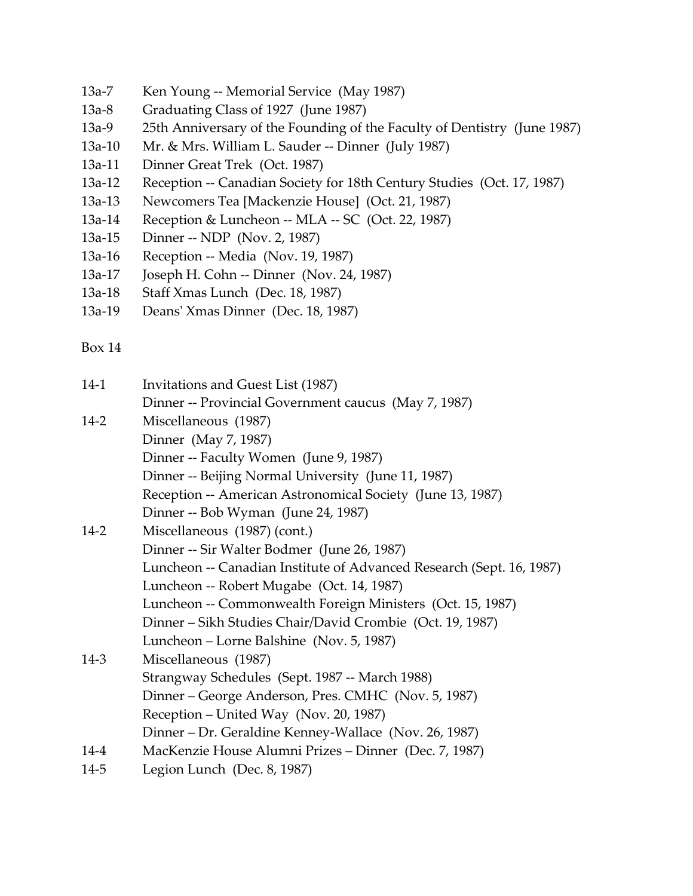13a-7 Ken Young -- Memorial Service (May 1987)
13a-8 Graduating Class of 1927 (June 1987)
13a-9 25th Anniversary of the Founding of the Faculty of Dentistry (June 1987)
13a-10 Mr. & Mrs. William L. Sauder -- Dinner (July 1987)
13a-11 Dinner Great Trek (Oct. 1987)
13a-12 Reception -- Canadian Society for 18th Century Studies (Oct. 17, 1987)
13a-13 Newcomers Tea [Mackenzie House] (Oct. 21, 1987)
13a-14 Reception & Luncheon -- MLA -- SC (Oct. 22, 1987)
13a-15 Dinner -- NDP (Nov. 2, 1987)
13a-16 Reception -- Media (Nov. 19, 1987)
13a-17 Joseph H. Cohn -- Dinner (Nov. 24, 1987)
13a-18 Staff Xmas Lunch (Dec. 18, 1987)
13a-19 Deans' Xmas Dinner (Dec. 18, 1987)

Box 14

14-1 Invitations and Guest List (1987)
Dinner -- Provincial Government caucus (May 7, 1987)
14-2 Miscellaneous (1987)
Dinner (May 7, 1987)
Dinner -- Faculty Women (June 9, 1987)
Dinner -- Beijing Normal University (June 11, 1987)
Reception -- American Astronomical Society (June 13, 1987)
Dinner -- Bob Wyman (June 24, 1987)
14-2 Miscellaneous (1987) (cont.)
Dinner -- Sir Walter Bodmer (June 26, 1987)
Luncheon -- Canadian Institute of Advanced Research (Sept. 16, 1987)
Luncheon -- Robert Mugabe (Oct. 14, 1987)
Luncheon -- Commonwealth Foreign Ministers (Oct. 15, 1987)
Dinner – Sikh Studies Chair/David Crombie (Oct. 19, 1987)
Luncheon – Lorne Balshine (Nov. 5, 1987)
14-3 Miscellaneous (1987)
Strangway Schedules (Sept. 1987 -- March 1988)
Dinner – George Anderson, Pres. CMHC (Nov. 5, 1987)
Reception – United Way (Nov. 20, 1987)
Dinner – Dr. Geraldine Kenney-Wallace (Nov. 26, 1987)
14-4 MacKenzie House Alumni Prizes – Dinner (Dec. 7, 1987)
14-5 Legion Lunch (Dec. 8, 1987)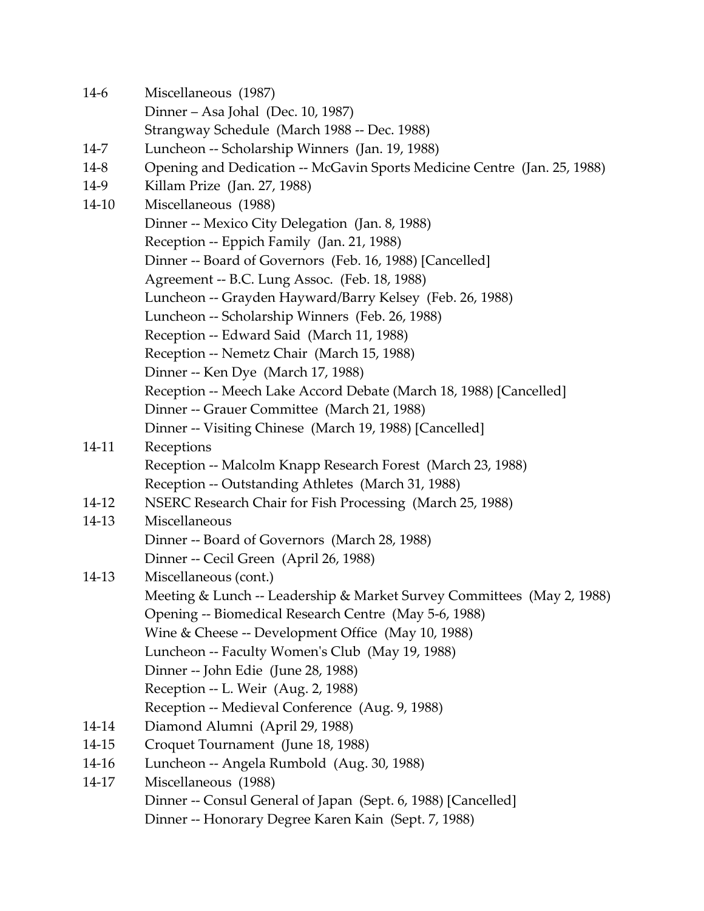| | |
|---|---|
| 14-6 | Miscellaneous (1987) |
| | Dinner – Asa Johal (Dec. 10, 1987) |
| | Strangway Schedule (March 1988 -- Dec. 1988) |
| 14-7 | Luncheon -- Scholarship Winners (Jan. 19, 1988) |
| 14-8 | Opening and Dedication -- McGavin Sports Medicine Centre (Jan. 25, 1988) |
| 14-9 | Killam Prize (Jan. 27, 1988) |
| 14-10 | Miscellaneous (1988) |
| | Dinner -- Mexico City Delegation (Jan. 8, 1988) |
| | Reception -- Eppich Family (Jan. 21, 1988) |
| | Dinner -- Board of Governors (Feb. 16, 1988) [Cancelled] |
| | Agreement -- B.C. Lung Assoc. (Feb. 18, 1988) |
| | Luncheon -- Grayden Hayward/Barry Kelsey (Feb. 26, 1988) |
| | Luncheon -- Scholarship Winners (Feb. 26, 1988) |
| | Reception -- Edward Said (March 11, 1988) |
| | Reception -- Nemetz Chair (March 15, 1988) |
| | Dinner -- Ken Dye (March 17, 1988) |
| | Reception -- Meech Lake Accord Debate (March 18, 1988) [Cancelled] |
| | Dinner -- Grauer Committee (March 21, 1988) |
| | Dinner -- Visiting Chinese (March 19, 1988) [Cancelled] |
| 14-11 | Receptions |
| | Reception -- Malcolm Knapp Research Forest (March 23, 1988) |
| | Reception -- Outstanding Athletes (March 31, 1988) |
| 14-12 | NSERC Research Chair for Fish Processing (March 25, 1988) |
| 14-13 | Miscellaneous |
| | Dinner -- Board of Governors (March 28, 1988) |
| | Dinner -- Cecil Green (April 26, 1988) |
| 14-13 | Miscellaneous (cont.) |
| | Meeting & Lunch -- Leadership & Market Survey Committees (May 2, 1988) |
| | Opening -- Biomedical Research Centre (May 5-6, 1988) |
| | Wine & Cheese -- Development Office (May 10, 1988) |
| | Luncheon -- Faculty Women's Club (May 19, 1988) |
| | Dinner -- John Edie (June 28, 1988) |
| | Reception -- L. Weir (Aug. 2, 1988) |
| | Reception -- Medieval Conference (Aug. 9, 1988) |
| 14-14 | Diamond Alumni (April 29, 1988) |
| 14-15 | Croquet Tournament (June 18, 1988) |
| 14-16 | Luncheon -- Angela Rumbold (Aug. 30, 1988) |
| 14-17 | Miscellaneous (1988) |
| | Dinner -- Consul General of Japan (Sept. 6, 1988) [Cancelled] |
| | Dinner -- Honorary Degree Karen Kain (Sept. 7, 1988) |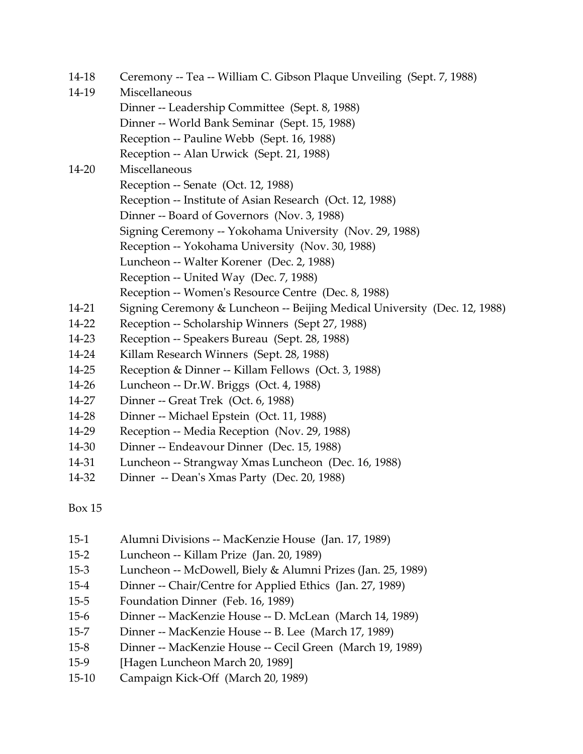14-18 Ceremony -- Tea -- William C. Gibson Plaque Unveiling (Sept. 7, 1988)

14-19 Miscellaneous
- Dinner -- Leadership Committee (Sept. 8, 1988)
- Dinner -- World Bank Seminar (Sept. 15, 1988)
- Reception -- Pauline Webb (Sept. 16, 1988)
- Reception -- Alan Urwick (Sept. 21, 1988)

14-20 Miscellaneous
- Reception -- Senate (Oct. 12, 1988)
- Reception -- Institute of Asian Research (Oct. 12, 1988)
- Dinner -- Board of Governors (Nov. 3, 1988)
- Signing Ceremony -- Yokohama University (Nov. 29, 1988)
- Reception -- Yokohama University (Nov. 30, 1988)
- Luncheon -- Walter Korener (Dec. 2, 1988)
- Reception -- United Way (Dec. 7, 1988)
- Reception -- Women's Resource Centre (Dec. 8, 1988)

14-21 Signing Ceremony & Luncheon -- Beijing Medical University (Dec. 12, 1988)

14-22 Reception -- Scholarship Winners (Sept 27, 1988)

14-23 Reception -- Speakers Bureau (Sept. 28, 1988)

14-24 Killam Research Winners (Sept. 28, 1988)

14-25 Reception & Dinner -- Killam Fellows (Oct. 3, 1988)

14-26 Luncheon -- Dr.W. Briggs (Oct. 4, 1988)

14-27 Dinner -- Great Trek (Oct. 6, 1988)

14-28 Dinner -- Michael Epstein (Oct. 11, 1988)

14-29 Reception -- Media Reception (Nov. 29, 1988)

14-30 Dinner -- Endeavour Dinner (Dec. 15, 1988)

14-31 Luncheon -- Strangway Xmas Luncheon (Dec. 16, 1988)

14-32 Dinner -- Dean's Xmas Party (Dec. 20, 1988)

Box 15

15-1 Alumni Divisions -- MacKenzie House (Jan. 17, 1989)

15-2 Luncheon -- Killam Prize (Jan. 20, 1989)

15-3 Luncheon -- McDowell, Biely & Alumni Prizes (Jan. 25, 1989)

15-4 Dinner -- Chair/Centre for Applied Ethics (Jan. 27, 1989)

15-5 Foundation Dinner (Feb. 16, 1989)

15-6 Dinner -- MacKenzie House -- D. McLean (March 14, 1989)

15-7 Dinner -- MacKenzie House -- B. Lee (March 17, 1989)

15-8 Dinner -- MacKenzie House -- Cecil Green (March 19, 1989)

15-9 [Hagen Luncheon March 20, 1989]

15-10 Campaign Kick-Off (March 20, 1989)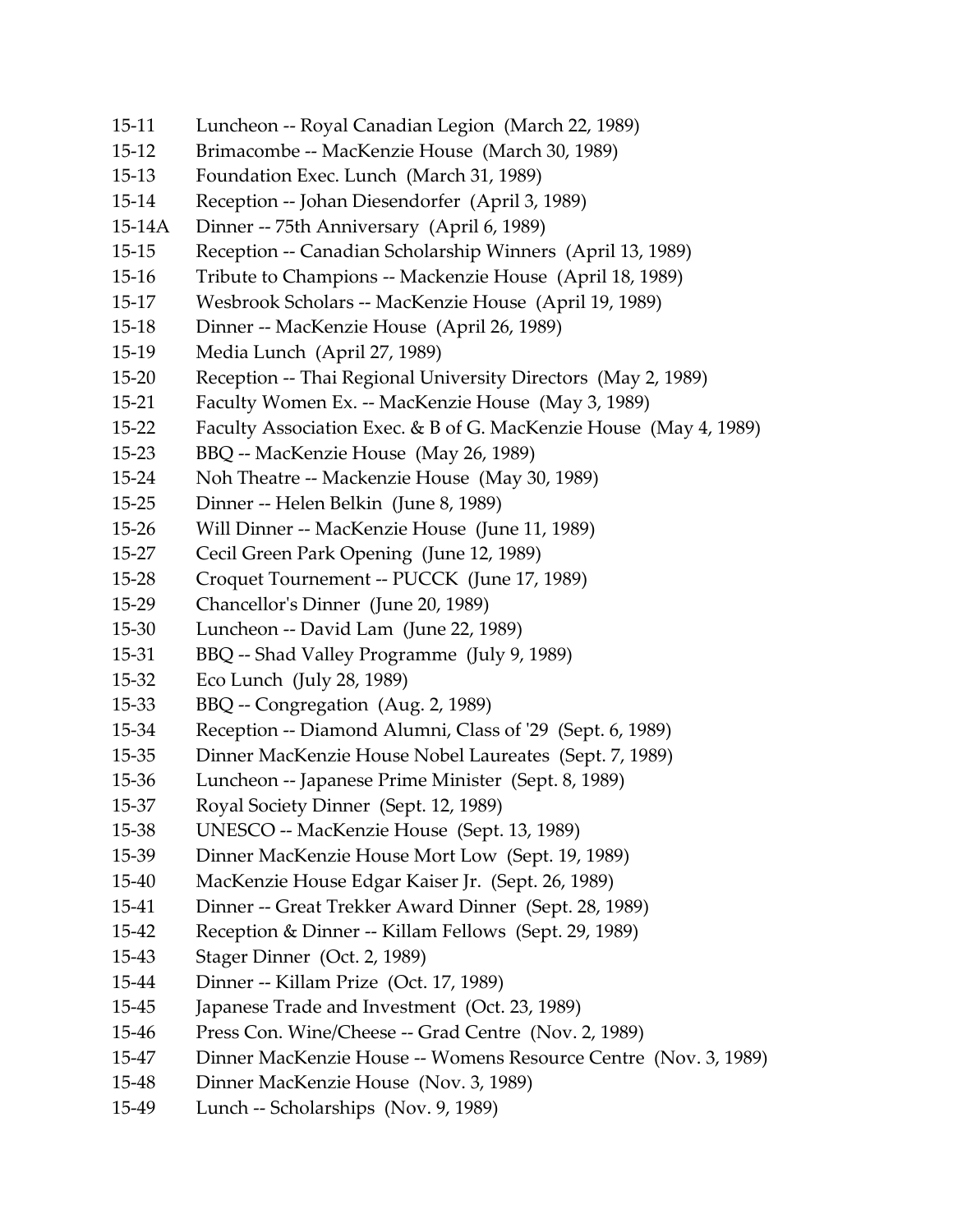15-11 Luncheon -- Royal Canadian Legion (March 22, 1989)
15-12 Brimacombe -- MacKenzie House (March 30, 1989)
15-13 Foundation Exec. Lunch (March 31, 1989)
15-14 Reception -- Johan Diesendorfer (April 3, 1989)
15-14A Dinner -- 75th Anniversary (April 6, 1989)
15-15 Reception -- Canadian Scholarship Winners (April 13, 1989)
15-16 Tribute to Champions -- Mackenzie House (April 18, 1989)
15-17 Wesbrook Scholars -- MacKenzie House (April 19, 1989)
15-18 Dinner -- MacKenzie House (April 26, 1989)
15-19 Media Lunch (April 27, 1989)
15-20 Reception -- Thai Regional University Directors (May 2, 1989)
15-21 Faculty Women Ex. -- MacKenzie House (May 3, 1989)
15-22 Faculty Association Exec. & B of G. MacKenzie House (May 4, 1989)
15-23 BBQ -- MacKenzie House (May 26, 1989)
15-24 Noh Theatre -- Mackenzie House (May 30, 1989)
15-25 Dinner -- Helen Belkin (June 8, 1989)
15-26 Will Dinner -- MacKenzie House (June 11, 1989)
15-27 Cecil Green Park Opening (June 12, 1989)
15-28 Croquet Tournement -- PUCCK (June 17, 1989)
15-29 Chancellor's Dinner (June 20, 1989)
15-30 Luncheon -- David Lam (June 22, 1989)
15-31 BBQ -- Shad Valley Programme (July 9, 1989)
15-32 Eco Lunch (July 28, 1989)
15-33 BBQ -- Congregation (Aug. 2, 1989)
15-34 Reception -- Diamond Alumni, Class of '29 (Sept. 6, 1989)
15-35 Dinner MacKenzie House Nobel Laureates (Sept. 7, 1989)
15-36 Luncheon -- Japanese Prime Minister (Sept. 8, 1989)
15-37 Royal Society Dinner (Sept. 12, 1989)
15-38 UNESCO -- MacKenzie House (Sept. 13, 1989)
15-39 Dinner MacKenzie House Mort Low (Sept. 19, 1989)
15-40 MacKenzie House Edgar Kaiser Jr. (Sept. 26, 1989)
15-41 Dinner -- Great Trekker Award Dinner (Sept. 28, 1989)
15-42 Reception & Dinner -- Killam Fellows (Sept. 29, 1989)
15-43 Stager Dinner (Oct. 2, 1989)
15-44 Dinner -- Killam Prize (Oct. 17, 1989)
15-45 Japanese Trade and Investment (Oct. 23, 1989)
15-46 Press Con. Wine/Cheese -- Grad Centre (Nov. 2, 1989)
15-47 Dinner MacKenzie House -- Womens Resource Centre (Nov. 3, 1989)
15-48 Dinner MacKenzie House (Nov. 3, 1989)
15-49 Lunch -- Scholarships (Nov. 9, 1989)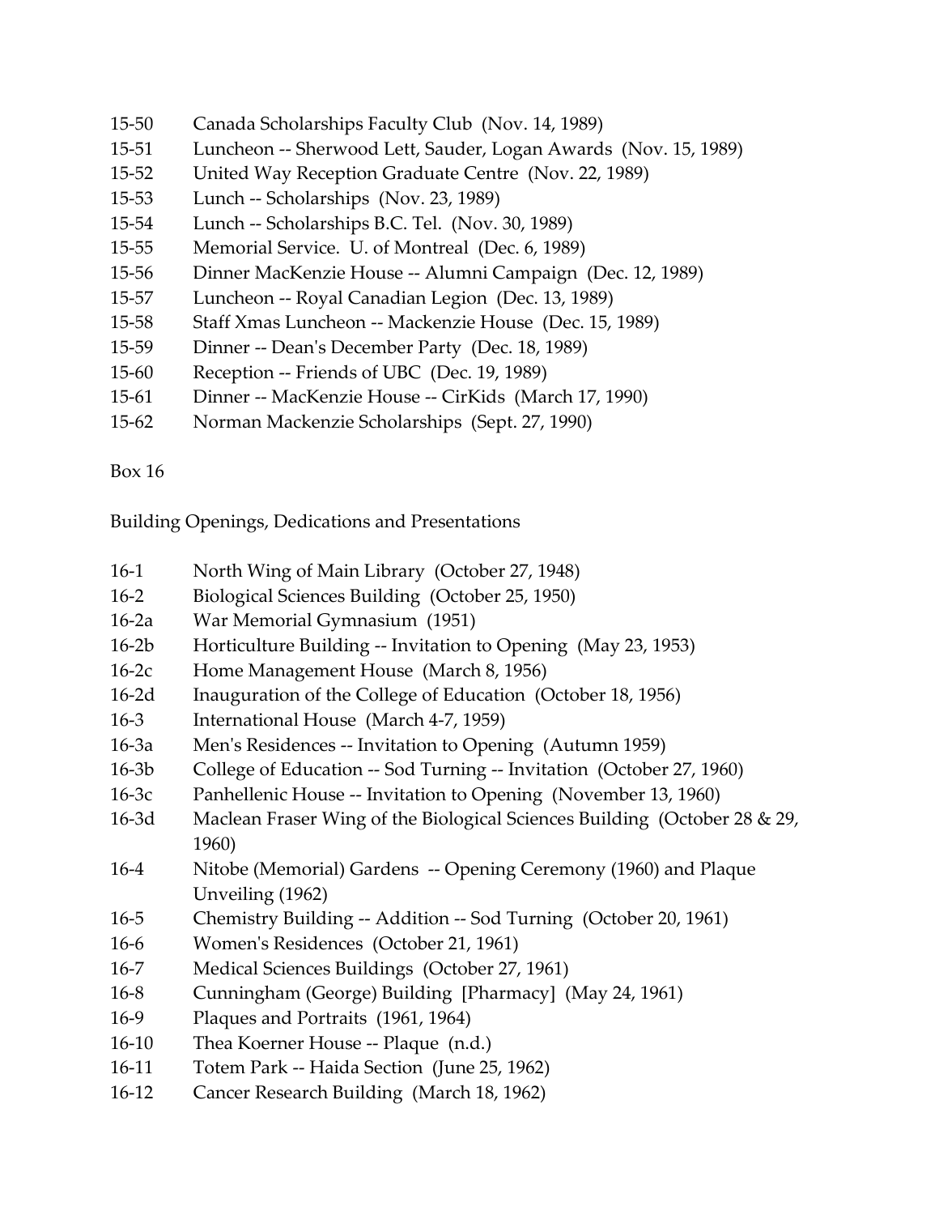15-50 Canada Scholarships Faculty Club (Nov. 14, 1989)
15-51 Luncheon -- Sherwood Lett, Sauder, Logan Awards (Nov. 15, 1989)
15-52 United Way Reception Graduate Centre (Nov. 22, 1989)
15-53 Lunch -- Scholarships (Nov. 23, 1989)
15-54 Lunch -- Scholarships B.C. Tel. (Nov. 30, 1989)
15-55 Memorial Service. U. of Montreal (Dec. 6, 1989)
15-56 Dinner MacKenzie House -- Alumni Campaign (Dec. 12, 1989)
15-57 Luncheon -- Royal Canadian Legion (Dec. 13, 1989)
15-58 Staff Xmas Luncheon -- Mackenzie House (Dec. 15, 1989)
15-59 Dinner -- Dean's December Party (Dec. 18, 1989)
15-60 Reception -- Friends of UBC (Dec. 19, 1989)
15-61 Dinner -- MacKenzie House -- CirKids (March 17, 1990)
15-62 Norman Mackenzie Scholarships (Sept. 27, 1990)

Box 16

Building Openings, Dedications and Presentations

16-1 North Wing of Main Library (October 27, 1948)
16-2 Biological Sciences Building (October 25, 1950)
16-2a War Memorial Gymnasium (1951)
16-2b Horticulture Building -- Invitation to Opening (May 23, 1953)
16-2c Home Management House (March 8, 1956)
16-2d Inauguration of the College of Education (October 18, 1956)
16-3 International House (March 4-7, 1959)
16-3a Men's Residences -- Invitation to Opening (Autumn 1959)
16-3b College of Education -- Sod Turning -- Invitation (October 27, 1960)
16-3c Panhellenic House -- Invitation to Opening (November 13, 1960)
16-3d Maclean Fraser Wing of the Biological Sciences Building (October 28 & 29, 1960)
16-4 Nitobe (Memorial) Gardens -- Opening Ceremony (1960) and Plaque Unveiling (1962)
16-5 Chemistry Building -- Addition -- Sod Turning (October 20, 1961)
16-6 Women's Residences (October 21, 1961)
16-7 Medical Sciences Buildings (October 27, 1961)
16-8 Cunningham (George) Building [Pharmacy] (May 24, 1961)
16-9 Plaques and Portraits (1961, 1964)
16-10 Thea Koerner House -- Plaque (n.d.)
16-11 Totem Park -- Haida Section (June 25, 1962)
16-12 Cancer Research Building (March 18, 1962)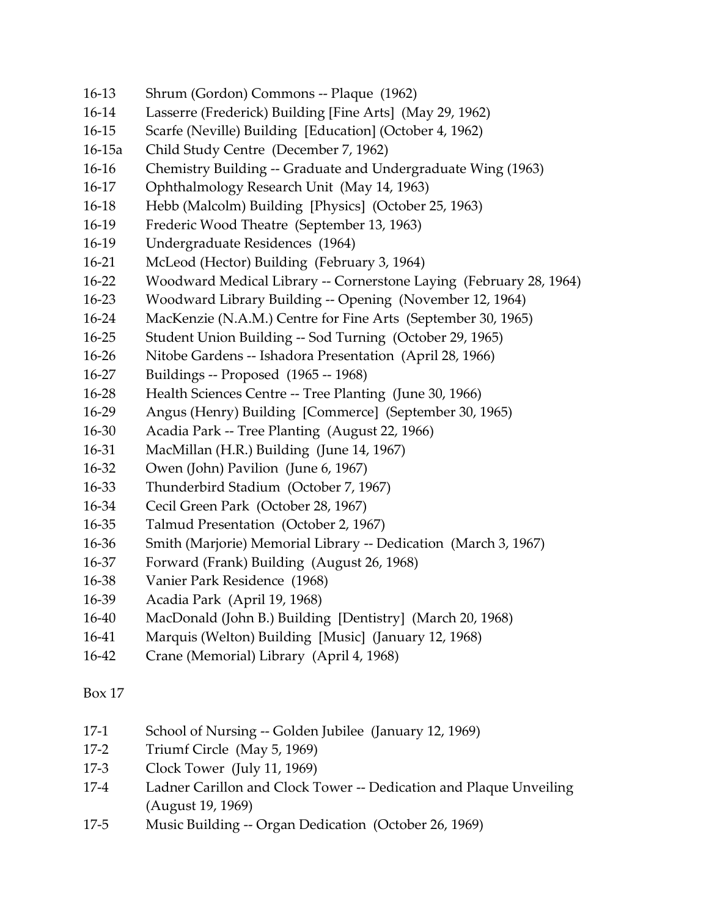16-13 Shrum (Gordon) Commons -- Plaque (1962)
16-14 Lasserre (Frederick) Building [Fine Arts] (May 29, 1962)
16-15 Scarfe (Neville) Building [Education] (October 4, 1962)
16-15a Child Study Centre (December 7, 1962)
16-16 Chemistry Building -- Graduate and Undergraduate Wing (1963)
16-17 Ophthalmology Research Unit (May 14, 1963)
16-18 Hebb (Malcolm) Building [Physics] (October 25, 1963)
16-19 Frederic Wood Theatre (September 13, 1963)
16-19 Undergraduate Residences (1964)
16-21 McLeod (Hector) Building (February 3, 1964)
16-22 Woodward Medical Library -- Cornerstone Laying (February 28, 1964)
16-23 Woodward Library Building -- Opening (November 12, 1964)
16-24 MacKenzie (N.A.M.) Centre for Fine Arts (September 30, 1965)
16-25 Student Union Building -- Sod Turning (October 29, 1965)
16-26 Nitobe Gardens -- Ishadora Presentation (April 28, 1966)
16-27 Buildings -- Proposed (1965 -- 1968)
16-28 Health Sciences Centre -- Tree Planting (June 30, 1966)
16-29 Angus (Henry) Building [Commerce] (September 30, 1965)
16-30 Acadia Park -- Tree Planting (August 22, 1966)
16-31 MacMillan (H.R.) Building (June 14, 1967)
16-32 Owen (John) Pavilion (June 6, 1967)
16-33 Thunderbird Stadium (October 7, 1967)
16-34 Cecil Green Park (October 28, 1967)
16-35 Talmud Presentation (October 2, 1967)
16-36 Smith (Marjorie) Memorial Library -- Dedication (March 3, 1967)
16-37 Forward (Frank) Building (August 26, 1968)
16-38 Vanier Park Residence (1968)
16-39 Acadia Park (April 19, 1968)
16-40 MacDonald (John B.) Building [Dentistry] (March 20, 1968)
16-41 Marquis (Welton) Building [Music] (January 12, 1968)
16-42 Crane (Memorial) Library (April 4, 1968)

Box 17

17-1 School of Nursing -- Golden Jubilee (January 12, 1969)
17-2 Triumf Circle (May 5, 1969)
17-3 Clock Tower (July 11, 1969)
17-4 Ladner Carillon and Clock Tower -- Dedication and Plaque Unveiling (August 19, 1969)
17-5 Music Building -- Organ Dedication (October 26, 1969)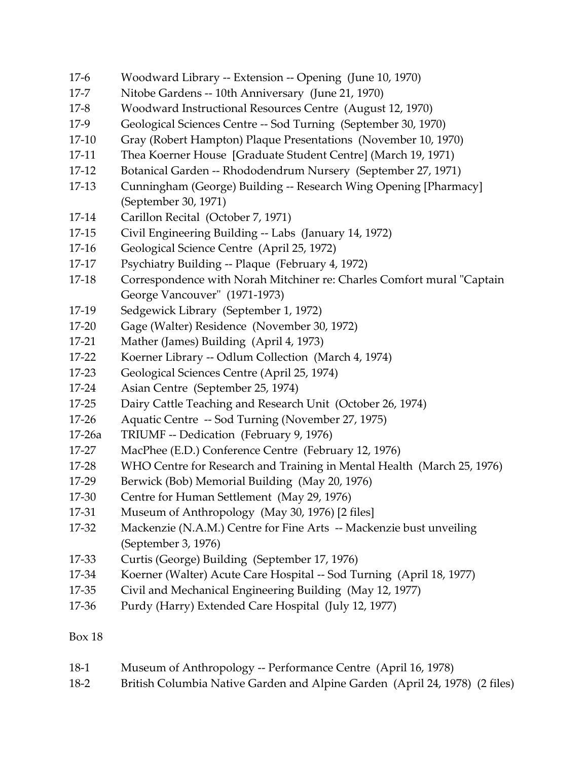17-6 Woodward Library -- Extension -- Opening (June 10, 1970)
17-7 Nitobe Gardens -- 10th Anniversary (June 21, 1970)
17-8 Woodward Instructional Resources Centre (August 12, 1970)
17-9 Geological Sciences Centre -- Sod Turning (September 30, 1970)
17-10 Gray (Robert Hampton) Plaque Presentations (November 10, 1970)
17-11 Thea Koerner House [Graduate Student Centre] (March 19, 1971)
17-12 Botanical Garden -- Rhododendrum Nursery (September 27, 1971)
17-13 Cunningham (George) Building -- Research Wing Opening [Pharmacy] (September 30, 1971)
17-14 Carillon Recital (October 7, 1971)
17-15 Civil Engineering Building -- Labs (January 14, 1972)
17-16 Geological Science Centre (April 25, 1972)
17-17 Psychiatry Building -- Plaque (February 4, 1972)
17-18 Correspondence with Norah Mitchiner re: Charles Comfort mural "Captain George Vancouver" (1971-1973)
17-19 Sedgewick Library (September 1, 1972)
17-20 Gage (Walter) Residence (November 30, 1972)
17-21 Mather (James) Building (April 4, 1973)
17-22 Koerner Library -- Odlum Collection (March 4, 1974)
17-23 Geological Sciences Centre (April 25, 1974)
17-24 Asian Centre (September 25, 1974)
17-25 Dairy Cattle Teaching and Research Unit (October 26, 1974)
17-26 Aquatic Centre -- Sod Turning (November 27, 1975)
17-26a TRIUMF -- Dedication (February 9, 1976)
17-27 MacPhee (E.D.) Conference Centre (February 12, 1976)
17-28 WHO Centre for Research and Training in Mental Health (March 25, 1976)
17-29 Berwick (Bob) Memorial Building (May 20, 1976)
17-30 Centre for Human Settlement (May 29, 1976)
17-31 Museum of Anthropology (May 30, 1976) [2 files]
17-32 Mackenzie (N.A.M.) Centre for Fine Arts -- Mackenzie bust unveiling (September 3, 1976)
17-33 Curtis (George) Building (September 17, 1976)
17-34 Koerner (Walter) Acute Care Hospital -- Sod Turning (April 18, 1977)
17-35 Civil and Mechanical Engineering Building (May 12, 1977)
17-36 Purdy (Harry) Extended Care Hospital (July 12, 1977)

Box 18

18-1 Museum of Anthropology -- Performance Centre (April 16, 1978)
18-2 British Columbia Native Garden and Alpine Garden (April 24, 1978) (2 files)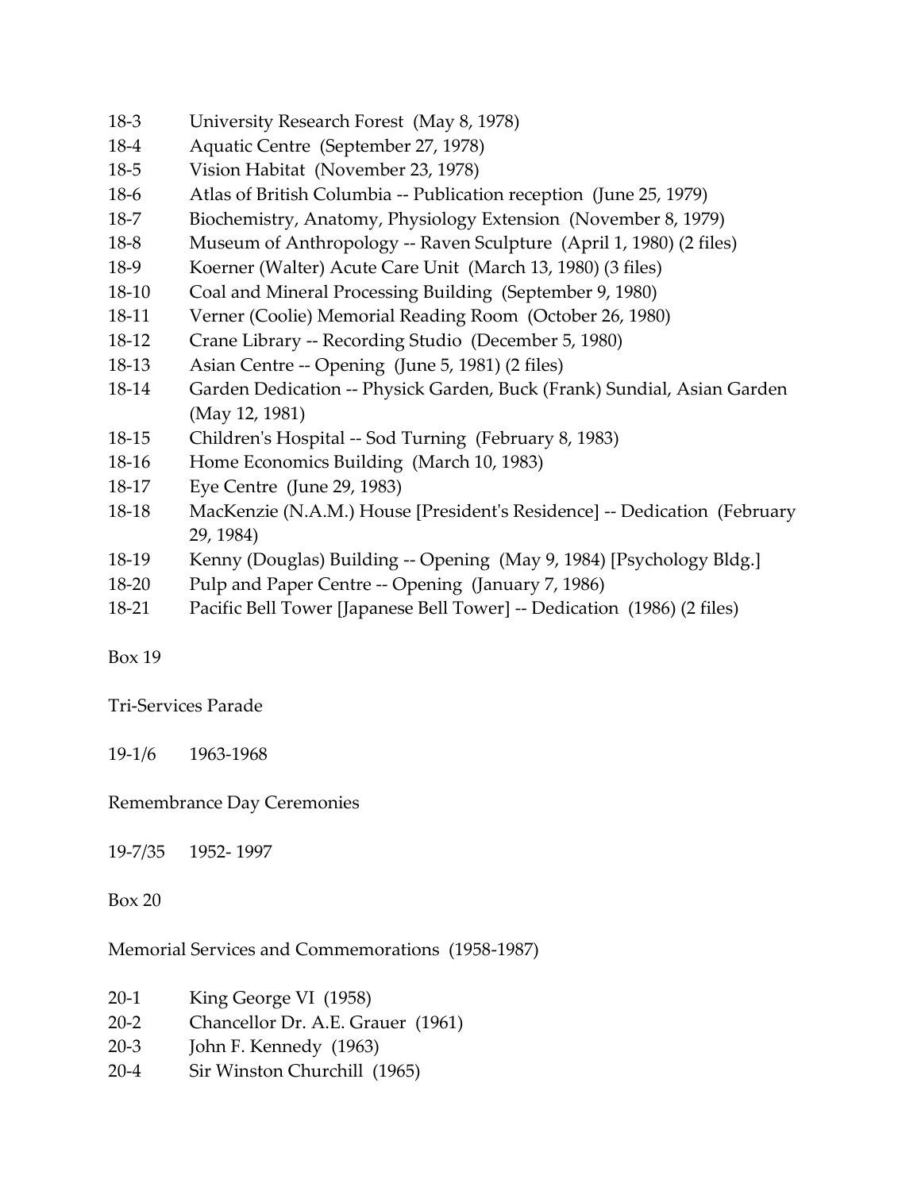18-3 University Research Forest (May 8, 1978)
18-4 Aquatic Centre (September 27, 1978)
18-5 Vision Habitat (November 23, 1978)
18-6 Atlas of British Columbia -- Publication reception (June 25, 1979)
18-7 Biochemistry, Anatomy, Physiology Extension (November 8, 1979)
18-8 Museum of Anthropology -- Raven Sculpture (April 1, 1980) (2 files)
18-9 Koerner (Walter) Acute Care Unit (March 13, 1980) (3 files)
18-10 Coal and Mineral Processing Building (September 9, 1980)
18-11 Verner (Coolie) Memorial Reading Room (October 26, 1980)
18-12 Crane Library -- Recording Studio (December 5, 1980)
18-13 Asian Centre -- Opening (June 5, 1981) (2 files)
18-14 Garden Dedication -- Physick Garden, Buck (Frank) Sundial, Asian Garden (May 12, 1981)
18-15 Children's Hospital -- Sod Turning (February 8, 1983)
18-16 Home Economics Building (March 10, 1983)
18-17 Eye Centre (June 29, 1983)
18-18 MacKenzie (N.A.M.) House [President's Residence] -- Dedication (February 29, 1984)
18-19 Kenny (Douglas) Building -- Opening (May 9, 1984) [Psychology Bldg.]
18-20 Pulp and Paper Centre -- Opening (January 7, 1986)
18-21 Pacific Bell Tower [Japanese Bell Tower] -- Dedication (1986) (2 files)

Box 19

Tri-Services Parade

19-1/6 1963-1968

Remembrance Day Ceremonies

19-7/35 1952- 1997

Box 20

Memorial Services and Commemorations (1958-1987)

20-1 King George VI (1958)
20-2 Chancellor Dr. A.E. Grauer (1961)
20-3 John F. Kennedy (1963)
20-4 Sir Winston Churchill (1965)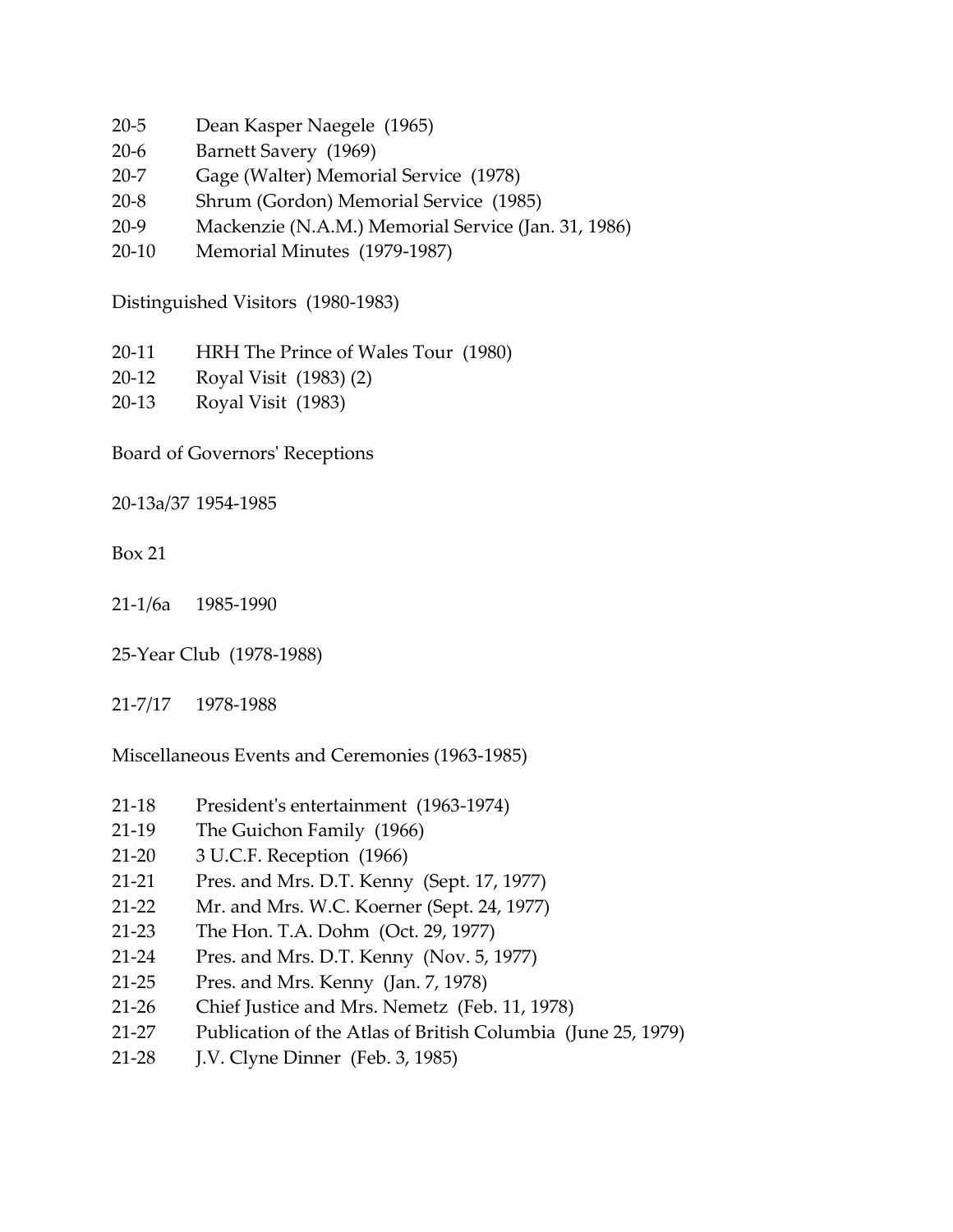20-5 Dean Kasper Naegele (1965)
20-6 Barnett Savery (1969)
20-7 Gage (Walter) Memorial Service (1978)
20-8 Shrum (Gordon) Memorial Service (1985)
20-9 Mackenzie (N.A.M.) Memorial Service (Jan. 31, 1986)
20-10 Memorial Minutes (1979-1987)

Distinguished Visitors (1980-1983)

20-11 HRH The Prince of Wales Tour (1980)
20-12 Royal Visit (1983) (2)
20-13 Royal Visit (1983)

Board of Governors' Receptions

20-13a/37 1954-1985

Box 21

21-1/6a 1985-1990

25-Year Club (1978-1988)

21-7/17 1978-1988

Miscellaneous Events and Ceremonies (1963-1985)

21-18 President's entertainment (1963-1974)
21-19 The Guichon Family (1966)
21-20 3 U.C.F. Reception (1966)
21-21 Pres. and Mrs. D.T. Kenny (Sept. 17, 1977)
21-22 Mr. and Mrs. W.C. Koerner (Sept. 24, 1977)
21-23 The Hon. T.A. Dohm (Oct. 29, 1977)
21-24 Pres. and Mrs. D.T. Kenny (Nov. 5, 1977)
21-25 Pres. and Mrs. Kenny (Jan. 7, 1978)
21-26 Chief Justice and Mrs. Nemetz (Feb. 11, 1978)
21-27 Publication of the Atlas of British Columbia (June 25, 1979)
21-28 J.V. Clyne Dinner (Feb. 3, 1985)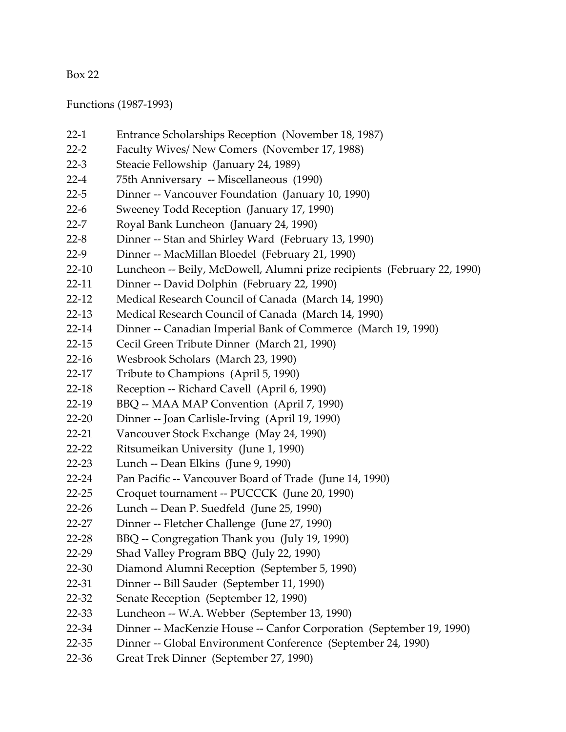Box 22

Functions (1987-1993)

| | |
|---|---|
| 22-1 | Entrance Scholarships Reception (November 18, 1987) |
| 22-2 | Faculty Wives/ New Comers (November 17, 1988) |
| 22-3 | Steacie Fellowship (January 24, 1989) |
| 22-4 | 75th Anniversary -- Miscellaneous (1990) |
| 22-5 | Dinner -- Vancouver Foundation (January 10, 1990) |
| 22-6 | Sweeney Todd Reception (January 17, 1990) |
| 22-7 | Royal Bank Luncheon (January 24, 1990) |
| 22-8 | Dinner -- Stan and Shirley Ward (February 13, 1990) |
| 22-9 | Dinner -- MacMillan Bloedel (February 21, 1990) |
| 22-10 | Luncheon -- Beily, McDowell, Alumni prize recipients (February 22, 1990) |
| 22-11 | Dinner -- David Dolphin (February 22, 1990) |
| 22-12 | Medical Research Council of Canada (March 14, 1990) |
| 22-13 | Medical Research Council of Canada (March 14, 1990) |
| 22-14 | Dinner -- Canadian Imperial Bank of Commerce (March 19, 1990) |
| 22-15 | Cecil Green Tribute Dinner (March 21, 1990) |
| 22-16 | Wesbrook Scholars (March 23, 1990) |
| 22-17 | Tribute to Champions (April 5, 1990) |
| 22-18 | Reception -- Richard Cavell (April 6, 1990) |
| 22-19 | BBQ -- MAA MAP Convention (April 7, 1990) |
| 22-20 | Dinner -- Joan Carlisle-Irving (April 19, 1990) |
| 22-21 | Vancouver Stock Exchange (May 24, 1990) |
| 22-22 | Ritsumeikan University (June 1, 1990) |
| 22-23 | Lunch -- Dean Elkins (June 9, 1990) |
| 22-24 | Pan Pacific -- Vancouver Board of Trade (June 14, 1990) |
| 22-25 | Croquet tournament -- PUCCCK (June 20, 1990) |
| 22-26 | Lunch -- Dean P. Suedfeld (June 25, 1990) |
| 22-27 | Dinner -- Fletcher Challenge (June 27, 1990) |
| 22-28 | BBQ -- Congregation Thank you (July 19, 1990) |
| 22-29 | Shad Valley Program BBQ (July 22, 1990) |
| 22-30 | Diamond Alumni Reception (September 5, 1990) |
| 22-31 | Dinner -- Bill Sauder (September 11, 1990) |
| 22-32 | Senate Reception (September 12, 1990) |
| 22-33 | Luncheon -- W.A. Webber (September 13, 1990) |
| 22-34 | Dinner -- MacKenzie House -- Canfor Corporation (September 19, 1990) |
| 22-35 | Dinner -- Global Environment Conference (September 24, 1990) |
| 22-36 | Great Trek Dinner (September 27, 1990) |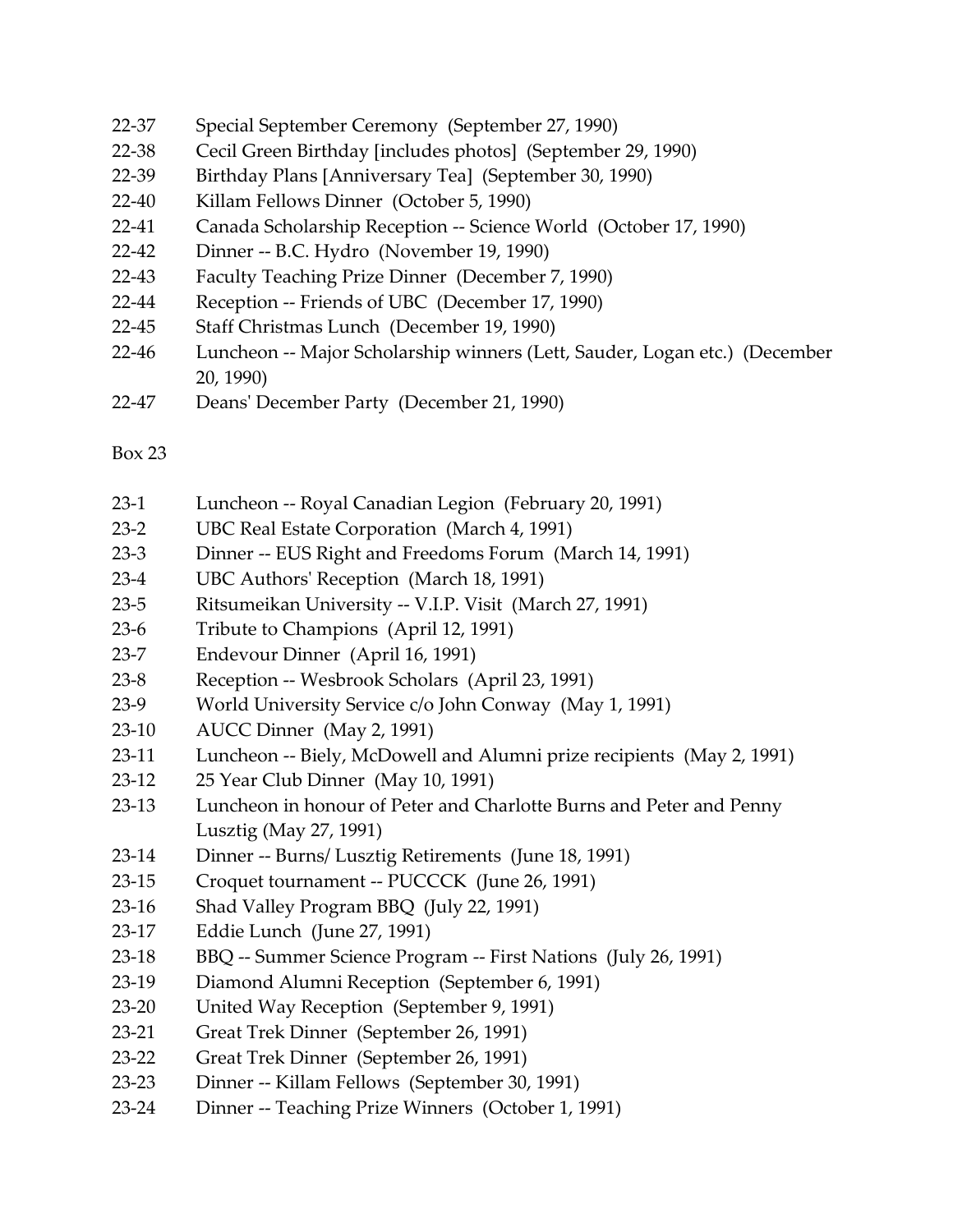22-37 Special September Ceremony (September 27, 1990)
22-38 Cecil Green Birthday [includes photos] (September 29, 1990)
22-39 Birthday Plans [Anniversary Tea] (September 30, 1990)
22-40 Killam Fellows Dinner (October 5, 1990)
22-41 Canada Scholarship Reception -- Science World (October 17, 1990)
22-42 Dinner -- B.C. Hydro (November 19, 1990)
22-43 Faculty Teaching Prize Dinner (December 7, 1990)
22-44 Reception -- Friends of UBC (December 17, 1990)
22-45 Staff Christmas Lunch (December 19, 1990)
22-46 Luncheon -- Major Scholarship winners (Lett, Sauder, Logan etc.) (December 20, 1990)
22-47 Deans' December Party (December 21, 1990)

Box 23

23-1 Luncheon -- Royal Canadian Legion (February 20, 1991)
23-2 UBC Real Estate Corporation (March 4, 1991)
23-3 Dinner -- EUS Right and Freedoms Forum (March 14, 1991)
23-4 UBC Authors' Reception (March 18, 1991)
23-5 Ritsumeikan University -- V.I.P. Visit (March 27, 1991)
23-6 Tribute to Champions (April 12, 1991)
23-7 Endevour Dinner (April 16, 1991)
23-8 Reception -- Wesbrook Scholars (April 23, 1991)
23-9 World University Service c/o John Conway (May 1, 1991)
23-10 AUCC Dinner (May 2, 1991)
23-11 Luncheon -- Biely, McDowell and Alumni prize recipients (May 2, 1991)
23-12 25 Year Club Dinner (May 10, 1991)
23-13 Luncheon in honour of Peter and Charlotte Burns and Peter and Penny Lusztig (May 27, 1991)
23-14 Dinner -- Burns/ Lusztig Retirements (June 18, 1991)
23-15 Croquet tournament -- PUCCCK (June 26, 1991)
23-16 Shad Valley Program BBQ (July 22, 1991)
23-17 Eddie Lunch (June 27, 1991)
23-18 BBQ -- Summer Science Program -- First Nations (July 26, 1991)
23-19 Diamond Alumni Reception (September 6, 1991)
23-20 United Way Reception (September 9, 1991)
23-21 Great Trek Dinner (September 26, 1991)
23-22 Great Trek Dinner (September 26, 1991)
23-23 Dinner -- Killam Fellows (September 30, 1991)
23-24 Dinner -- Teaching Prize Winners (October 1, 1991)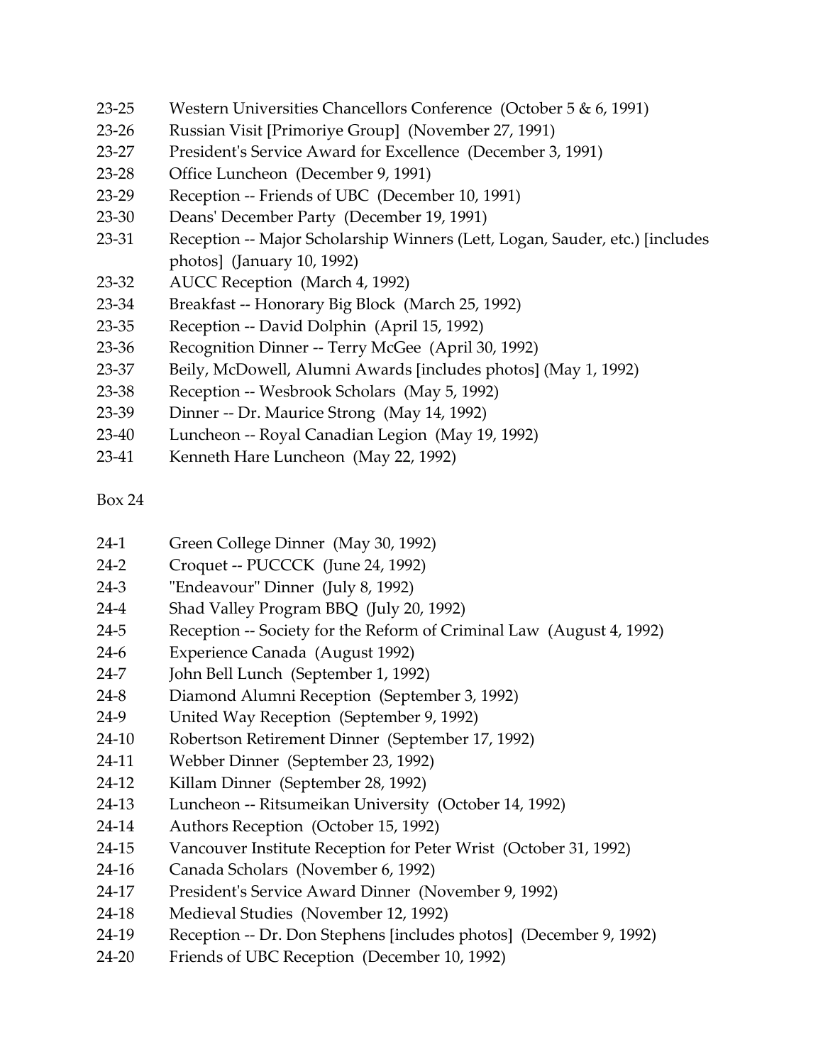23-25 Western Universities Chancellors Conference (October 5 & 6, 1991)
23-26 Russian Visit [Primoriye Group] (November 27, 1991)
23-27 President's Service Award for Excellence (December 3, 1991)
23-28 Office Luncheon (December 9, 1991)
23-29 Reception -- Friends of UBC (December 10, 1991)
23-30 Deans' December Party (December 19, 1991)
23-31 Reception -- Major Scholarship Winners (Lett, Logan, Sauder, etc.) [includes photos] (January 10, 1992)
23-32 AUCC Reception (March 4, 1992)
23-34 Breakfast -- Honorary Big Block (March 25, 1992)
23-35 Reception -- David Dolphin (April 15, 1992)
23-36 Recognition Dinner -- Terry McGee (April 30, 1992)
23-37 Beily, McDowell, Alumni Awards [includes photos] (May 1, 1992)
23-38 Reception -- Wesbrook Scholars (May 5, 1992)
23-39 Dinner -- Dr. Maurice Strong (May 14, 1992)
23-40 Luncheon -- Royal Canadian Legion (May 19, 1992)
23-41 Kenneth Hare Luncheon (May 22, 1992)

Box 24

24-1 Green College Dinner (May 30, 1992)
24-2 Croquet -- PUCCCK (June 24, 1992)
24-3 "Endeavour" Dinner (July 8, 1992)
24-4 Shad Valley Program BBQ (July 20, 1992)
24-5 Reception -- Society for the Reform of Criminal Law (August 4, 1992)
24-6 Experience Canada (August 1992)
24-7 John Bell Lunch (September 1, 1992)
24-8 Diamond Alumni Reception (September 3, 1992)
24-9 United Way Reception (September 9, 1992)
24-10 Robertson Retirement Dinner (September 17, 1992)
24-11 Webber Dinner (September 23, 1992)
24-12 Killam Dinner (September 28, 1992)
24-13 Luncheon -- Ritsumeikan University (October 14, 1992)
24-14 Authors Reception (October 15, 1992)
24-15 Vancouver Institute Reception for Peter Wrist (October 31, 1992)
24-16 Canada Scholars (November 6, 1992)
24-17 President's Service Award Dinner (November 9, 1992)
24-18 Medieval Studies (November 12, 1992)
24-19 Reception -- Dr. Don Stephens [includes photos] (December 9, 1992)
24-20 Friends of UBC Reception (December 10, 1992)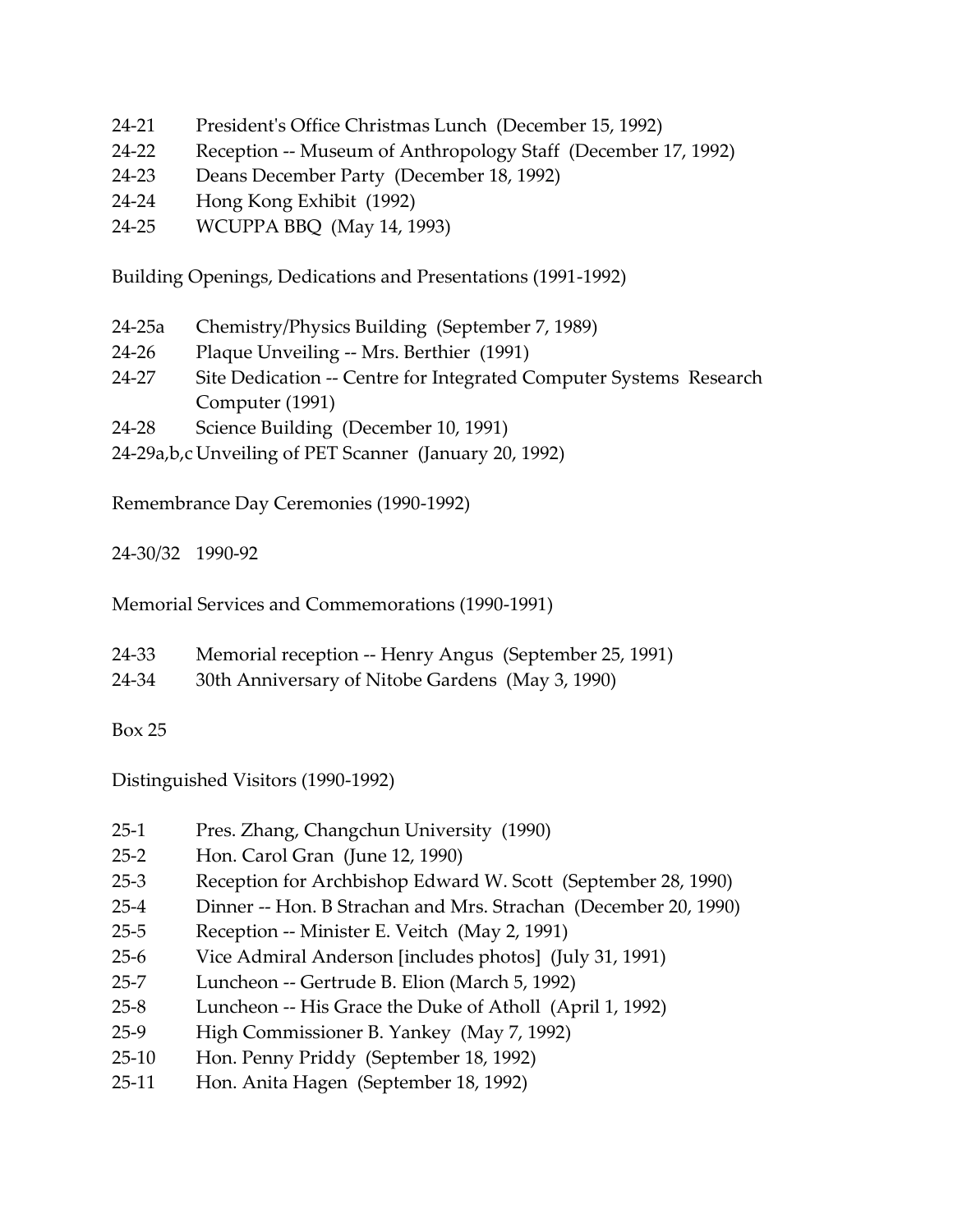24-21 President's Office Christmas Lunch (December 15, 1992)
24-22 Reception -- Museum of Anthropology Staff (December 17, 1992)
24-23 Deans December Party (December 18, 1992)
24-24 Hong Kong Exhibit (1992)
24-25 WCUPPA BBQ (May 14, 1993)

Building Openings, Dedications and Presentations (1991-1992)

24-25a Chemistry/Physics Building (September 7, 1989)
24-26 Plaque Unveiling -- Mrs. Berthier (1991)
24-27 Site Dedication -- Centre for Integrated Computer Systems Research Computer (1991)
24-28 Science Building (December 10, 1991)
24-29a,b,c Unveiling of PET Scanner (January 20, 1992)

Remembrance Day Ceremonies (1990-1992)

24-30/32 1990-92

Memorial Services and Commemorations (1990-1991)

24-33 Memorial reception -- Henry Angus (September 25, 1991)
24-34 30th Anniversary of Nitobe Gardens (May 3, 1990)

Box 25

Distinguished Visitors (1990-1992)

25-1 Pres. Zhang, Changchun University (1990)
25-2 Hon. Carol Gran (June 12, 1990)
25-3 Reception for Archbishop Edward W. Scott (September 28, 1990)
25-4 Dinner -- Hon. B Strachan and Mrs. Strachan (December 20, 1990)
25-5 Reception -- Minister E. Veitch (May 2, 1991)
25-6 Vice Admiral Anderson [includes photos] (July 31, 1991)
25-7 Luncheon -- Gertrude B. Elion (March 5, 1992)
25-8 Luncheon -- His Grace the Duke of Atholl (April 1, 1992)
25-9 High Commissioner B. Yankey (May 7, 1992)
25-10 Hon. Penny Priddy (September 18, 1992)
25-11 Hon. Anita Hagen (September 18, 1992)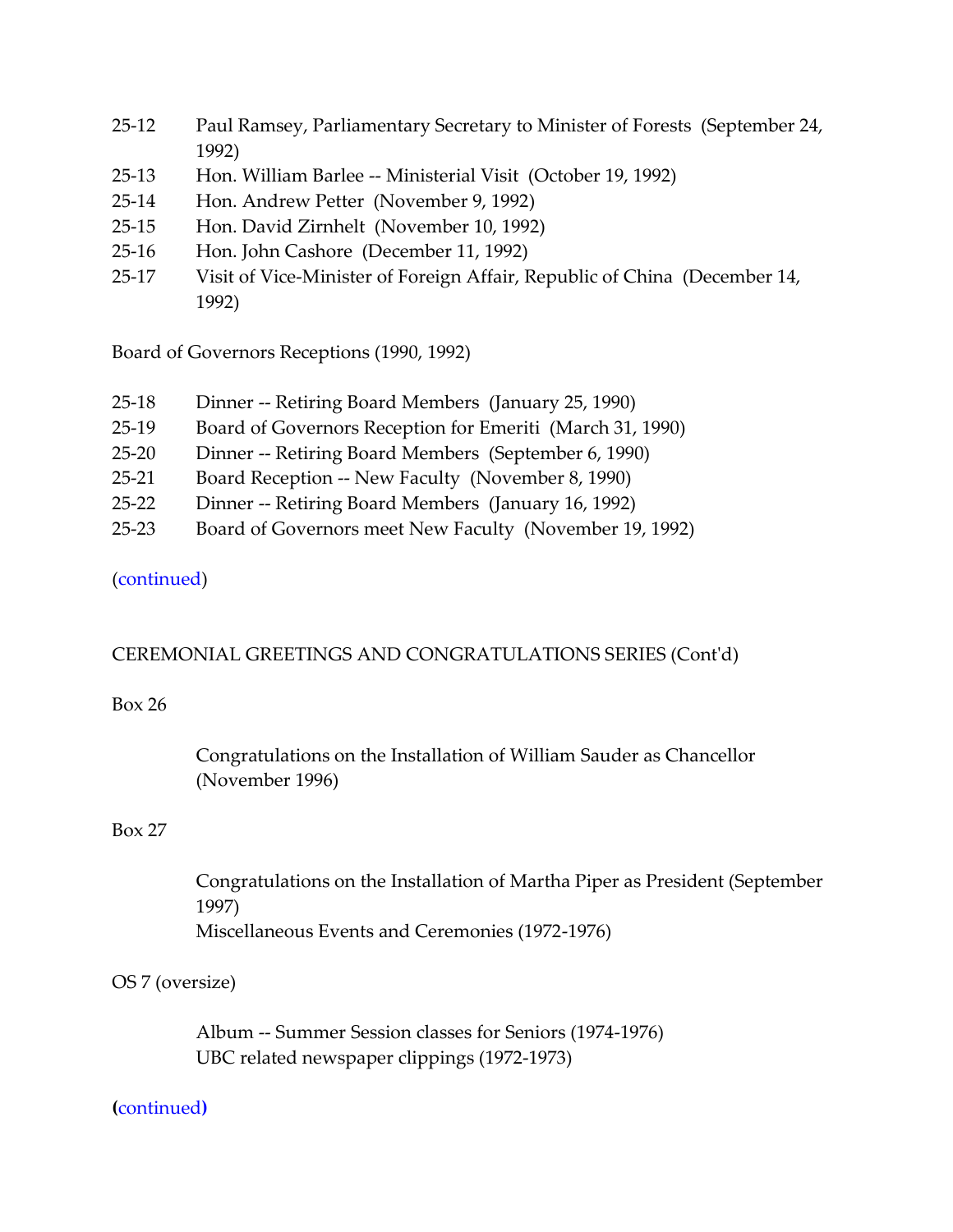25-12 Paul Ramsey, Parliamentary Secretary to Minister of Forests (September 24, 1992)
25-13 Hon. William Barlee -- Ministerial Visit (October 19, 1992)
25-14 Hon. Andrew Petter (November 9, 1992)
25-15 Hon. David Zirnhelt (November 10, 1992)
25-16 Hon. John Cashore (December 11, 1992)
25-17 Visit of Vice-Minister of Foreign Affair, Republic of China (December 14, 1992)

Board of Governors Receptions (1990, 1992)

25-18 Dinner -- Retiring Board Members (January 25, 1990)
25-19 Board of Governors Reception for Emeriti (March 31, 1990)
25-20 Dinner -- Retiring Board Members (September 6, 1990)
25-21 Board Reception -- New Faculty (November 8, 1990)
25-22 Dinner -- Retiring Board Members (January 16, 1992)
25-23 Board of Governors meet New Faculty (November 19, 1992)

(continued)

CEREMONIAL GREETINGS AND CONGRATULATIONS SERIES (Cont'd)

Box 26

Congratulations on the Installation of William Sauder as Chancellor (November 1996)

Box 27

Congratulations on the Installation of Martha Piper as President (September 1997)
Miscellaneous Events and Ceremonies (1972-1976)

OS 7 (oversize)

Album -- Summer Session classes for Seniors (1974-1976)
UBC related newspaper clippings (1972-1973)

(continued)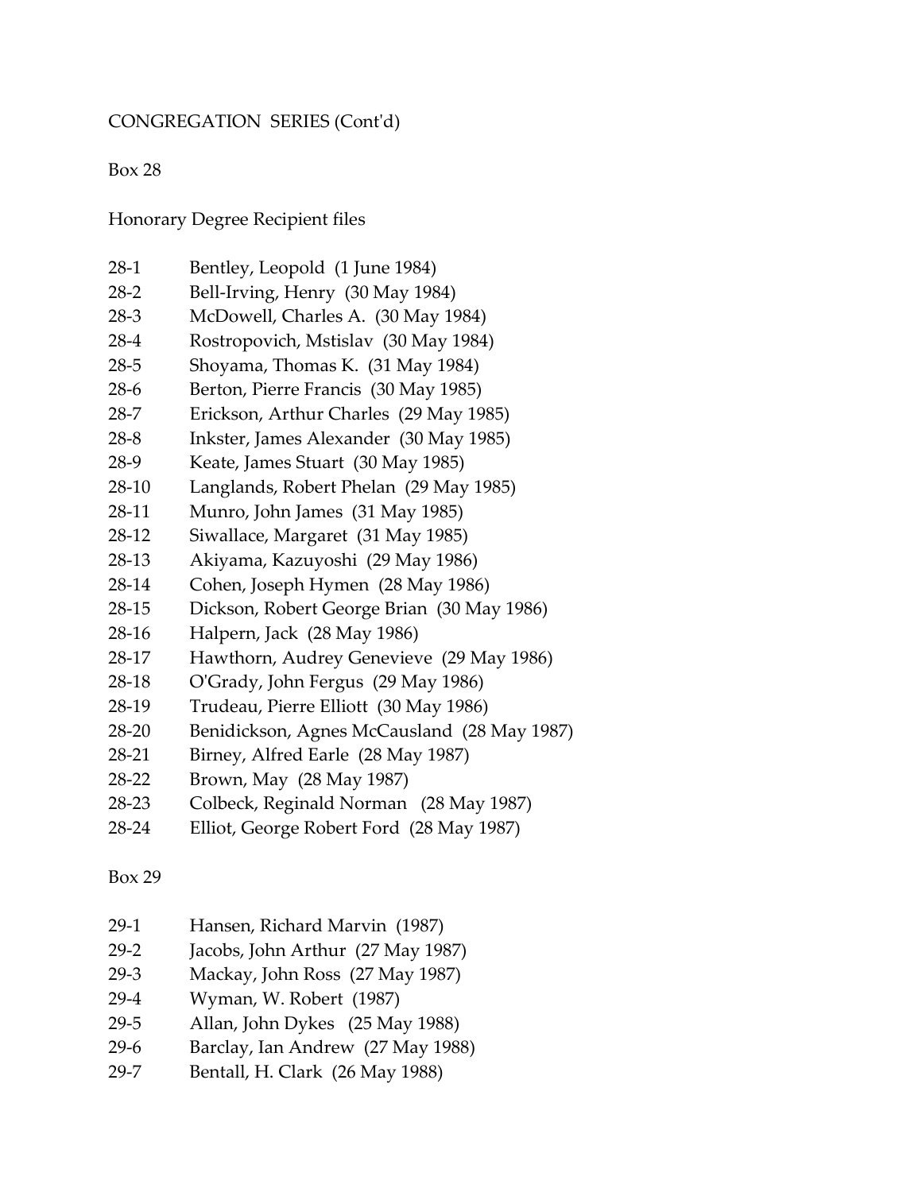CONGREGATION SERIES (Cont'd)

Box 28

Honorary Degree Recipient files

28-1 Bentley, Leopold (1 June 1984)
28-2 Bell-Irving, Henry (30 May 1984)
28-3 McDowell, Charles A. (30 May 1984)
28-4 Rostropovich, Mstislav (30 May 1984)
28-5 Shoyama, Thomas K. (31 May 1984)
28-6 Berton, Pierre Francis (30 May 1985)
28-7 Erickson, Arthur Charles (29 May 1985)
28-8 Inkster, James Alexander (30 May 1985)
28-9 Keate, James Stuart (30 May 1985)
28-10 Langlands, Robert Phelan (29 May 1985)
28-11 Munro, John James (31 May 1985)
28-12 Siwallace, Margaret (31 May 1985)
28-13 Akiyama, Kazuyoshi (29 May 1986)
28-14 Cohen, Joseph Hymen (28 May 1986)
28-15 Dickson, Robert George Brian (30 May 1986)
28-16 Halpern, Jack (28 May 1986)
28-17 Hawthorn, Audrey Genevieve (29 May 1986)
28-18 O'Grady, John Fergus (29 May 1986)
28-19 Trudeau, Pierre Elliott (30 May 1986)
28-20 Benidickson, Agnes McCausland (28 May 1987)
28-21 Birney, Alfred Earle (28 May 1987)
28-22 Brown, May (28 May 1987)
28-23 Colbeck, Reginald Norman (28 May 1987)
28-24 Elliot, George Robert Ford (28 May 1987)

Box 29

29-1 Hansen, Richard Marvin (1987)
29-2 Jacobs, John Arthur (27 May 1987)
29-3 Mackay, John Ross (27 May 1987)
29-4 Wyman, W. Robert (1987)
29-5 Allan, John Dykes (25 May 1988)
29-6 Barclay, Ian Andrew (27 May 1988)
29-7 Bentall, H. Clark (26 May 1988)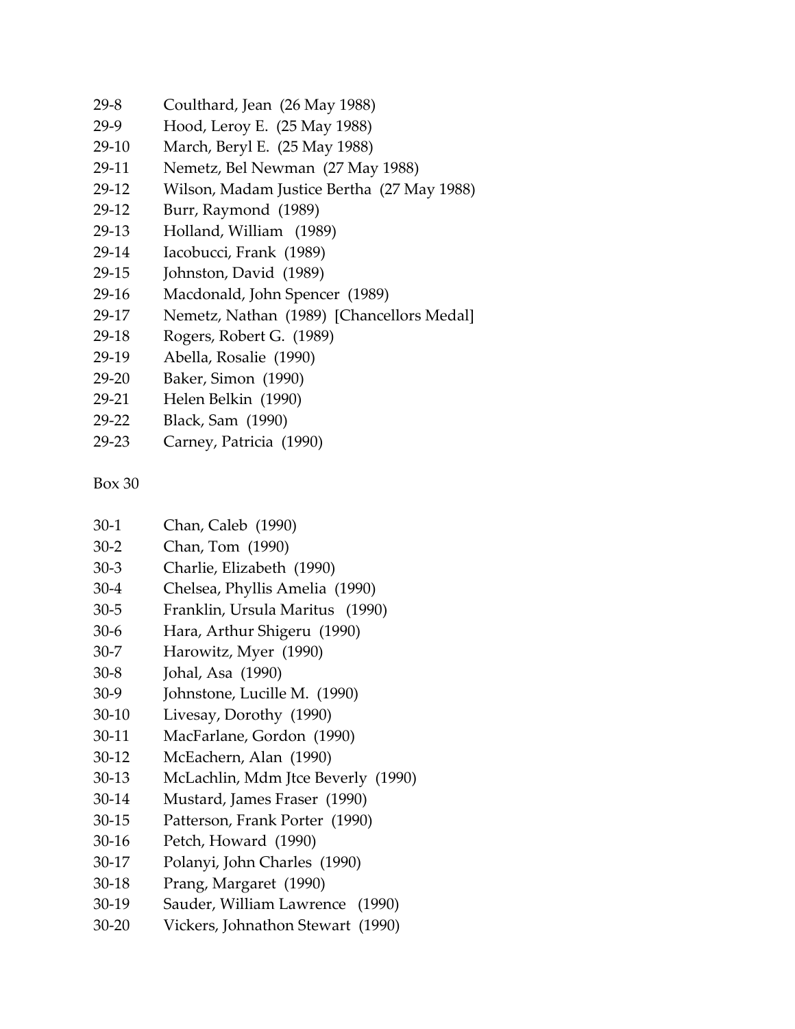29-8 Coulthard, Jean (26 May 1988)
29-9 Hood, Leroy E. (25 May 1988)
29-10 March, Beryl E. (25 May 1988)
29-11 Nemetz, Bel Newman (27 May 1988)
29-12 Wilson, Madam Justice Bertha (27 May 1988)
29-12 Burr, Raymond (1989)
29-13 Holland, William (1989)
29-14 Iacobucci, Frank (1989)
29-15 Johnston, David (1989)
29-16 Macdonald, John Spencer (1989)
29-17 Nemetz, Nathan (1989) [Chancellors Medal]
29-18 Rogers, Robert G. (1989)
29-19 Abella, Rosalie (1990)
29-20 Baker, Simon (1990)
29-21 Helen Belkin (1990)
29-22 Black, Sam (1990)
29-23 Carney, Patricia (1990)

Box 30

30-1 Chan, Caleb (1990)
30-2 Chan, Tom (1990)
30-3 Charlie, Elizabeth (1990)
30-4 Chelsea, Phyllis Amelia (1990)
30-5 Franklin, Ursula Maritus (1990)
30-6 Hara, Arthur Shigeru (1990)
30-7 Harowitz, Myer (1990)
30-8 Johal, Asa (1990)
30-9 Johnstone, Lucille M. (1990)
30-10 Livesay, Dorothy (1990)
30-11 MacFarlane, Gordon (1990)
30-12 McEachern, Alan (1990)
30-13 McLachlin, Mdm Jtce Beverly (1990)
30-14 Mustard, James Fraser (1990)
30-15 Patterson, Frank Porter (1990)
30-16 Petch, Howard (1990)
30-17 Polanyi, John Charles (1990)
30-18 Prang, Margaret (1990)
30-19 Sauder, William Lawrence (1990)
30-20 Vickers, Johnathon Stewart (1990)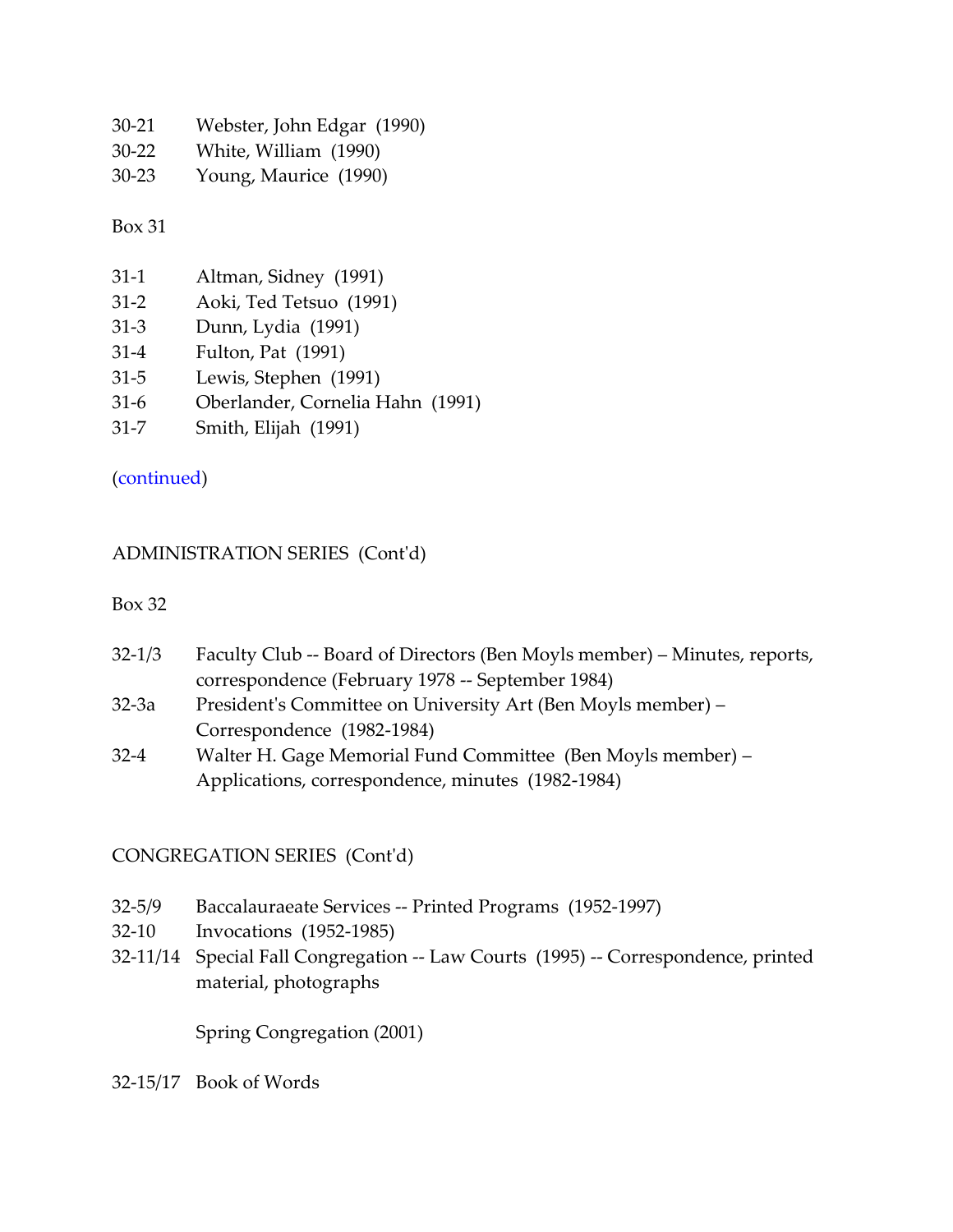30-21 Webster, John Edgar (1990)
30-22 White, William (1990)
30-23 Young, Maurice (1990)

Box 31

31-1 Altman, Sidney (1991)
31-2 Aoki, Ted Tetsuo (1991)
31-3 Dunn, Lydia (1991)
31-4 Fulton, Pat (1991)
31-5 Lewis, Stephen (1991)
31-6 Oberlander, Cornelia Hahn (1991)
31-7 Smith, Elijah (1991)

(continued)

ADMINISTRATION SERIES (Cont'd)

Box 32

32-1/3 Faculty Club -- Board of Directors (Ben Moyls member) – Minutes, reports, correspondence (February 1978 -- September 1984)
32-3a President's Committee on University Art (Ben Moyls member) – Correspondence (1982-1984)
32-4 Walter H. Gage Memorial Fund Committee (Ben Moyls member) – Applications, correspondence, minutes (1982-1984)

CONGREGATION SERIES (Cont'd)

32-5/9 Baccalauraeate Services -- Printed Programs (1952-1997)
32-10 Invocations (1952-1985)
32-11/14 Special Fall Congregation -- Law Courts (1995) -- Correspondence, printed material, photographs

Spring Congregation (2001)

32-15/17 Book of Words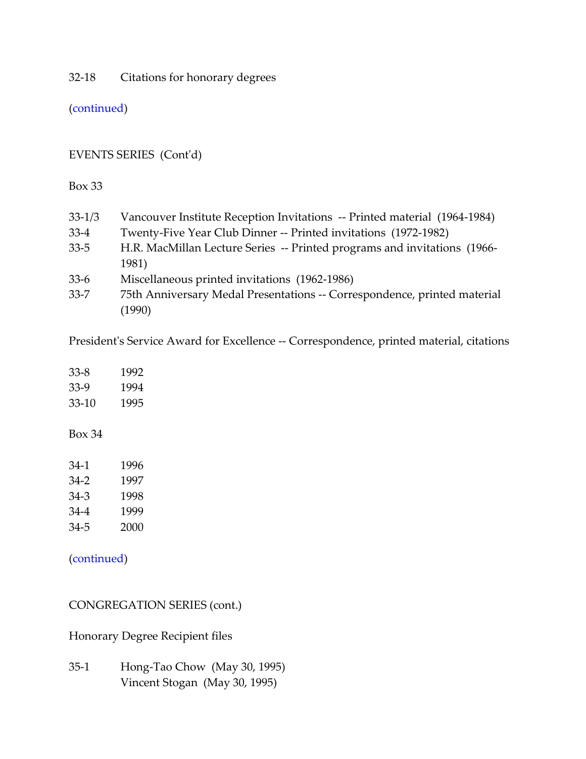32-18 Citations for honorary degrees

(continued)

EVENTS SERIES (Cont'd)

Box 33

| | |
|---|---|
| 33-1/3 | Vancouver Institute Reception Invitations -- Printed material (1964-1984) |
| 33-4 | Twenty-Five Year Club Dinner -- Printed invitations (1972-1982) |
| 33-5 | H.R. MacMillan Lecture Series -- Printed programs and invitations (1966-1981) |
| 33-6 | Miscellaneous printed invitations (1962-1986) |
| 33-7 | 75th Anniversary Medal Presentations -- Correspondence, printed material (1990) |

President's Service Award for Excellence -- Correspondence, printed material, citations

| | |
|---|---|
| 33-8 | 1992 |
| 33-9 | 1994 |
| 33-10 | 1995 |

Box 34

| | |
|---|---|
| 34-1 | 1996 |
| 34-2 | 1997 |
| 34-3 | 1998 |
| 34-4 | 1999 |
| 34-5 | 2000 |

(continued)

CONGREGATION SERIES (cont.)

Honorary Degree Recipient files

| | |
|---|---|
| 35-1 | Hong-Tao Chow (May 30, 1995) |
| | Vincent Stogan (May 30, 1995) |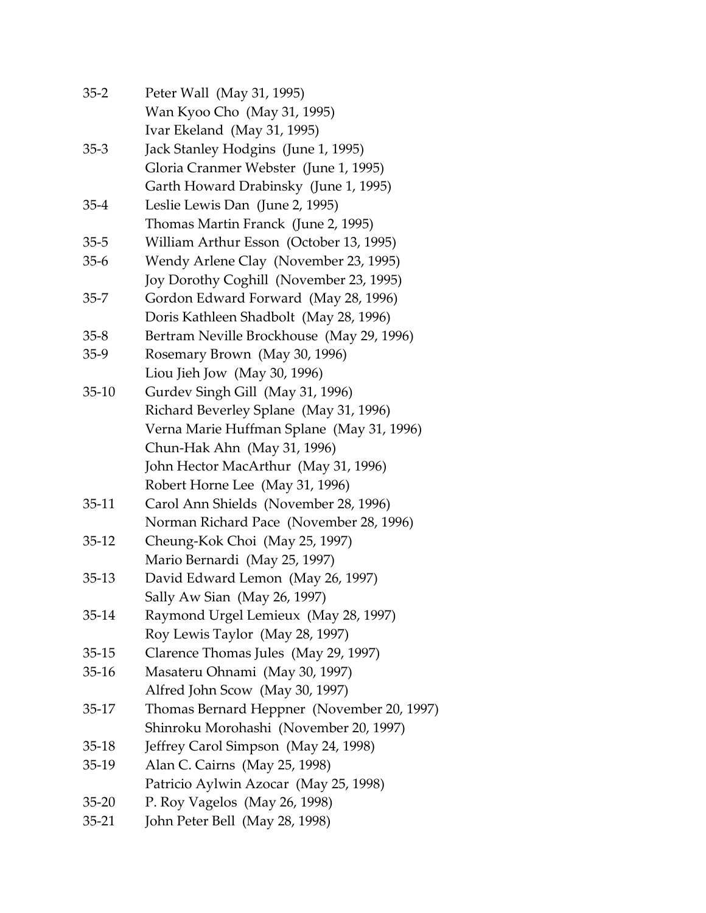| | |
|---|---|
| 35-2 | Peter Wall (May 31, 1995) |
| | Wan Kyoo Cho (May 31, 1995) |
| | Ivar Ekeland (May 31, 1995) |
| 35-3 | Jack Stanley Hodgins (June 1, 1995) |
| | Gloria Cranmer Webster (June 1, 1995) |
| | Garth Howard Drabinsky (June 1, 1995) |
| 35-4 | Leslie Lewis Dan (June 2, 1995) |
| | Thomas Martin Franck (June 2, 1995) |
| 35-5 | William Arthur Esson (October 13, 1995) |
| 35-6 | Wendy Arlene Clay (November 23, 1995) |
| | Joy Dorothy Coghill (November 23, 1995) |
| 35-7 | Gordon Edward Forward (May 28, 1996) |
| | Doris Kathleen Shadbolt (May 28, 1996) |
| 35-8 | Bertram Neville Brockhouse (May 29, 1996) |
| 35-9 | Rosemary Brown (May 30, 1996) |
| | Liou Jieh Jow (May 30, 1996) |
| 35-10 | Gurdev Singh Gill (May 31, 1996) |
| | Richard Beverley Splane (May 31, 1996) |
| | Verna Marie Huffman Splane (May 31, 1996) |
| | Chun-Hak Ahn (May 31, 1996) |
| | John Hector MacArthur (May 31, 1996) |
| | Robert Horne Lee (May 31, 1996) |
| 35-11 | Carol Ann Shields (November 28, 1996) |
| | Norman Richard Pace (November 28, 1996) |
| 35-12 | Cheung-Kok Choi (May 25, 1997) |
| | Mario Bernardi (May 25, 1997) |
| 35-13 | David Edward Lemon (May 26, 1997) |
| | Sally Aw Sian (May 26, 1997) |
| 35-14 | Raymond Urgel Lemieux (May 28, 1997) |
| | Roy Lewis Taylor (May 28, 1997) |
| 35-15 | Clarence Thomas Jules (May 29, 1997) |
| 35-16 | Masateru Ohnami (May 30, 1997) |
| | Alfred John Scow (May 30, 1997) |
| 35-17 | Thomas Bernard Heppner (November 20, 1997) |
| | Shinroku Morohashi (November 20, 1997) |
| 35-18 | Jeffrey Carol Simpson (May 24, 1998) |
| 35-19 | Alan C. Cairns (May 25, 1998) |
| | Patricio Aylwin Azocar (May 25, 1998) |
| 35-20 | P. Roy Vagelos (May 26, 1998) |
| 35-21 | John Peter Bell (May 28, 1998) |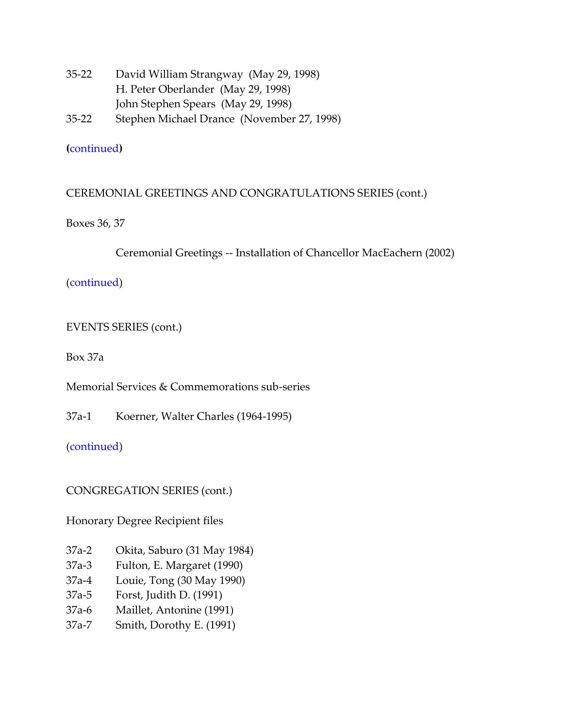35-22 David William Strangway (May 29, 1998)
H. Peter Oberlander (May 29, 1998)
John Stephen Spears (May 29, 1998)
35-22 Stephen Michael Drance (November 27, 1998)

**(**continued**)**

CEREMONIAL GREETINGS AND CONGRATULATIONS SERIES (cont.)

Boxes 36, 37

Ceremonial Greetings -- Installation of Chancellor MacEachern (2002)

(continued)

EVENTS SERIES (cont.)

Box 37a

Memorial Services & Commemorations sub-series

37a-1 Koerner, Walter Charles (1964-1995)

(continued)

CONGREGATION SERIES (cont.)

Honorary Degree Recipient files

37a-2 Okita, Saburo (31 May 1984)
37a-3 Fulton, E. Margaret (1990)
37a-4 Louie, Tong (30 May 1990)
37a-5 Forst, Judith D. (1991)
37a-6 Maillet, Antonine (1991)
37a-7 Smith, Dorothy E. (1991)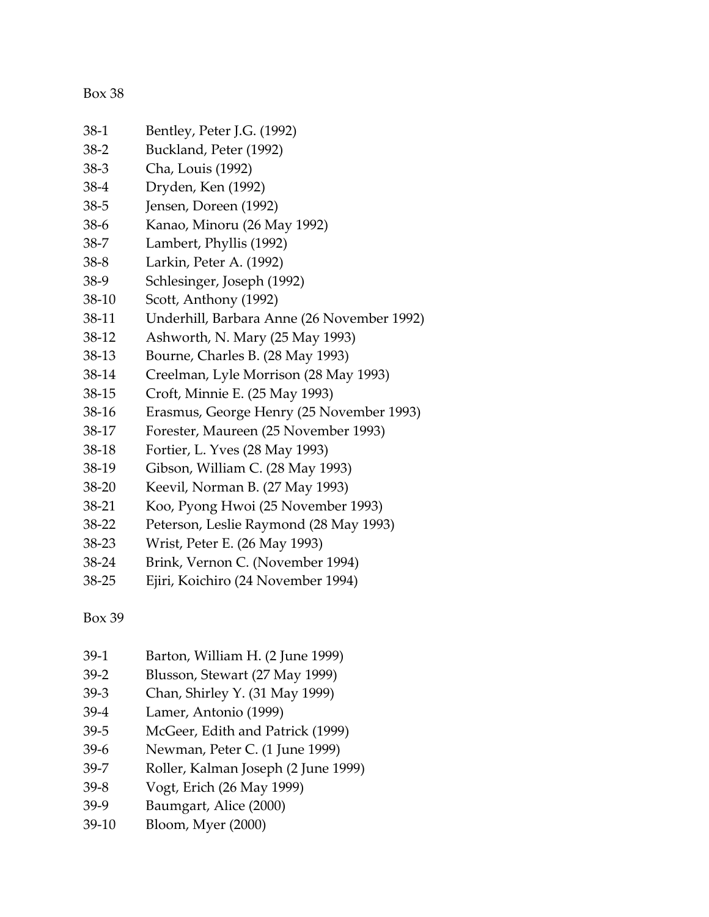Box 38

38-1 Bentley, Peter J.G. (1992)
38-2 Buckland, Peter (1992)
38-3 Cha, Louis (1992)
38-4 Dryden, Ken (1992)
38-5 Jensen, Doreen (1992)
38-6 Kanao, Minoru (26 May 1992)
38-7 Lambert, Phyllis (1992)
38-8 Larkin, Peter A. (1992)
38-9 Schlesinger, Joseph (1992)
38-10 Scott, Anthony (1992)
38-11 Underhill, Barbara Anne (26 November 1992)
38-12 Ashworth, N. Mary (25 May 1993)
38-13 Bourne, Charles B. (28 May 1993)
38-14 Creelman, Lyle Morrison (28 May 1993)
38-15 Croft, Minnie E. (25 May 1993)
38-16 Erasmus, George Henry (25 November 1993)
38-17 Forester, Maureen (25 November 1993)
38-18 Fortier, L. Yves (28 May 1993)
38-19 Gibson, William C. (28 May 1993)
38-20 Keevil, Norman B. (27 May 1993)
38-21 Koo, Pyong Hwoi (25 November 1993)
38-22 Peterson, Leslie Raymond (28 May 1993)
38-23 Wrist, Peter E. (26 May 1993)
38-24 Brink, Vernon C. (November 1994)
38-25 Ejiri, Koichiro (24 November 1994)

Box 39

39-1 Barton, William H. (2 June 1999)
39-2 Blusson, Stewart (27 May 1999)
39-3 Chan, Shirley Y. (31 May 1999)
39-4 Lamer, Antonio (1999)
39-5 McGeer, Edith and Patrick (1999)
39-6 Newman, Peter C. (1 June 1999)
39-7 Roller, Kalman Joseph (2 June 1999)
39-8 Vogt, Erich (26 May 1999)
39-9 Baumgart, Alice (2000)
39-10 Bloom, Myer (2000)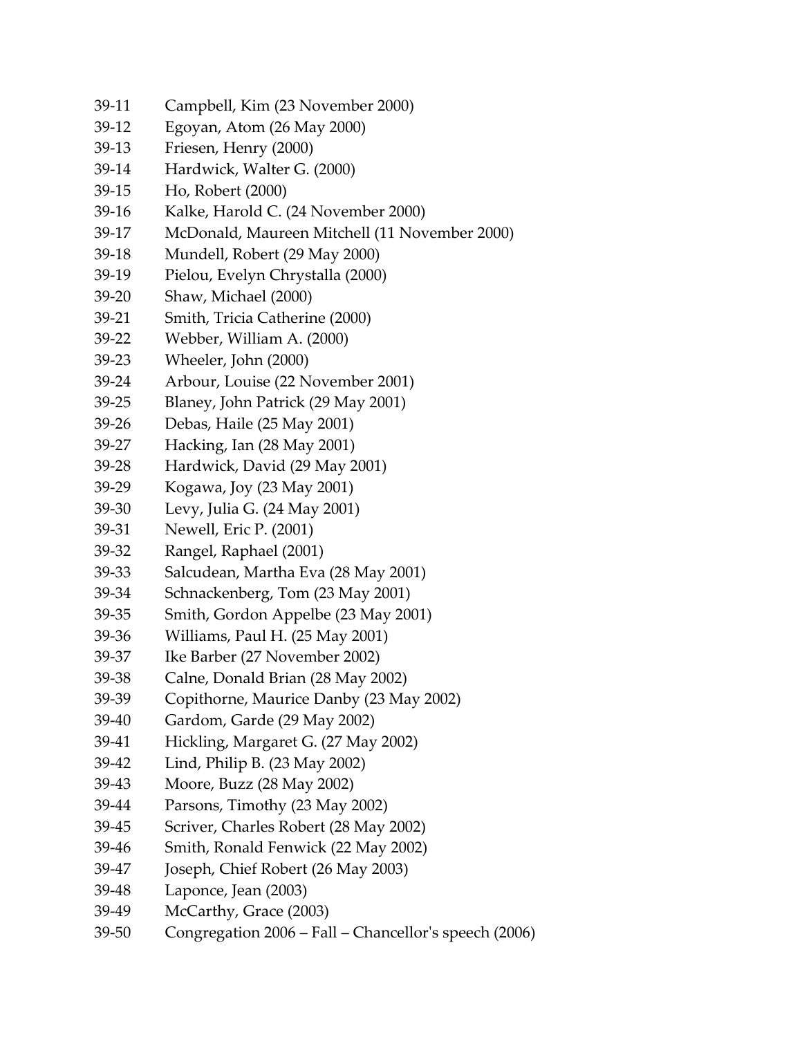39-11 Campbell, Kim (23 November 2000)
39-12 Egoyan, Atom (26 May 2000)
39-13 Friesen, Henry (2000)
39-14 Hardwick, Walter G. (2000)
39-15 Ho, Robert (2000)
39-16 Kalke, Harold C. (24 November 2000)
39-17 McDonald, Maureen Mitchell (11 November 2000)
39-18 Mundell, Robert (29 May 2000)
39-19 Pielou, Evelyn Chrystalla (2000)
39-20 Shaw, Michael (2000)
39-21 Smith, Tricia Catherine (2000)
39-22 Webber, William A. (2000)
39-23 Wheeler, John (2000)
39-24 Arbour, Louise (22 November 2001)
39-25 Blaney, John Patrick (29 May 2001)
39-26 Debas, Haile (25 May 2001)
39-27 Hacking, Ian (28 May 2001)
39-28 Hardwick, David (29 May 2001)
39-29 Kogawa, Joy (23 May 2001)
39-30 Levy, Julia G. (24 May 2001)
39-31 Newell, Eric P. (2001)
39-32 Rangel, Raphael (2001)
39-33 Salcudean, Martha Eva (28 May 2001)
39-34 Schnackenberg, Tom (23 May 2001)
39-35 Smith, Gordon Appelbe (23 May 2001)
39-36 Williams, Paul H. (25 May 2001)
39-37 Ike Barber (27 November 2002)
39-38 Calne, Donald Brian (28 May 2002)
39-39 Copithorne, Maurice Danby (23 May 2002)
39-40 Gardom, Garde (29 May 2002)
39-41 Hickling, Margaret G. (27 May 2002)
39-42 Lind, Philip B. (23 May 2002)
39-43 Moore, Buzz (28 May 2002)
39-44 Parsons, Timothy (23 May 2002)
39-45 Scriver, Charles Robert (28 May 2002)
39-46 Smith, Ronald Fenwick (22 May 2002)
39-47 Joseph, Chief Robert (26 May 2003)
39-48 Laponce, Jean (2003)
39-49 McCarthy, Grace (2003)
39-50 Congregation 2006 – Fall – Chancellor's speech (2006)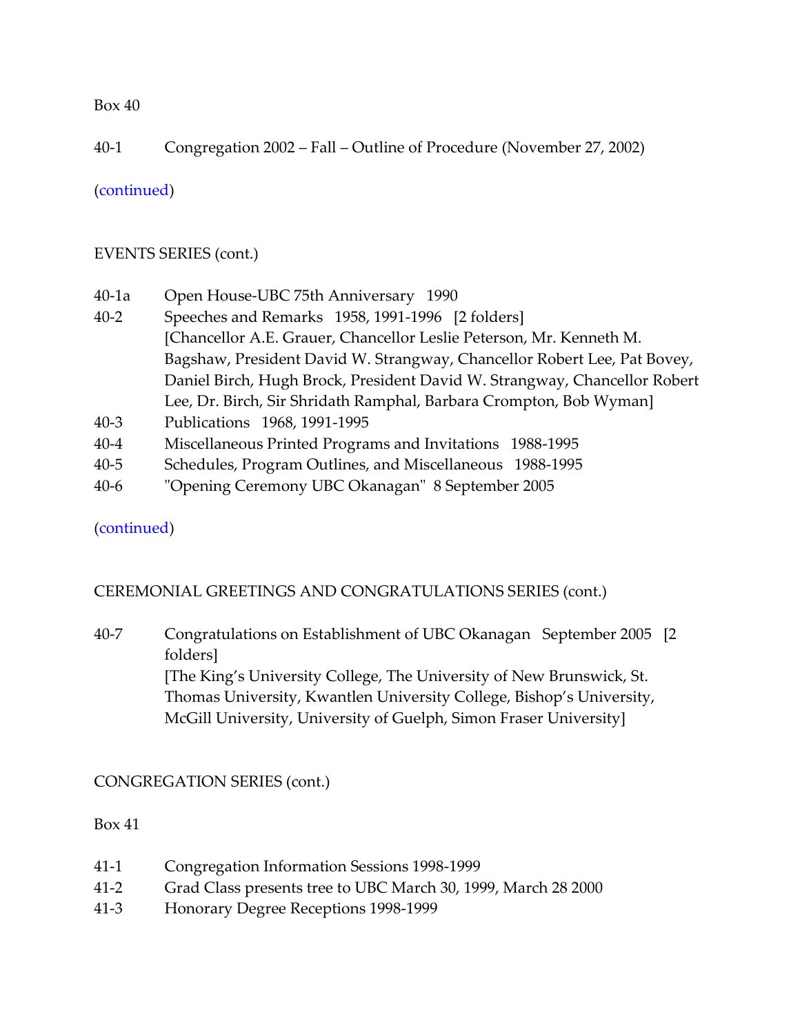Box 40

40-1 Congregation 2002 – Fall – Outline of Procedure (November 27, 2002)

(continued)

EVENTS SERIES (cont.)

40-1a Open House-UBC 75th Anniversary 1990

40-2 Speeches and Remarks 1958, 1991-1996 [2 folders]
[Chancellor A.E. Grauer, Chancellor Leslie Peterson, Mr. Kenneth M. Bagshaw, President David W. Strangway, Chancellor Robert Lee, Pat Bovey, Daniel Birch, Hugh Brock, President David W. Strangway, Chancellor Robert Lee, Dr. Birch, Sir Shridath Ramphal, Barbara Crompton, Bob Wyman]

40-3 Publications 1968, 1991-1995

40-4 Miscellaneous Printed Programs and Invitations 1988-1995

40-5 Schedules, Program Outlines, and Miscellaneous 1988-1995

40-6 "Opening Ceremony UBC Okanagan" 8 September 2005

(continued)

CEREMONIAL GREETINGS AND CONGRATULATIONS SERIES (cont.)

40-7 Congratulations on Establishment of UBC Okanagan September 2005 [2 folders]
[The King's University College, The University of New Brunswick, St. Thomas University, Kwantlen University College, Bishop's University, McGill University, University of Guelph, Simon Fraser University]

CONGREGATION SERIES (cont.)

Box 41

41-1 Congregation Information Sessions 1998-1999

41-2 Grad Class presents tree to UBC March 30, 1999, March 28 2000

41-3 Honorary Degree Receptions 1998-1999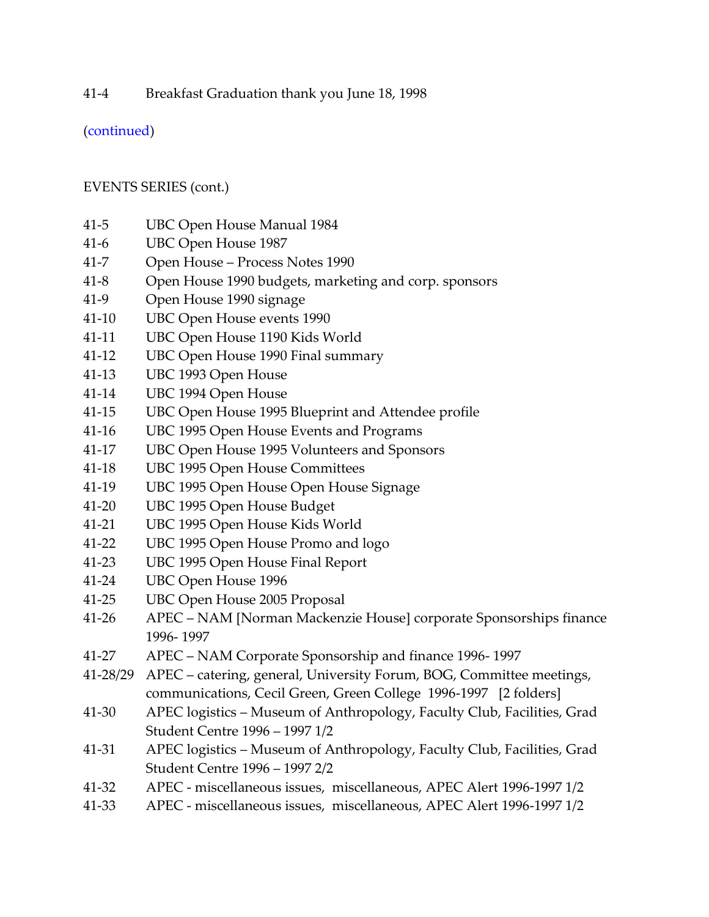41-4 Breakfast Graduation thank you June 18, 1998

(continued)

EVENTS SERIES (cont.)

41-5 UBC Open House Manual 1984
41-6 UBC Open House 1987
41-7 Open House – Process Notes 1990
41-8 Open House 1990 budgets, marketing and corp. sponsors
41-9 Open House 1990 signage
41-10 UBC Open House events 1990
41-11 UBC Open House 1190 Kids World
41-12 UBC Open House 1990 Final summary
41-13 UBC 1993 Open House
41-14 UBC 1994 Open House
41-15 UBC Open House 1995 Blueprint and Attendee profile
41-16 UBC 1995 Open House Events and Programs
41-17 UBC Open House 1995 Volunteers and Sponsors
41-18 UBC 1995 Open House Committees
41-19 UBC 1995 Open House Open House Signage
41-20 UBC 1995 Open House Budget
41-21 UBC 1995 Open House Kids World
41-22 UBC 1995 Open House Promo and logo
41-23 UBC 1995 Open House Final Report
41-24 UBC Open House 1996
41-25 UBC Open House 2005 Proposal
41-26 APEC – NAM [Norman Mackenzie House] corporate Sponsorships finance 1996- 1997
41-27 APEC – NAM Corporate Sponsorship and finance 1996- 1997
41-28/29 APEC – catering, general, University Forum, BOG, Committee meetings, communications, Cecil Green, Green College 1996-1997 [2 folders]
41-30 APEC logistics – Museum of Anthropology, Faculty Club, Facilities, Grad Student Centre 1996 – 1997 1/2
41-31 APEC logistics – Museum of Anthropology, Faculty Club, Facilities, Grad Student Centre 1996 – 1997 2/2
41-32 APEC - miscellaneous issues, miscellaneous, APEC Alert 1996-1997 1/2
41-33 APEC - miscellaneous issues, miscellaneous, APEC Alert 1996-1997 1/2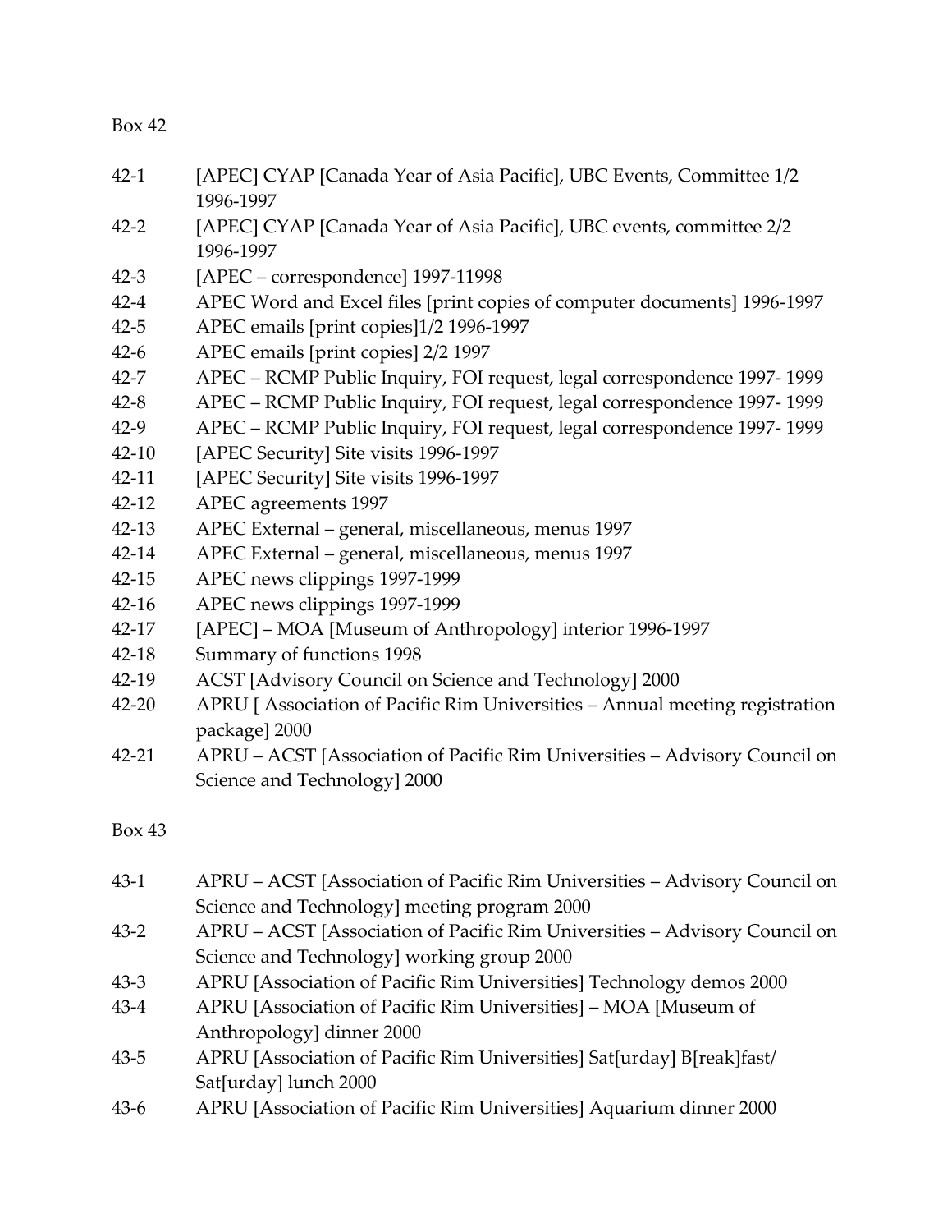Box 42

| | |
|---|---|
| 42-1 | [APEC] CYAP [Canada Year of Asia Pacific], UBC Events, Committee 1/2 1996-1997 |
| 42-2 | [APEC] CYAP [Canada Year of Asia Pacific], UBC events, committee 2/2 1996-1997 |
| 42-3 | [APEC – correspondence] 1997-11998 |
| 42-4 | APEC Word and Excel files [print copies of computer documents] 1996-1997 |
| 42-5 | APEC emails [print copies]1/2 1996-1997 |
| 42-6 | APEC emails [print copies] 2/2 1997 |
| 42-7 | APEC – RCMP Public Inquiry, FOI request, legal correspondence 1997- 1999 |
| 42-8 | APEC – RCMP Public Inquiry, FOI request, legal correspondence 1997- 1999 |
| 42-9 | APEC – RCMP Public Inquiry, FOI request, legal correspondence 1997- 1999 |
| 42-10 | [APEC Security] Site visits 1996-1997 |
| 42-11 | [APEC Security] Site visits 1996-1997 |
| 42-12 | APEC agreements 1997 |
| 42-13 | APEC External – general, miscellaneous, menus 1997 |
| 42-14 | APEC External – general, miscellaneous, menus 1997 |
| 42-15 | APEC news clippings 1997-1999 |
| 42-16 | APEC news clippings 1997-1999 |
| 42-17 | [APEC] – MOA [Museum of Anthropology] interior 1996-1997 |
| 42-18 | Summary of functions 1998 |
| 42-19 | ACST [Advisory Council on Science and Technology] 2000 |
| 42-20 | APRU [ Association of Pacific Rim Universities – Annual meeting registration package] 2000 |
| 42-21 | APRU – ACST [Association of Pacific Rim Universities – Advisory Council on Science and Technology] 2000 |

Box 43

| | |
|---|---|
| 43-1 | APRU – ACST [Association of Pacific Rim Universities – Advisory Council on Science and Technology] meeting program 2000 |
| 43-2 | APRU – ACST [Association of Pacific Rim Universities – Advisory Council on Science and Technology] working group 2000 |
| 43-3 | APRU [Association of Pacific Rim Universities] Technology demos 2000 |
| 43-4 | APRU [Association of Pacific Rim Universities] – MOA [Museum of Anthropology] dinner 2000 |
| 43-5 | APRU [Association of Pacific Rim Universities] Sat[urday] B[reak]fast/ Sat[urday] lunch 2000 |
| 43-6 | APRU [Association of Pacific Rim Universities] Aquarium dinner 2000 |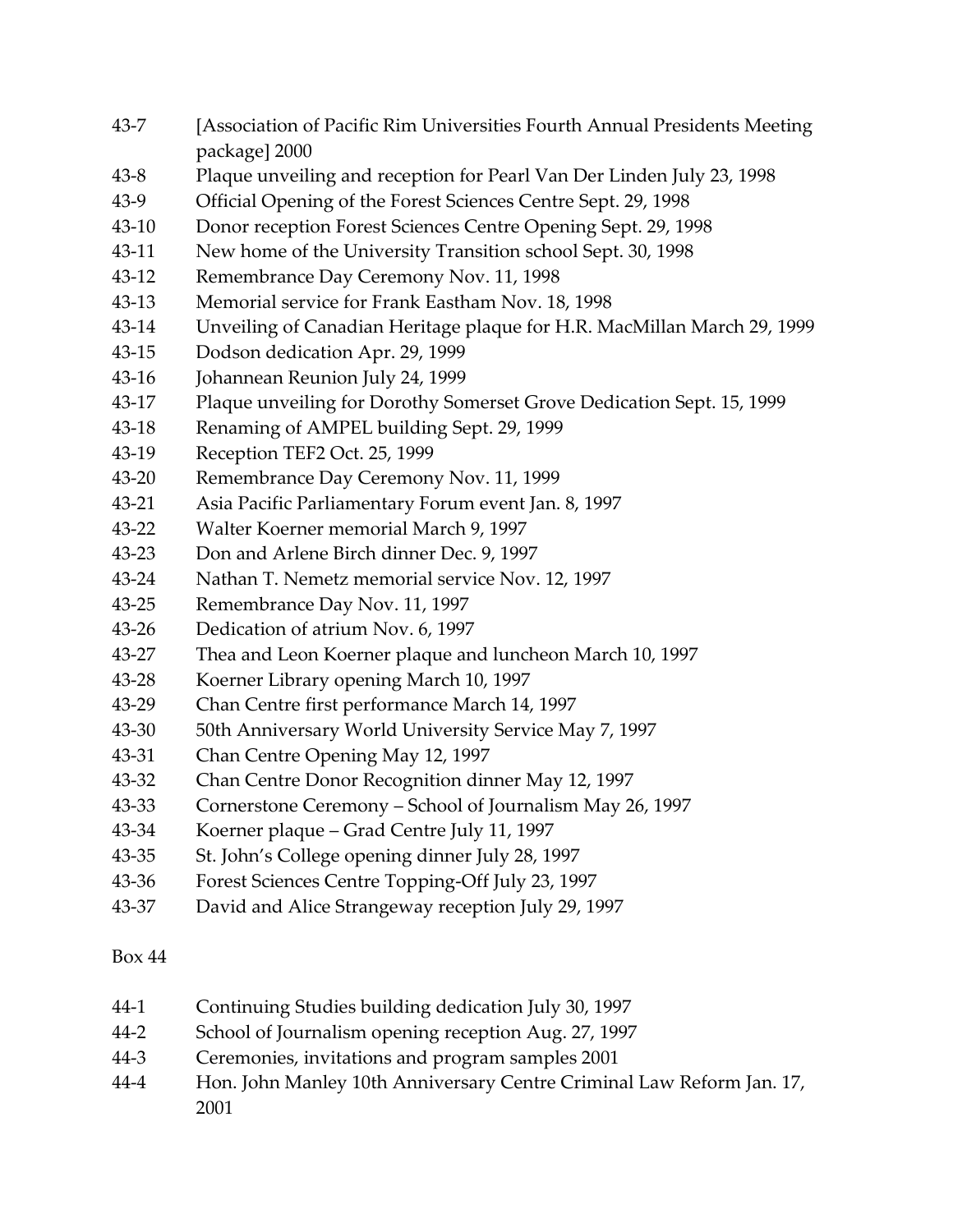43-7 [Association of Pacific Rim Universities Fourth Annual Presidents Meeting package] 2000

43-8 Plaque unveiling and reception for Pearl Van Der Linden July 23, 1998

43-9 Official Opening of the Forest Sciences Centre Sept. 29, 1998

43-10 Donor reception Forest Sciences Centre Opening Sept. 29, 1998

43-11 New home of the University Transition school Sept. 30, 1998

43-12 Remembrance Day Ceremony Nov. 11, 1998

43-13 Memorial service for Frank Eastham Nov. 18, 1998

43-14 Unveiling of Canadian Heritage plaque for H.R. MacMillan March 29, 1999

43-15 Dodson dedication Apr. 29, 1999

43-16 Johannean Reunion July 24, 1999

43-17 Plaque unveiling for Dorothy Somerset Grove Dedication Sept. 15, 1999

43-18 Renaming of AMPEL building Sept. 29, 1999

43-19 Reception TEF2 Oct. 25, 1999

43-20 Remembrance Day Ceremony Nov. 11, 1999

43-21 Asia Pacific Parliamentary Forum event Jan. 8, 1997

43-22 Walter Koerner memorial March 9, 1997

43-23 Don and Arlene Birch dinner Dec. 9, 1997

43-24 Nathan T. Nemetz memorial service Nov. 12, 1997

43-25 Remembrance Day Nov. 11, 1997

43-26 Dedication of atrium Nov. 6, 1997

43-27 Thea and Leon Koerner plaque and luncheon March 10, 1997

43-28 Koerner Library opening March 10, 1997

43-29 Chan Centre first performance March 14, 1997

43-30 50th Anniversary World University Service May 7, 1997

43-31 Chan Centre Opening May 12, 1997

43-32 Chan Centre Donor Recognition dinner May 12, 1997

43-33 Cornerstone Ceremony – School of Journalism May 26, 1997

43-34 Koerner plaque – Grad Centre July 11, 1997

43-35 St. John's College opening dinner July 28, 1997

43-36 Forest Sciences Centre Topping-Off July 23, 1997

43-37 David and Alice Strangeway reception July 29, 1997

Box 44

44-1 Continuing Studies building dedication July 30, 1997

44-2 School of Journalism opening reception Aug. 27, 1997

44-3 Ceremonies, invitations and program samples 2001

44-4 Hon. John Manley 10th Anniversary Centre Criminal Law Reform Jan. 17, 2001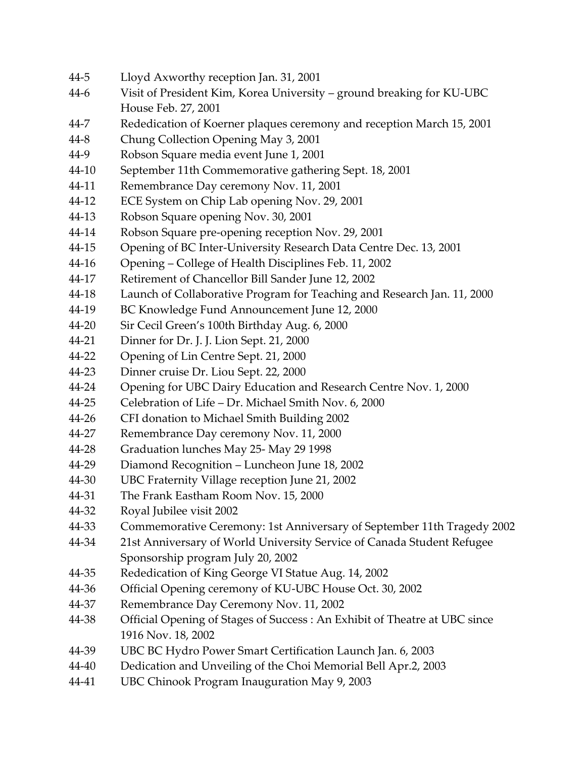44-5 Lloyd Axworthy reception Jan. 31, 2001

44-6 Visit of President Kim, Korea University – ground breaking for KU-UBC House Feb. 27, 2001

44-7 Rededication of Koerner plaques ceremony and reception March 15, 2001

44-8 Chung Collection Opening May 3, 2001

44-9 Robson Square media event June 1, 2001

44-10 September 11th Commemorative gathering Sept. 18, 2001

44-11 Remembrance Day ceremony Nov. 11, 2001

44-12 ECE System on Chip Lab opening Nov. 29, 2001

44-13 Robson Square opening Nov. 30, 2001

44-14 Robson Square pre-opening reception Nov. 29, 2001

44-15 Opening of BC Inter-University Research Data Centre Dec. 13, 2001

44-16 Opening – College of Health Disciplines Feb. 11, 2002

44-17 Retirement of Chancellor Bill Sander June 12, 2002

44-18 Launch of Collaborative Program for Teaching and Research Jan. 11, 2000

44-19 BC Knowledge Fund Announcement June 12, 2000

44-20 Sir Cecil Green's 100th Birthday Aug. 6, 2000

44-21 Dinner for Dr. J. J. Lion Sept. 21, 2000

44-22 Opening of Lin Centre Sept. 21, 2000

44-23 Dinner cruise Dr. Liou Sept. 22, 2000

44-24 Opening for UBC Dairy Education and Research Centre Nov. 1, 2000

44-25 Celebration of Life – Dr. Michael Smith Nov. 6, 2000

44-26 CFI donation to Michael Smith Building 2002

44-27 Remembrance Day ceremony Nov. 11, 2000

44-28 Graduation lunches May 25- May 29 1998

44-29 Diamond Recognition – Luncheon June 18, 2002

44-30 UBC Fraternity Village reception June 21, 2002

44-31 The Frank Eastham Room Nov. 15, 2000

44-32 Royal Jubilee visit 2002

44-33 Commemorative Ceremony: 1st Anniversary of September 11th Tragedy 2002

44-34 21st Anniversary of World University Service of Canada Student Refugee Sponsorship program July 20, 2002

44-35 Rededication of King George VI Statue Aug. 14, 2002

44-36 Official Opening ceremony of KU-UBC House Oct. 30, 2002

44-37 Remembrance Day Ceremony Nov. 11, 2002

44-38 Official Opening of Stages of Success : An Exhibit of Theatre at UBC since 1916 Nov. 18, 2002

44-39 UBC BC Hydro Power Smart Certification Launch Jan. 6, 2003

44-40 Dedication and Unveiling of the Choi Memorial Bell Apr.2, 2003

44-41 UBC Chinook Program Inauguration May 9, 2003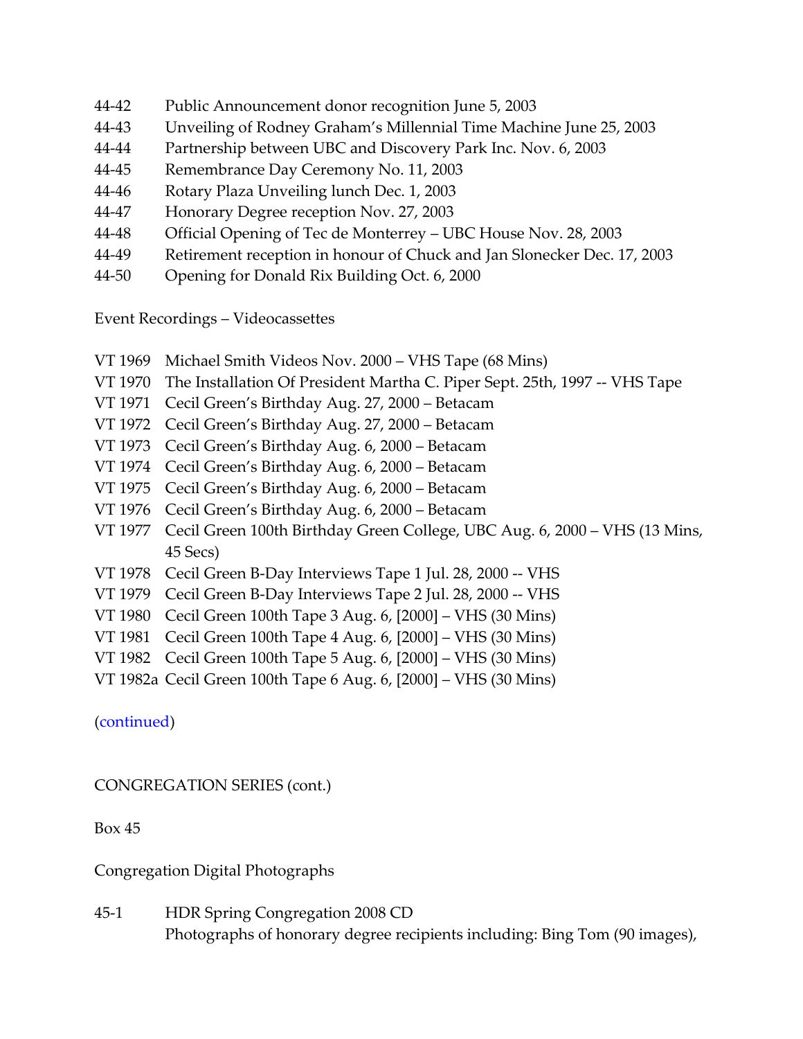44-42 Public Announcement donor recognition June 5, 2003
44-43 Unveiling of Rodney Graham's Millennial Time Machine June 25, 2003
44-44 Partnership between UBC and Discovery Park Inc. Nov. 6, 2003
44-45 Remembrance Day Ceremony No. 11, 2003
44-46 Rotary Plaza Unveiling lunch Dec. 1, 2003
44-47 Honorary Degree reception Nov. 27, 2003
44-48 Official Opening of Tec de Monterrey – UBC House Nov. 28, 2003
44-49 Retirement reception in honour of Chuck and Jan Slonecker Dec. 17, 2003
44-50 Opening for Donald Rix Building Oct. 6, 2000

Event Recordings – Videocassettes

VT 1969 Michael Smith Videos Nov. 2000 – VHS Tape (68 Mins)
VT 1970 The Installation Of President Martha C. Piper Sept. 25th, 1997 -- VHS Tape
VT 1971 Cecil Green's Birthday Aug. 27, 2000 – Betacam
VT 1972 Cecil Green's Birthday Aug. 27, 2000 – Betacam
VT 1973 Cecil Green's Birthday Aug. 6, 2000 – Betacam
VT 1974 Cecil Green's Birthday Aug. 6, 2000 – Betacam
VT 1975 Cecil Green's Birthday Aug. 6, 2000 – Betacam
VT 1976 Cecil Green's Birthday Aug. 6, 2000 – Betacam
VT 1977 Cecil Green 100th Birthday Green College, UBC Aug. 6, 2000 – VHS (13 Mins, 45 Secs)
VT 1978 Cecil Green B-Day Interviews Tape 1 Jul. 28, 2000 -- VHS
VT 1979 Cecil Green B-Day Interviews Tape 2 Jul. 28, 2000 -- VHS
VT 1980 Cecil Green 100th Tape 3 Aug. 6, [2000] – VHS (30 Mins)
VT 1981 Cecil Green 100th Tape 4 Aug. 6, [2000] – VHS (30 Mins)
VT 1982 Cecil Green 100th Tape 5 Aug. 6, [2000] – VHS (30 Mins)
VT 1982a Cecil Green 100th Tape 6 Aug. 6, [2000] – VHS (30 Mins)

(continued)

CONGREGATION SERIES (cont.)

Box 45

Congregation Digital Photographs

45-1 HDR Spring Congregation 2008 CD
Photographs of honorary degree recipients including: Bing Tom (90 images),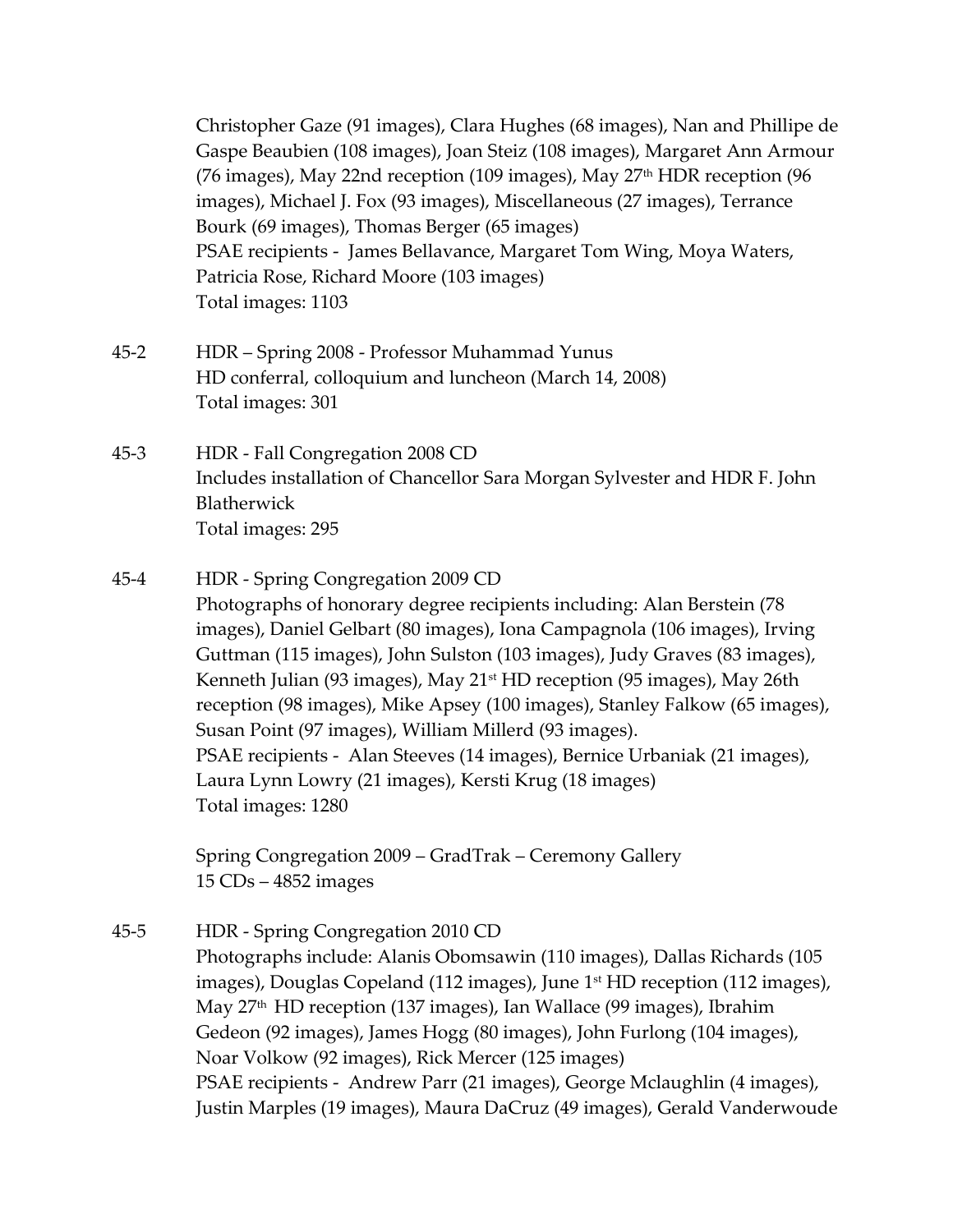Christopher Gaze (91 images), Clara Hughes (68 images), Nan and Phillipe de Gaspe Beaubien (108 images), Joan Steiz (108 images), Margaret Ann Armour (76 images), May 22nd reception (109 images), May 27th HDR reception (96 images), Michael J. Fox (93 images), Miscellaneous (27 images), Terrance Bourk (69 images), Thomas Berger (65 images)
PSAE recipients - James Bellavance, Margaret Tom Wing, Moya Waters, Patricia Rose, Richard Moore (103 images)
Total images: 1103

45-2 HDR – Spring 2008 - Professor Muhammad Yunus
HD conferral, colloquium and luncheon (March 14, 2008)
Total images: 301

45-3 HDR - Fall Congregation 2008 CD
Includes installation of Chancellor Sara Morgan Sylvester and HDR F. John Blatherwick
Total images: 295

45-4 HDR - Spring Congregation 2009 CD
Photographs of honorary degree recipients including: Alan Berstein (78 images), Daniel Gelbart (80 images), Iona Campagnola (106 images), Irving Guttman (115 images), John Sulston (103 images), Judy Graves (83 images), Kenneth Julian (93 images), May 21st HD reception (95 images), May 26th reception (98 images), Mike Apsey (100 images), Stanley Falkow (65 images), Susan Point (97 images), William Millerd (93 images).
PSAE recipients - Alan Steeves (14 images), Bernice Urbaniak (21 images), Laura Lynn Lowry (21 images), Kersti Krug (18 images)
Total images: 1280

Spring Congregation 2009 – GradTrak – Ceremony Gallery
15 CDs – 4852 images

45-5 HDR - Spring Congregation 2010 CD
Photographs include: Alanis Obomsawin (110 images), Dallas Richards (105 images), Douglas Copeland (112 images), June 1st HD reception (112 images), May 27th HD reception (137 images), Ian Wallace (99 images), Ibrahim Gedeon (92 images), James Hogg (80 images), John Furlong (104 images), Noar Volkow (92 images), Rick Mercer (125 images)
PSAE recipients - Andrew Parr (21 images), George Mclaughlin (4 images), Justin Marples (19 images), Maura DaCruz (49 images), Gerald Vanderwoude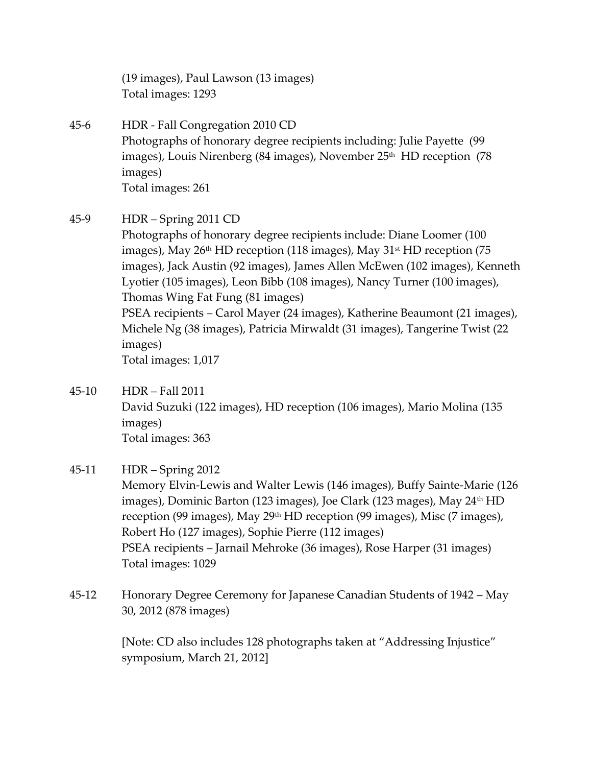(19 images), Paul Lawson (13 images)
Total images: 1293

45-6 HDR - Fall Congregation 2010 CD
Photographs of honorary degree recipients including: Julie Payette (99 images), Louis Nirenberg (84 images), November 25th HD reception (78 images)
Total images: 261

45-9 HDR – Spring 2011 CD
Photographs of honorary degree recipients include: Diane Loomer (100 images), May 26th HD reception (118 images), May 31st HD reception (75 images), Jack Austin (92 images), James Allen McEwen (102 images), Kenneth Lyotier (105 images), Leon Bibb (108 images), Nancy Turner (100 images), Thomas Wing Fat Fung (81 images)
PSEA recipients – Carol Mayer (24 images), Katherine Beaumont (21 images), Michele Ng (38 images), Patricia Mirwaldt (31 images), Tangerine Twist (22 images)
Total images: 1,017

45-10 HDR – Fall 2011
David Suzuki (122 images), HD reception (106 images), Mario Molina (135 images)
Total images: 363

45-11 HDR – Spring 2012
Memory Elvin-Lewis and Walter Lewis (146 images), Buffy Sainte-Marie (126 images), Dominic Barton (123 images), Joe Clark (123 mages), May 24th HD reception (99 images), May 29th HD reception (99 images), Misc (7 images), Robert Ho (127 images), Sophie Pierre (112 images)
PSEA recipients – Jarnail Mehroke (36 images), Rose Harper (31 images)
Total images: 1029

45-12 Honorary Degree Ceremony for Japanese Canadian Students of 1942 – May 30, 2012 (878 images)

[Note: CD also includes 128 photographs taken at "Addressing Injustice" symposium, March 21, 2012]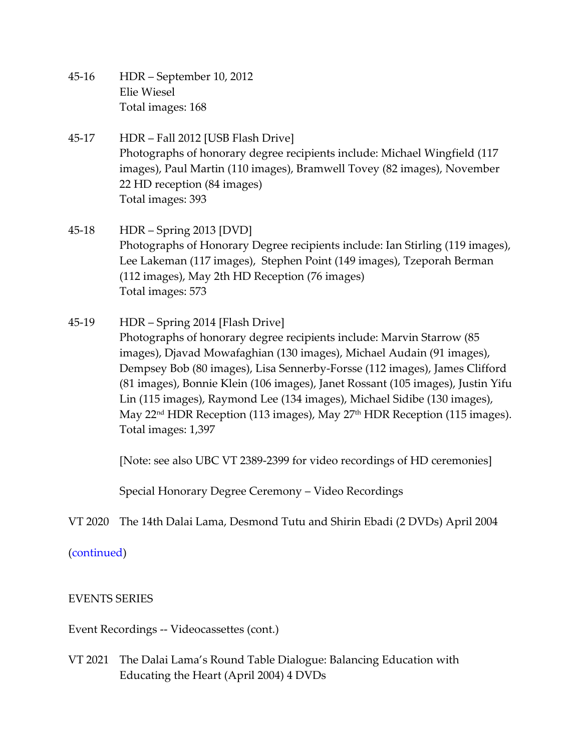45-16 HDR – September 10, 2012
Elie Wiesel
Total images: 168

45-17 HDR – Fall 2012 [USB Flash Drive]
Photographs of honorary degree recipients include: Michael Wingfield (117 images), Paul Martin (110 images), Bramwell Tovey (82 images), November 22 HD reception (84 images)
Total images: 393

45-18 HDR – Spring 2013 [DVD]
Photographs of Honorary Degree recipients include: Ian Stirling (119 images), Lee Lakeman (117 images), Stephen Point (149 images), Tzeporah Berman (112 images), May 2th HD Reception (76 images)
Total images: 573

45-19 HDR – Spring 2014 [Flash Drive]
Photographs of honorary degree recipients include: Marvin Starrow (85 images), Djavad Mowafaghian (130 images), Michael Audain (91 images), Dempsey Bob (80 images), Lisa Sennerby-Forsse (112 images), James Clifford (81 images), Bonnie Klein (106 images), Janet Rossant (105 images), Justin Yifu Lin (115 images), Raymond Lee (134 images), Michael Sidibe (130 images), May 22nd HDR Reception (113 images), May 27th HDR Reception (115 images).
Total images: 1,397

[Note: see also UBC VT 2389-2399 for video recordings of HD ceremonies]

Special Honorary Degree Ceremony – Video Recordings

VT 2020 The 14th Dalai Lama, Desmond Tutu and Shirin Ebadi (2 DVDs) April 2004

(continued)

EVENTS SERIES

Event Recordings -- Videocassettes (cont.)

VT 2021 The Dalai Lama's Round Table Dialogue: Balancing Education with Educating the Heart (April 2004) 4 DVDs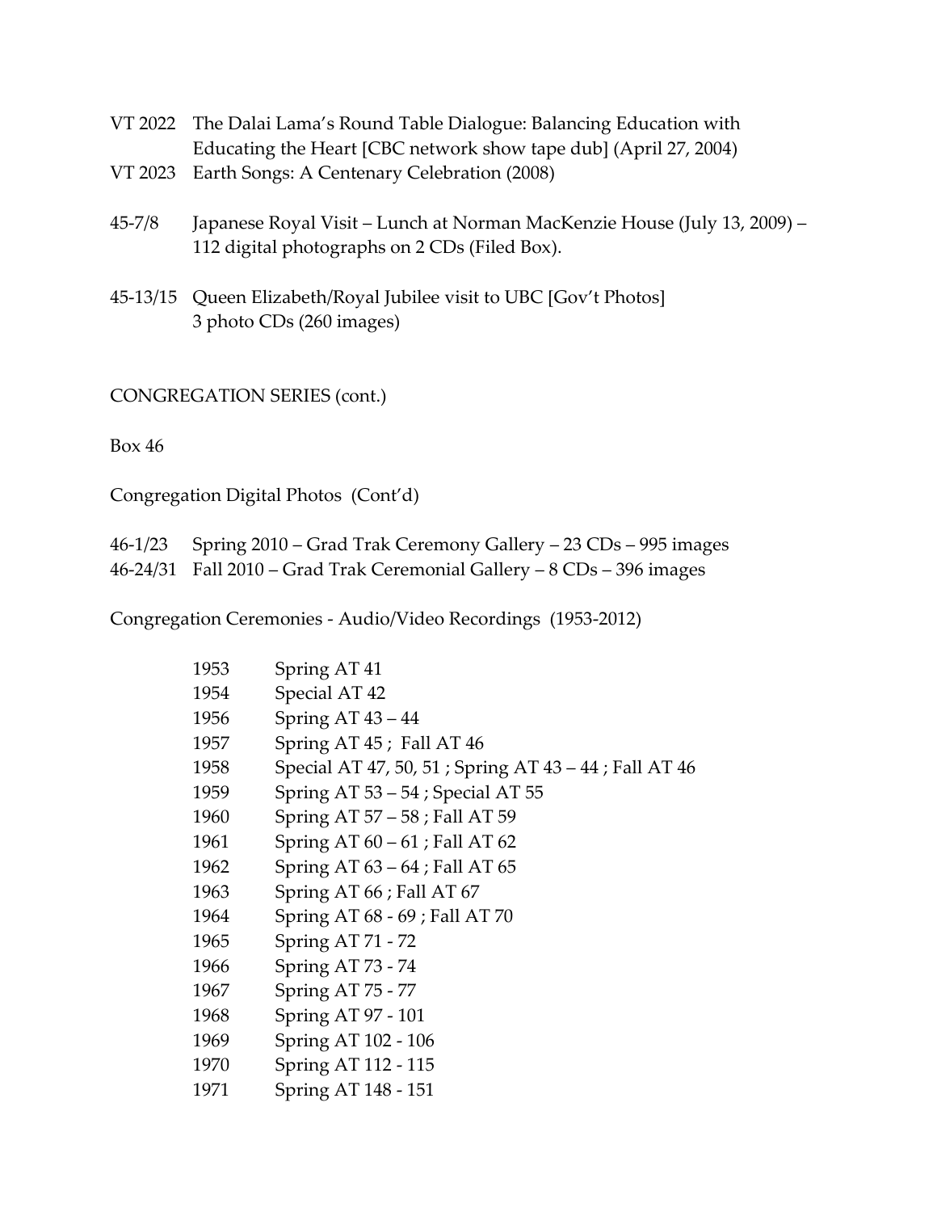VT 2022 The Dalai Lama's Round Table Dialogue: Balancing Education with Educating the Heart [CBC network show tape dub] (April 27, 2004)

VT 2023 Earth Songs: A Centenary Celebration (2008)

45-7/8 Japanese Royal Visit – Lunch at Norman MacKenzie House (July 13, 2009) – 112 digital photographs on 2 CDs (Filed Box).

45-13/15 Queen Elizabeth/Royal Jubilee visit to UBC [Gov't Photos] 3 photo CDs (260 images)

CONGREGATION SERIES (cont.)

Box 46

Congregation Digital Photos (Cont'd)

46-1/23 Spring 2010 – Grad Trak Ceremony Gallery – 23 CDs – 995 images

46-24/31 Fall 2010 – Grad Trak Ceremonial Gallery – 8 CDs – 396 images

Congregation Ceremonies - Audio/Video Recordings (1953-2012)

| | |
|---|---|
| 1953 | Spring AT 41 |
| 1954 | Special AT 42 |
| 1956 | Spring AT 43 – 44 |
| 1957 | Spring AT 45 ; Fall AT 46 |
| 1958 | Special AT 47, 50, 51 ; Spring AT 43 – 44 ; Fall AT 46 |
| 1959 | Spring AT 53 – 54 ; Special AT 55 |
| 1960 | Spring AT 57 – 58 ; Fall AT 59 |
| 1961 | Spring AT 60 – 61 ; Fall AT 62 |
| 1962 | Spring AT 63 – 64 ; Fall AT 65 |
| 1963 | Spring AT 66 ; Fall AT 67 |
| 1964 | Spring AT 68 - 69 ; Fall AT 70 |
| 1965 | Spring AT 71 - 72 |
| 1966 | Spring AT 73 - 74 |
| 1967 | Spring AT 75 - 77 |
| 1968 | Spring AT 97 - 101 |
| 1969 | Spring AT 102 - 106 |
| 1970 | Spring AT 112 - 115 |
| 1971 | Spring AT 148 - 151 |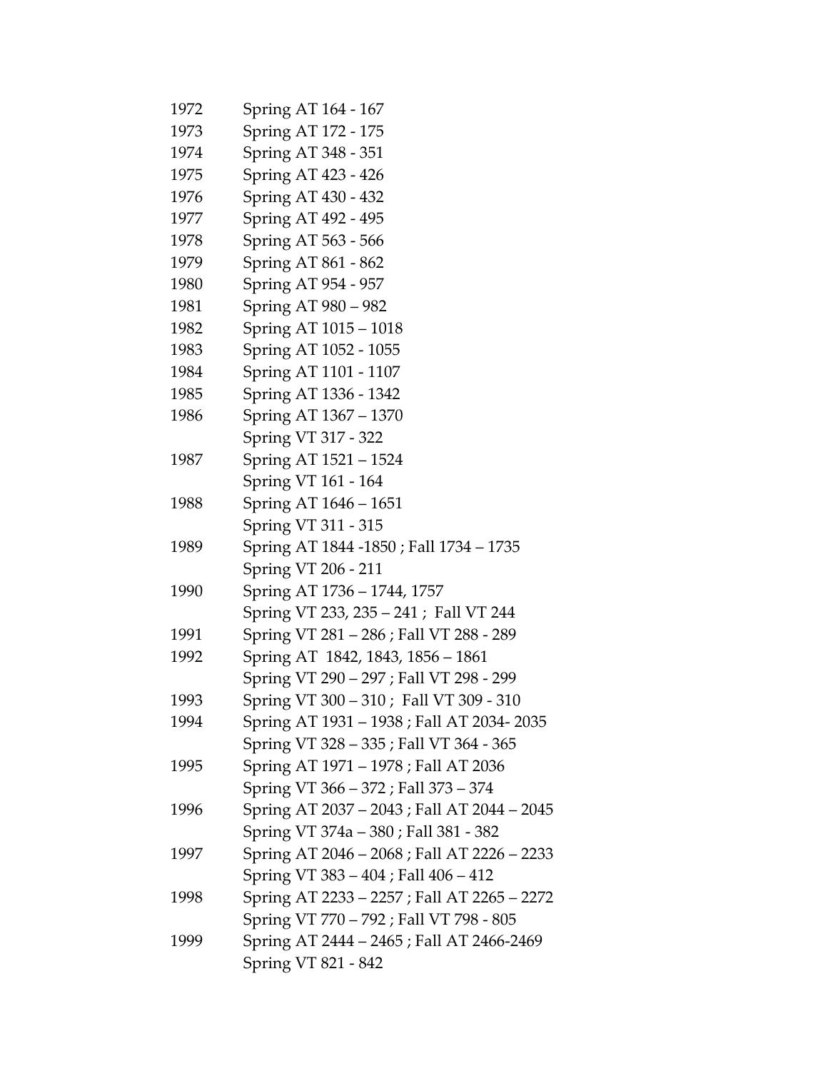| | |
|---|---|
| 1972 | Spring AT 164 - 167 |
| 1973 | Spring AT 172 - 175 |
| 1974 | Spring AT 348 - 351 |
| 1975 | Spring AT 423 - 426 |
| 1976 | Spring AT 430 - 432 |
| 1977 | Spring AT 492 - 495 |
| 1978 | Spring AT 563 - 566 |
| 1979 | Spring AT 861 - 862 |
| 1980 | Spring AT 954 - 957 |
| 1981 | Spring AT 980 – 982 |
| 1982 | Spring AT 1015 – 1018 |
| 1983 | Spring AT 1052 - 1055 |
| 1984 | Spring AT 1101 - 1107 |
| 1985 | Spring AT 1336 - 1342 |
| 1986 | Spring AT 1367 – 1370 |
| | Spring VT 317 - 322 |
| 1987 | Spring AT 1521 – 1524 |
| | Spring VT 161 - 164 |
| 1988 | Spring AT 1646 – 1651 |
| | Spring VT 311 - 315 |
| 1989 | Spring AT 1844 -1850 ; Fall 1734 – 1735 |
| | Spring VT 206 - 211 |
| 1990 | Spring AT 1736 – 1744, 1757 |
| | Spring VT 233, 235 – 241 ; Fall VT 244 |
| 1991 | Spring VT 281 – 286 ; Fall VT 288 - 289 |
| 1992 | Spring AT 1842, 1843, 1856 – 1861 |
| | Spring VT 290 – 297 ; Fall VT 298 - 299 |
| 1993 | Spring VT 300 – 310 ; Fall VT 309 - 310 |
| 1994 | Spring AT 1931 – 1938 ; Fall AT 2034- 2035 |
| | Spring VT 328 – 335 ; Fall VT 364 - 365 |
| 1995 | Spring AT 1971 – 1978 ; Fall AT 2036 |
| | Spring VT 366 – 372 ; Fall 373 – 374 |
| 1996 | Spring AT 2037 – 2043 ; Fall AT 2044 – 2045 |
| | Spring VT 374a – 380 ; Fall 381 - 382 |
| 1997 | Spring AT 2046 – 2068 ; Fall AT 2226 – 2233 |
| | Spring VT 383 – 404 ; Fall 406 – 412 |
| 1998 | Spring AT 2233 – 2257 ; Fall AT 2265 – 2272 |
| | Spring VT 770 – 792 ; Fall VT 798 - 805 |
| 1999 | Spring AT 2444 – 2465 ; Fall AT 2466-2469 |
| | Spring VT 821 - 842 |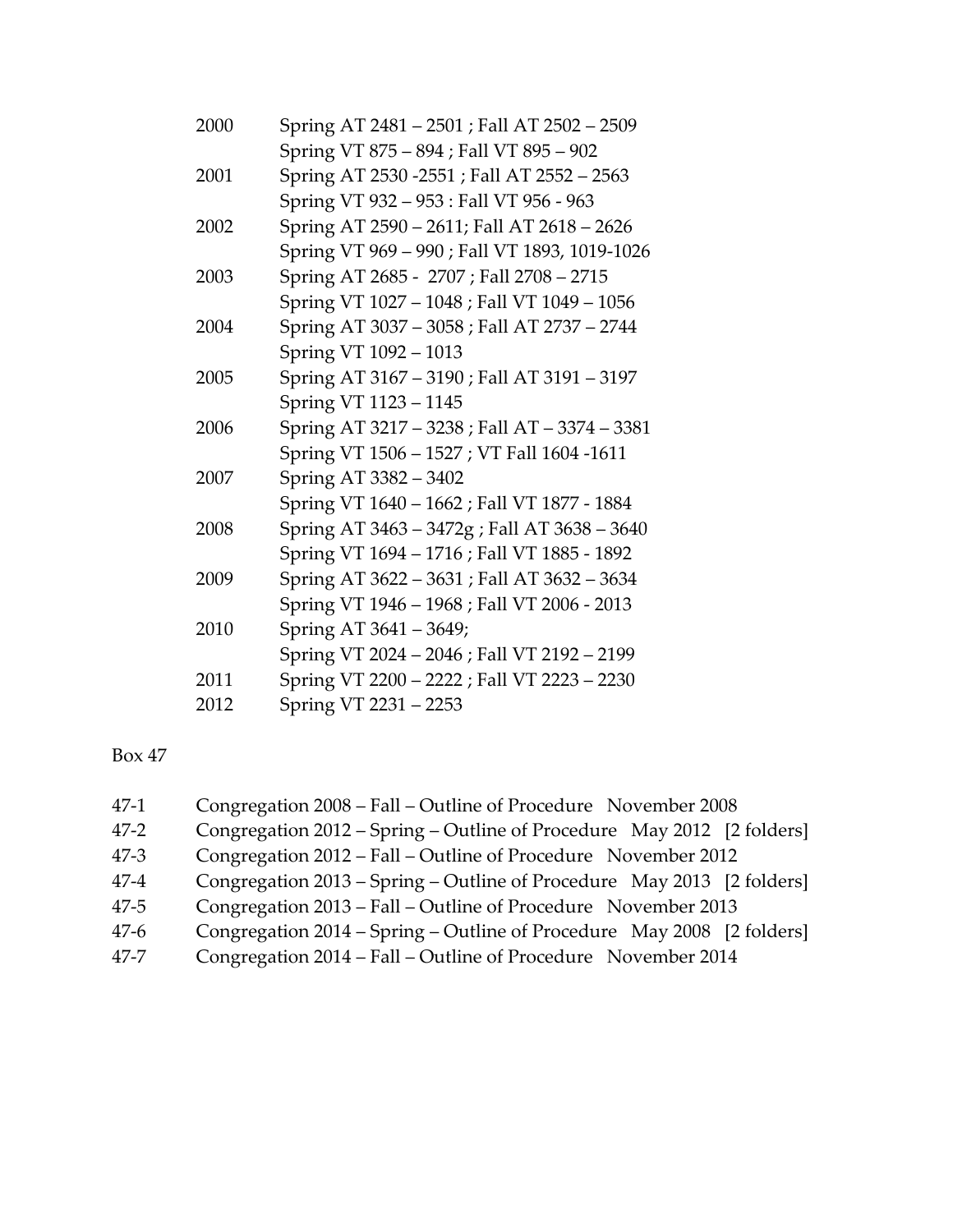| | |
|---|---|
| 2000 | Spring AT 2481 – 2501 ; Fall AT 2502 – 2509 |
| | Spring VT 875 – 894 ; Fall VT 895 – 902 |
| 2001 | Spring AT 2530 -2551 ; Fall AT 2552 – 2563 |
| | Spring VT 932 – 953 : Fall VT 956 - 963 |
| 2002 | Spring AT 2590 – 2611; Fall AT 2618 – 2626 |
| | Spring VT 969 – 990 ; Fall VT 1893, 1019-1026 |
| 2003 | Spring AT 2685 - 2707 ; Fall 2708 – 2715 |
| | Spring VT 1027 – 1048 ; Fall VT 1049 – 1056 |
| 2004 | Spring AT 3037 – 3058 ; Fall AT 2737 – 2744 |
| | Spring VT 1092 – 1013 |
| 2005 | Spring AT 3167 – 3190 ; Fall AT 3191 – 3197 |
| | Spring VT 1123 – 1145 |
| 2006 | Spring AT 3217 – 3238 ; Fall AT – 3374 – 3381 |
| | Spring VT 1506 – 1527 ; VT Fall 1604 -1611 |
| 2007 | Spring AT 3382 – 3402 |
| | Spring VT 1640 – 1662 ; Fall VT 1877 - 1884 |
| 2008 | Spring AT 3463 – 3472g ; Fall AT 3638 – 3640 |
| | Spring VT 1694 – 1716 ; Fall VT 1885 - 1892 |
| 2009 | Spring AT 3622 – 3631 ; Fall AT 3632 – 3634 |
| | Spring VT 1946 – 1968 ; Fall VT 2006 - 2013 |
| 2010 | Spring AT 3641 – 3649; |
| | Spring VT 2024 – 2046 ; Fall VT 2192 – 2199 |
| 2011 | Spring VT 2200 – 2222 ; Fall VT 2223 – 2230 |
| 2012 | Spring VT 2231 – 2253 |

Box 47

| | |
|---|---|
| 47-1 | Congregation 2008 – Fall – Outline of Procedure November 2008 |
| 47-2 | Congregation 2012 – Spring – Outline of Procedure May 2012 [2 folders] |
| 47-3 | Congregation 2012 – Fall – Outline of Procedure November 2012 |
| 47-4 | Congregation 2013 – Spring – Outline of Procedure May 2013 [2 folders] |
| 47-5 | Congregation 2013 – Fall – Outline of Procedure November 2013 |
| 47-6 | Congregation 2014 – Spring – Outline of Procedure May 2008 [2 folders] |
| 47-7 | Congregation 2014 – Fall – Outline of Procedure November 2014 |